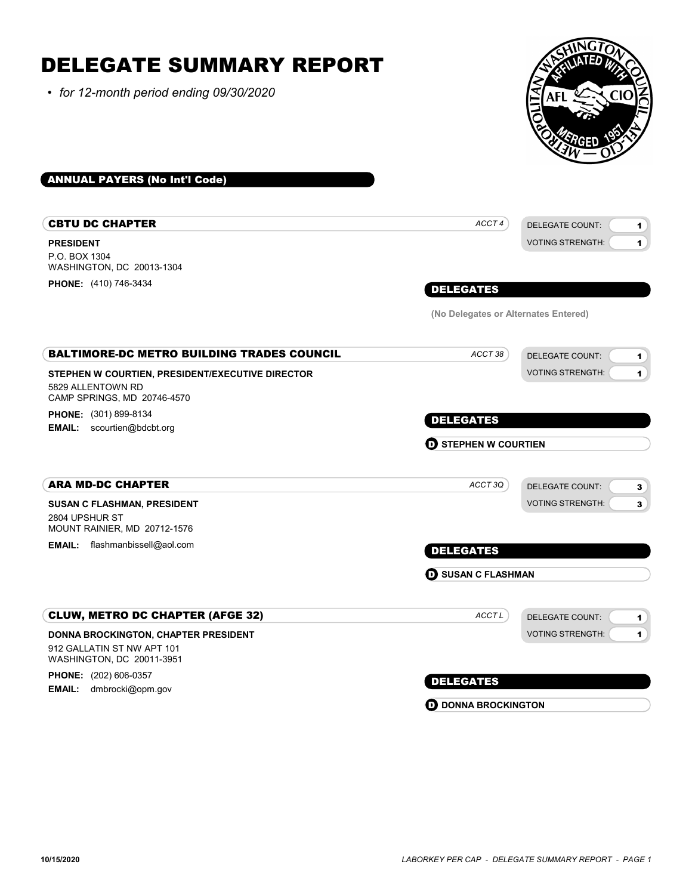# DELEGATE SUMMARY REPORT

- *for 12-month period ending 09/30/2020*

## ANNUAL PAYERS (No Int'l Code)

### CBTU DC CHAPTER

*ACCT 4*

**PRESIDENT**
P.O. BOX 1304
WASHINGTON, DC 20013-1304

**PHONE:** (410) 746-3434

DELEGATE COUNT: 1
VOTING STRENGTH: 1

**DELEGATES**

**(No Delegates or Alternates Entered)**

### BALTIMORE-DC METRO BUILDING TRADES COUNCIL

*ACCT 38*

**STEPHEN W COURTIEN, PRESIDENT/EXECUTIVE DIRECTOR**
5829 ALLENTOWN RD
CAMP SPRINGS, MD 20746-4570

**PHONE:** (301) 899-8134
**EMAIL:** scourtien@bdcbt.org

DELEGATE COUNT: 1
VOTING STRENGTH: 1

**DELEGATES**

- D **STEPHEN W COURTIEN**

### ARA MD-DC CHAPTER

*ACCT 3Q*

**SUSAN C FLASHMAN, PRESIDENT**
2804 UPSHUR ST
MOUNT RAINIER, MD 20712-1576

**EMAIL:** flashmanbissell@aol.com

DELEGATE COUNT: 3
VOTING STRENGTH: 3

**DELEGATES**

- D **SUSAN C FLASHMAN**

### CLUW, METRO DC CHAPTER (AFGE 32)

*ACCT L*

**DONNA BROCKINGTON, CHAPTER PRESIDENT**
912 GALLATIN ST NW APT 101
WASHINGTON, DC 20011-3951

**PHONE:** (202) 606-0357
**EMAIL:** dmbrocki@opm.gov

DELEGATE COUNT: 1
VOTING STRENGTH: 1

**DELEGATES**

- D **DONNA BROCKINGTON**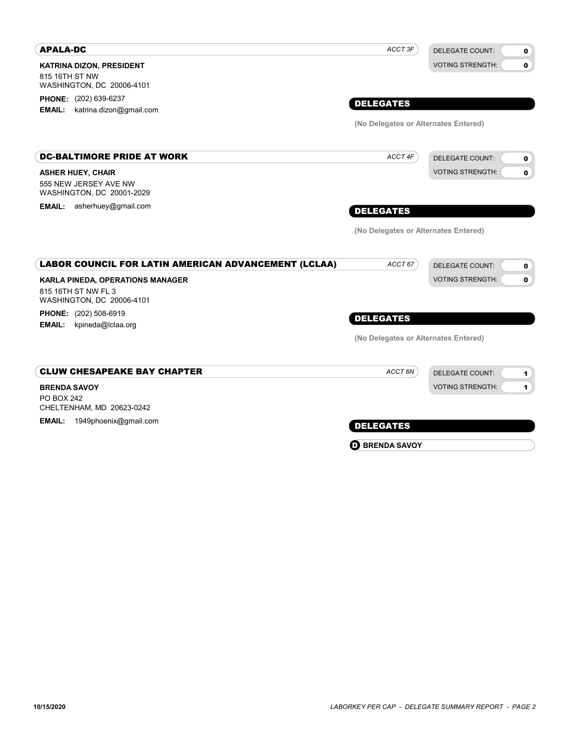## APALA-DC

*ACCT 3F*

DELEGATE COUNT: **0**
VOTING STRENGTH: **0**

**KATRINA DIZON, PRESIDENT**
815 16TH ST NW
WASHINGTON, DC 20006-4101

**PHONE:** (202) 639-6237
**EMAIL:** katrina.dizon@gmail.com

### DELEGATES

**(No Delegates or Alternates Entered)**

## DC-BALTIMORE PRIDE AT WORK

*ACCT 4F*

DELEGATE COUNT: **0**
VOTING STRENGTH: **0**

**ASHER HUEY, CHAIR**
555 NEW JERSEY AVE NW
WASHINGTON, DC 20001-2029

**EMAIL:** asherhuey@gmail.com

### DELEGATES

**(No Delegates or Alternates Entered)**

## LABOR COUNCIL FOR LATIN AMERICAN ADVANCEMENT (LCLAA)

*ACCT 67*

DELEGATE COUNT: **0**
VOTING STRENGTH: **0**

**KARLA PINEDA, OPERATIONS MANAGER**
815 16TH ST NW FL 3
WASHINGTON, DC 20006-4101

**PHONE:** (202) 508-6919
**EMAIL:** kpineda@lclaa.org

### DELEGATES

**(No Delegates or Alternates Entered)**

## CLUW CHESAPEAKE BAY CHAPTER

*ACCT 6N*

DELEGATE COUNT: **1**
VOTING STRENGTH: **1**

**BRENDA SAVOY**
PO BOX 242
CHELTENHAM, MD 20623-0242

**EMAIL:** 1949phoenix@gmail.com

### DELEGATES

**D** **BRENDA SAVOY**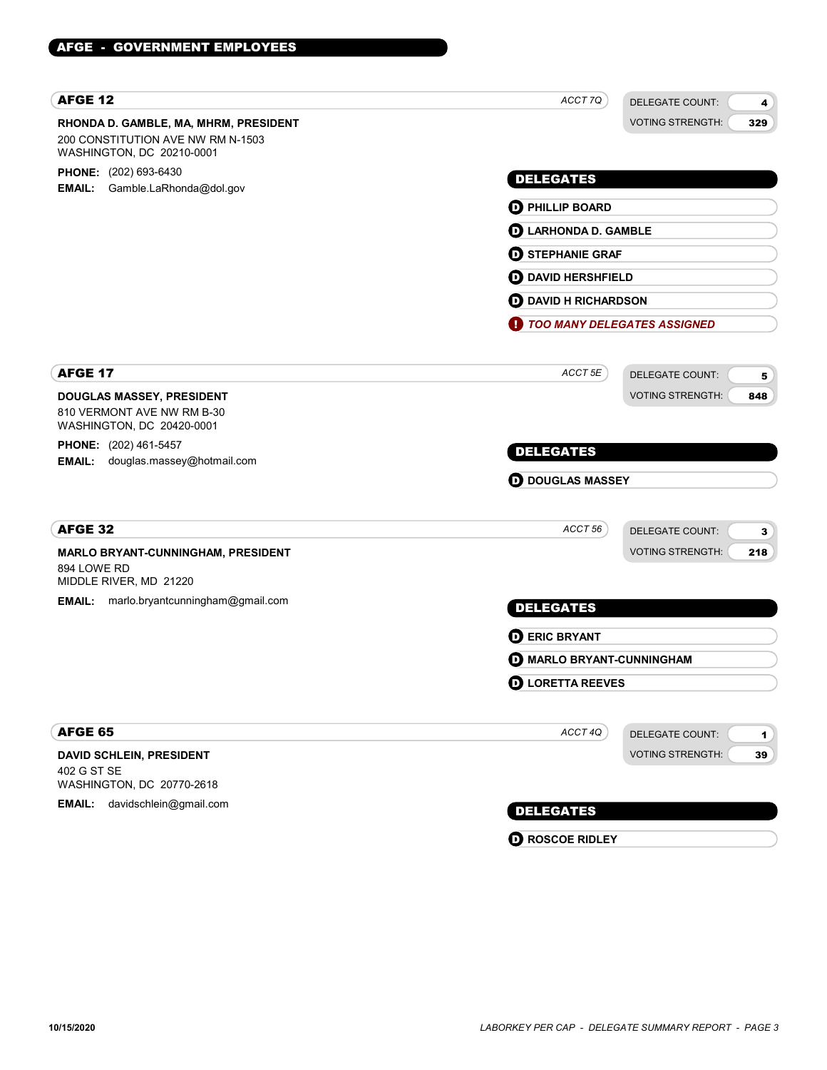# AFGE - GOVERNMENT EMPLOYEES

## AFGE 12

*ACCT 7Q*

DELEGATE COUNT: **4**
VOTING STRENGTH: **329**

**RHONDA D. GAMBLE, MA, MHRM, PRESIDENT**
200 CONSTITUTION AVE NW RM N-1503
WASHINGTON, DC 20210-0001

**PHONE:** (202) 693-6430
**EMAIL:** Gamble.LaRhonda@dol.gov

### DELEGATES

- **D** PHILLIP BOARD
- **D** LARHONDA D. GAMBLE
- **D** STEPHANIE GRAF
- **D** DAVID HERSHFIELD
- **D** DAVID H RICHARDSON
- **!** ***TOO MANY DELEGATES ASSIGNED***

## AFGE 17

*ACCT 5E*

DELEGATE COUNT: **5**
VOTING STRENGTH: **848**

**DOUGLAS MASSEY, PRESIDENT**
810 VERMONT AVE NW RM B-30
WASHINGTON, DC 20420-0001

**PHONE:** (202) 461-5457
**EMAIL:** douglas.massey@hotmail.com

### DELEGATES

- **D** DOUGLAS MASSEY

## AFGE 32

*ACCT 56*

DELEGATE COUNT: **3**
VOTING STRENGTH: **218**

**MARLO BRYANT-CUNNINGHAM, PRESIDENT**
894 LOWE RD
MIDDLE RIVER, MD 21220

**EMAIL:** marlo.bryantcunningham@gmail.com

### DELEGATES

- **D** ERIC BRYANT
- **D** MARLO BRYANT-CUNNINGHAM
- **D** LORETTA REEVES

## AFGE 65

*ACCT 4Q*

DELEGATE COUNT: **1**
VOTING STRENGTH: **39**

**DAVID SCHLEIN, PRESIDENT**
402 G ST SE
WASHINGTON, DC 20770-2618

**EMAIL:** davidschlein@gmail.com

### DELEGATES

- **D** ROSCOE RIDLEY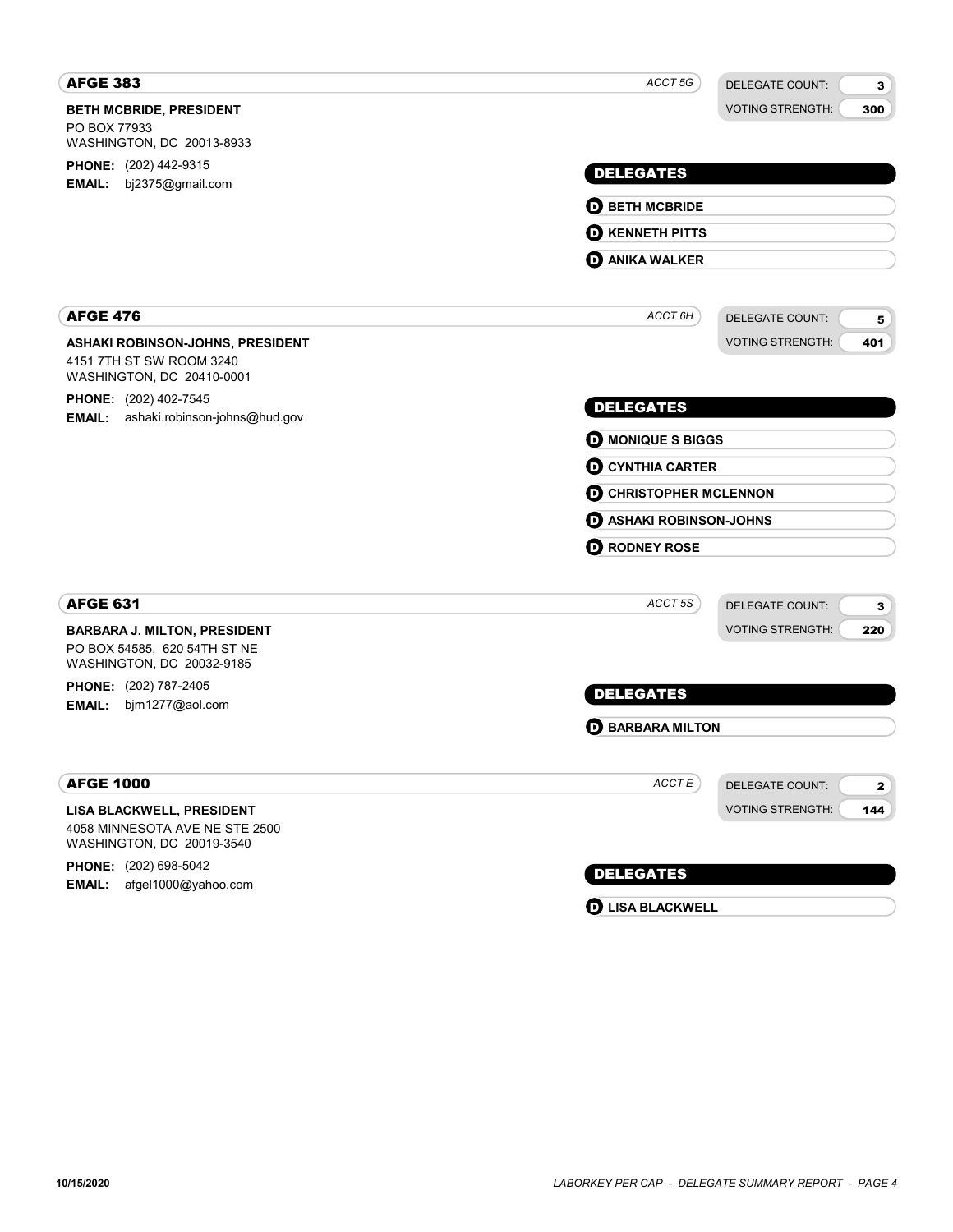## AFGE 383

*ACCT 5G*

DELEGATE COUNT: **3**
VOTING STRENGTH: **300**

**BETH MCBRIDE, PRESIDENT**
PO BOX 77933
WASHINGTON, DC 20013-8933

**PHONE:** (202) 442-9315
**EMAIL:** bj2375@gmail.com

### DELEGATES

- **D** **BETH MCBRIDE**
- **D** **KENNETH PITTS**
- **D** **ANIKA WALKER**

## AFGE 476

*ACCT 6H*

DELEGATE COUNT: **5**
VOTING STRENGTH: **401**

**ASHAKI ROBINSON-JOHNS, PRESIDENT**
4151 7TH ST SW ROOM 3240
WASHINGTON, DC 20410-0001

**PHONE:** (202) 402-7545
**EMAIL:** ashaki.robinson-johns@hud.gov

### DELEGATES

- **D** **MONIQUE S BIGGS**
- **D** **CYNTHIA CARTER**
- **D** **CHRISTOPHER MCLENNON**
- **D** **ASHAKI ROBINSON-JOHNS**
- **D** **RODNEY ROSE**

## AFGE 631

*ACCT 5S*

DELEGATE COUNT: **3**
VOTING STRENGTH: **220**

**BARBARA J. MILTON, PRESIDENT**
PO BOX 54585, 620 54TH ST NE
WASHINGTON, DC 20032-9185

**PHONE:** (202) 787-2405
**EMAIL:** bjm1277@aol.com

### DELEGATES

- **D** **BARBARA MILTON**

## AFGE 1000

*ACCT E*

DELEGATE COUNT: **2**
VOTING STRENGTH: **144**

**LISA BLACKWELL, PRESIDENT**
4058 MINNESOTA AVE NE STE 2500
WASHINGTON, DC 20019-3540

**PHONE:** (202) 698-5042
**EMAIL:** afgel1000@yahoo.com

### DELEGATES

- **D** **LISA BLACKWELL**

10/15/2020

*LABORKEY PER CAP - DELEGATE SUMMARY REPORT*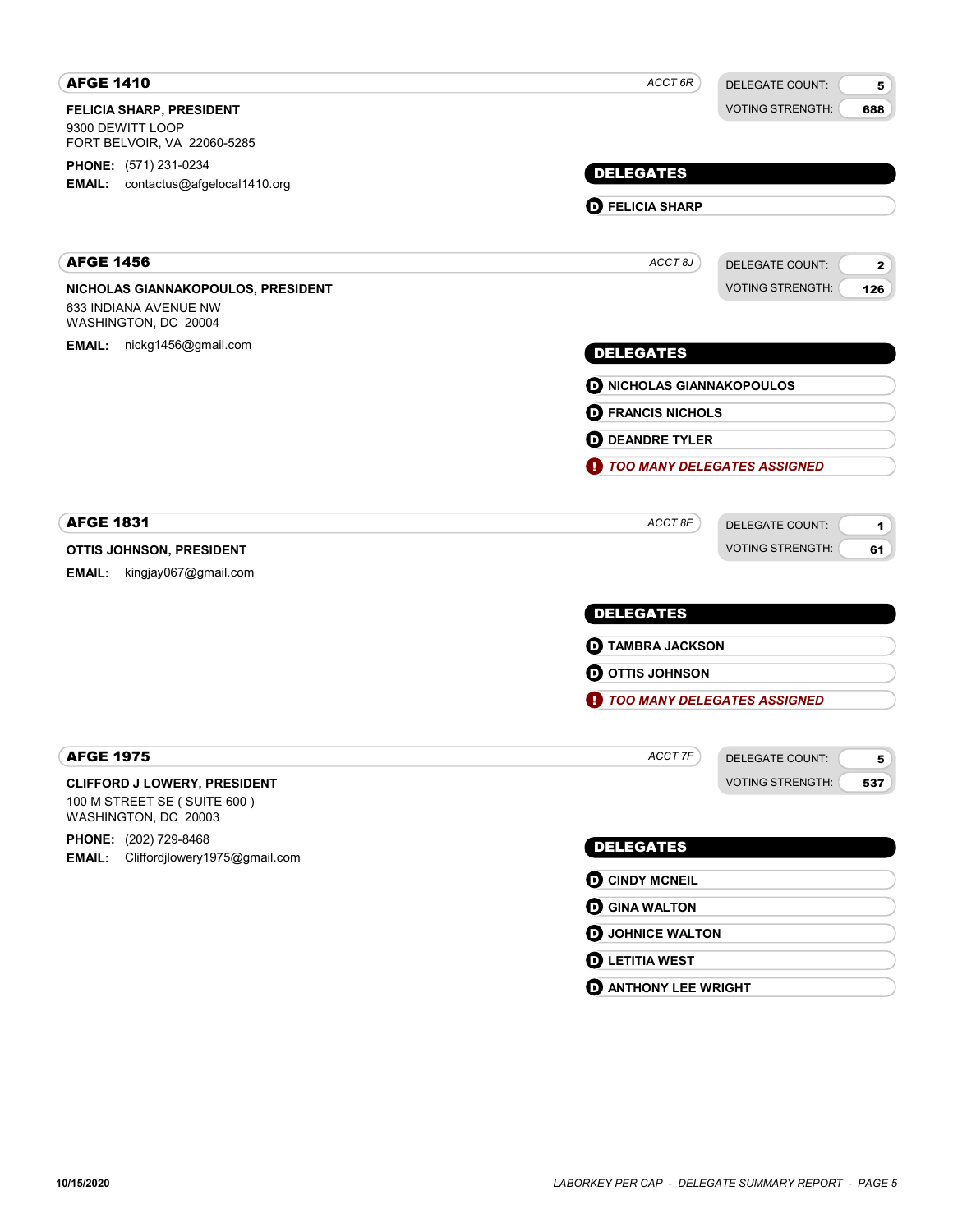## AFGE 1410

*ACCT 6R*

**FELICIA SHARP, PRESIDENT**
9300 DEWITT LOOP
FORT BELVOIR, VA 22060-5285

**PHONE:** (571) 231-0234
**EMAIL:** contactus@afgelocal1410.org

| | |
|---|---|
| DELEGATE COUNT: | 5 |
| VOTING STRENGTH: | 688 |

**DELEGATES**

- **FELICIA SHARP**

## AFGE 1456

*ACCT 8J*

**NICHOLAS GIANNAKOPOULOS, PRESIDENT**
633 INDIANA AVENUE NW
WASHINGTON, DC 20004

**EMAIL:** nickg1456@gmail.com

| | |
|---|---|
| DELEGATE COUNT: | 2 |
| VOTING STRENGTH: | 126 |

**DELEGATES**

- **NICHOLAS GIANNAKOPOULOS**
- **FRANCIS NICHOLS**
- **DEANDRE TYLER**
- ***TOO MANY DELEGATES ASSIGNED***

## AFGE 1831

*ACCT 8E*

**OTTIS JOHNSON, PRESIDENT**

**EMAIL:** kingjay067@gmail.com

| | |
|---|---|
| DELEGATE COUNT: | 1 |
| VOTING STRENGTH: | 61 |

**DELEGATES**

- **TAMBRA JACKSON**
- **OTTIS JOHNSON**
- ***TOO MANY DELEGATES ASSIGNED***

## AFGE 1975

*ACCT 7F*

**CLIFFORD J LOWERY, PRESIDENT**
100 M STREET SE ( SUITE 600 )
WASHINGTON, DC 20003

**PHONE:** (202) 729-8468
**EMAIL:** Cliffordjlowery1975@gmail.com

| | |
|---|---|
| DELEGATE COUNT: | 5 |
| VOTING STRENGTH: | 537 |

**DELEGATES**

- **CINDY MCNEIL**
- **GINA WALTON**
- **JOHNICE WALTON**
- **LETITIA WEST**
- **ANTHONY LEE WRIGHT**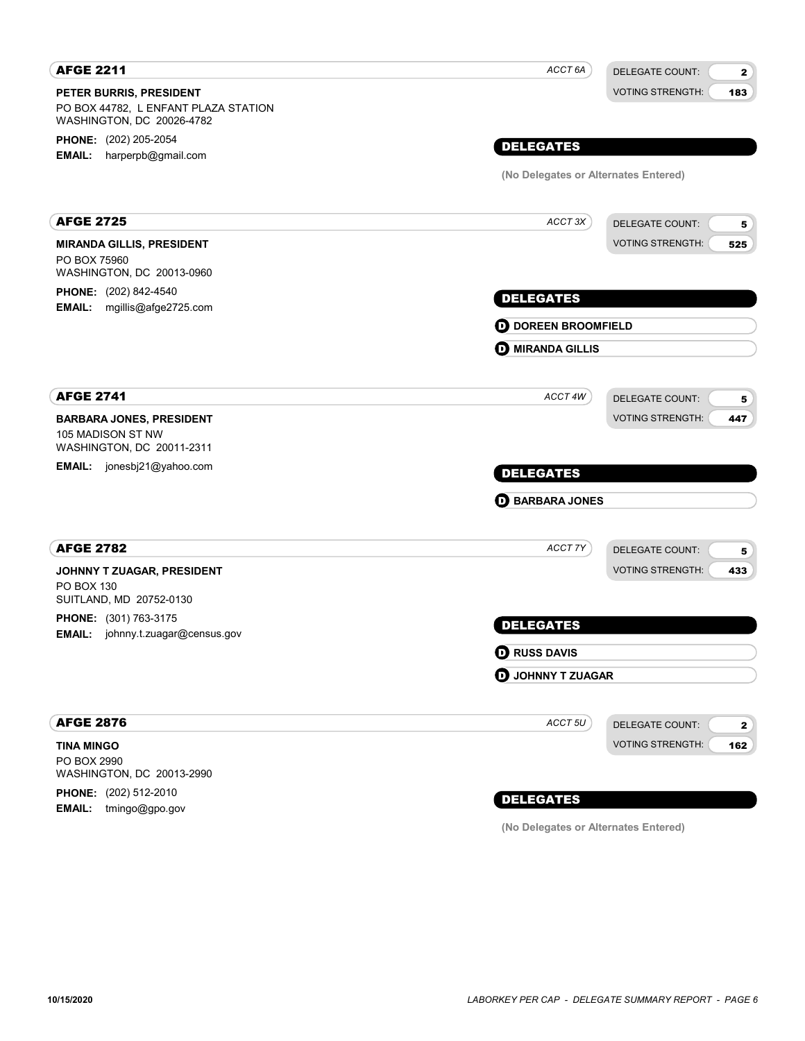## AFGE 2211

*ACCT 6A*

DELEGATE COUNT: **2**
VOTING STRENGTH: **183**

**PETER BURRIS, PRESIDENT**
PO BOX 44782, L ENFANT PLAZA STATION
WASHINGTON, DC 20026-4782

**PHONE:** (202) 205-2054
**EMAIL:** harperpb@gmail.com

### DELEGATES

**(No Delegates or Alternates Entered)**

## AFGE 2725

*ACCT 3X*

DELEGATE COUNT: **5**
VOTING STRENGTH: **525**

**MIRANDA GILLIS, PRESIDENT**
PO BOX 75960
WASHINGTON, DC 20013-0960

**PHONE:** (202) 842-4540
**EMAIL:** mgillis@afge2725.com

### DELEGATES

- **D** **DOREEN BROOMFIELD**
- **D** **MIRANDA GILLIS**

## AFGE 2741

*ACCT 4W*

DELEGATE COUNT: **5**
VOTING STRENGTH: **447**

**BARBARA JONES, PRESIDENT**
105 MADISON ST NW
WASHINGTON, DC 20011-2311

**EMAIL:** jonesbj21@yahoo.com

### DELEGATES

- **D** **BARBARA JONES**

## AFGE 2782

*ACCT 7Y*

DELEGATE COUNT: **5**
VOTING STRENGTH: **433**

**JOHNNY T ZUAGAR, PRESIDENT**
PO BOX 130
SUITLAND, MD 20752-0130

**PHONE:** (301) 763-3175
**EMAIL:** johnny.t.zuagar@census.gov

### DELEGATES

- **D** **RUSS DAVIS**
- **D** **JOHNNY T ZUAGAR**

## AFGE 2876

*ACCT 5U*

DELEGATE COUNT: **2**
VOTING STRENGTH: **162**

**TINA MINGO**
PO BOX 2990
WASHINGTON, DC 20013-2990

**PHONE:** (202) 512-2010
**EMAIL:** tmingo@gpo.gov

### DELEGATES

**(No Delegates or Alternates Entered)**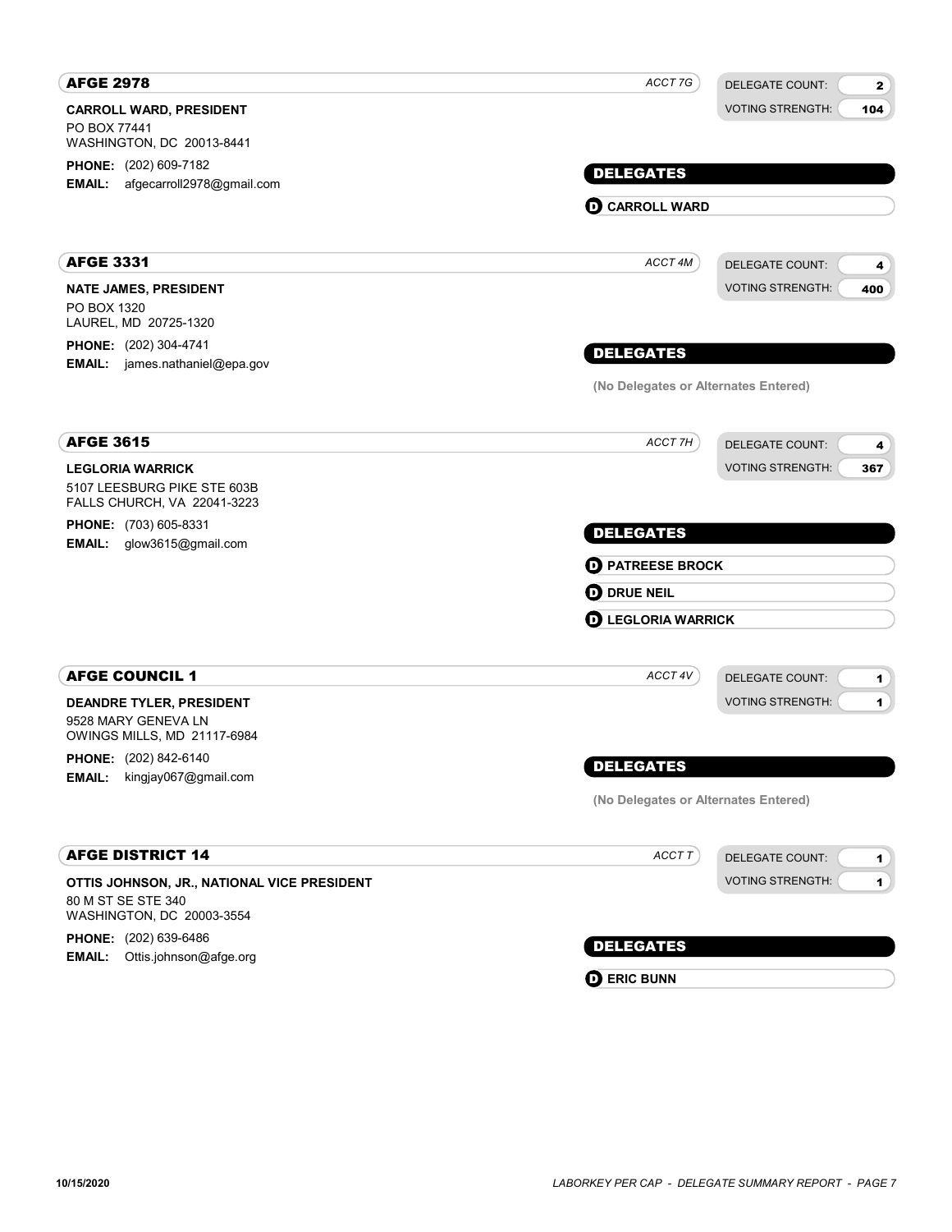## AFGE 2978

*ACCT 7G*

DELEGATE COUNT: 2
VOTING STRENGTH: 104

**CARROLL WARD, PRESIDENT**
PO BOX 77441
WASHINGTON, DC 20013-8441

**PHONE:** (202) 609-7182
**EMAIL:** afgecarroll2978@gmail.com

**DELEGATES**

- **D** CARROLL WARD

## AFGE 3331

*ACCT 4M*

DELEGATE COUNT: 4
VOTING STRENGTH: 400

**NATE JAMES, PRESIDENT**
PO BOX 1320
LAUREL, MD 20725-1320

**PHONE:** (202) 304-4741
**EMAIL:** james.nathaniel@epa.gov

**DELEGATES**

(No Delegates or Alternates Entered)

## AFGE 3615

*ACCT 7H*

DELEGATE COUNT: 4
VOTING STRENGTH: 367

**LEGLORIA WARRICK**
5107 LEESBURG PIKE STE 603B
FALLS CHURCH, VA 22041-3223

**PHONE:** (703) 605-8331
**EMAIL:** glow3615@gmail.com

**DELEGATES**

- **D** PATREESE BROCK
- **D** DRUE NEIL
- **D** LEGLORIA WARRICK

## AFGE COUNCIL 1

*ACCT 4V*

DELEGATE COUNT: 1
VOTING STRENGTH: 1

**DEANDRE TYLER, PRESIDENT**
9528 MARY GENEVA LN
OWINGS MILLS, MD 21117-6984

**PHONE:** (202) 842-6140
**EMAIL:** kingjay067@gmail.com

**DELEGATES**

(No Delegates or Alternates Entered)

## AFGE DISTRICT 14

*ACCT T*

DELEGATE COUNT: 1
VOTING STRENGTH: 1

**OTTIS JOHNSON, JR., NATIONAL VICE PRESIDENT**
80 M ST SE STE 340
WASHINGTON, DC 20003-3554

**PHONE:** (202) 639-6486
**EMAIL:** Ottis.johnson@afge.org

**DELEGATES**

- **D** ERIC BUNN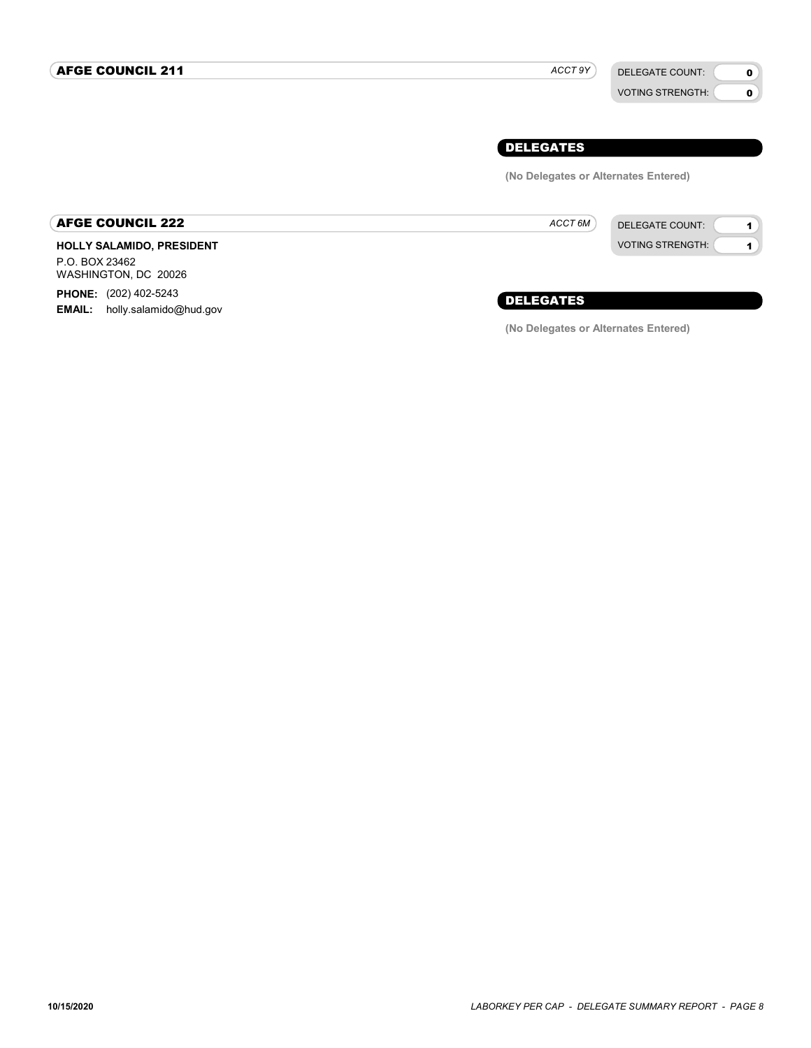## AFGE COUNCIL 211

*ACCT 9Y*

DELEGATE COUNT: **0**
VOTING STRENGTH: **0**

### DELEGATES

**(No Delegates or Alternates Entered)**

## AFGE COUNCIL 222

*ACCT 6M*

DELEGATE COUNT: **1**
VOTING STRENGTH: **1**

**HOLLY SALAMIDO, PRESIDENT**
P.O. BOX 23462
WASHINGTON, DC 20026

**PHONE:** (202) 402-5243
**EMAIL:** holly.salamido@hud.gov

### DELEGATES

**(No Delegates or Alternates Entered)**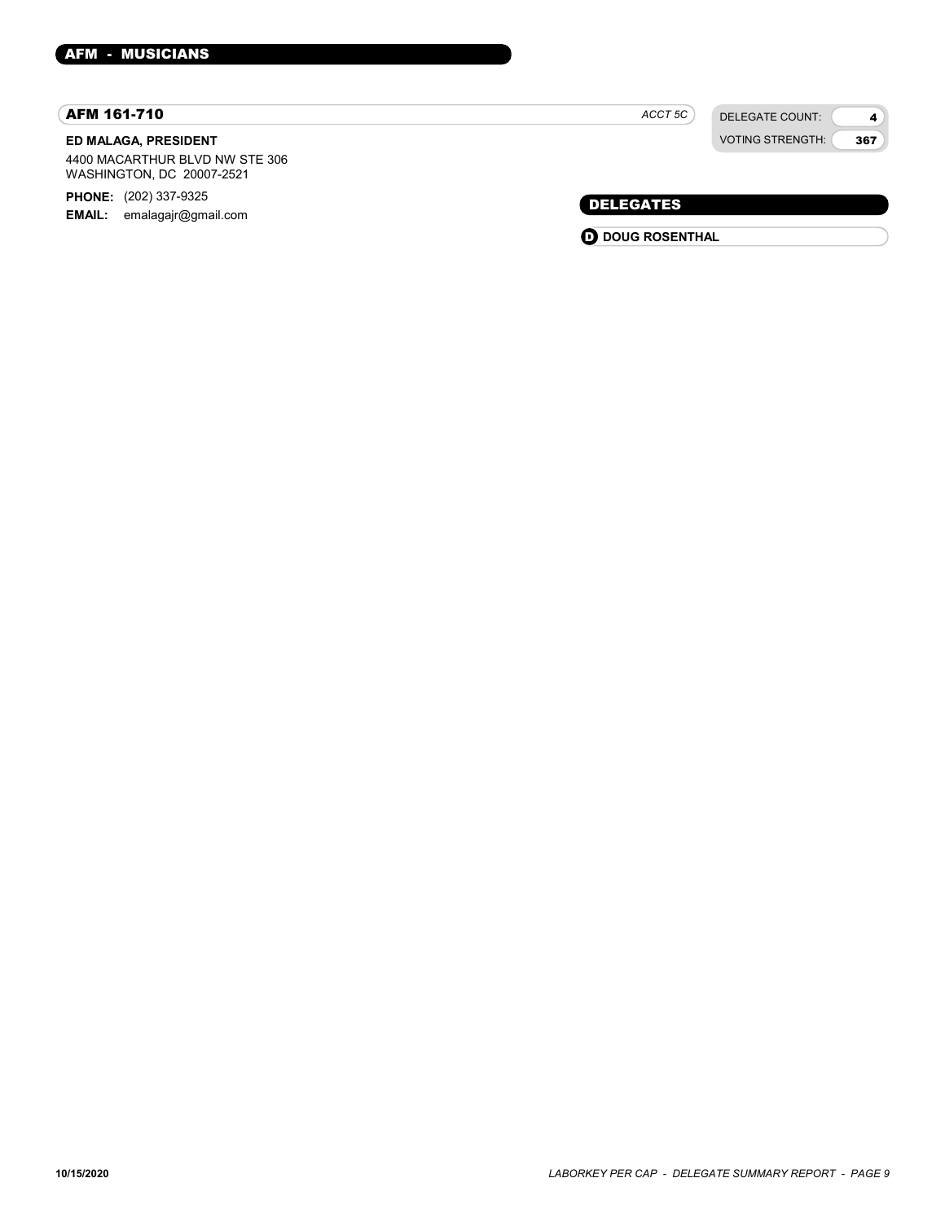## AFM - MUSICIANS

### AFM 161-710

*ACCT 5C*

DELEGATE COUNT: 4
VOTING STRENGTH: 367

**ED MALAGA, PRESIDENT**

4400 MACARTHUR BLVD NW STE 306
WASHINGTON, DC 20007-2521

**PHONE:** (202) 337-9325
**EMAIL:** emalagajr@gmail.com

#### DELEGATES

- **D** **DOUG ROSENTHAL**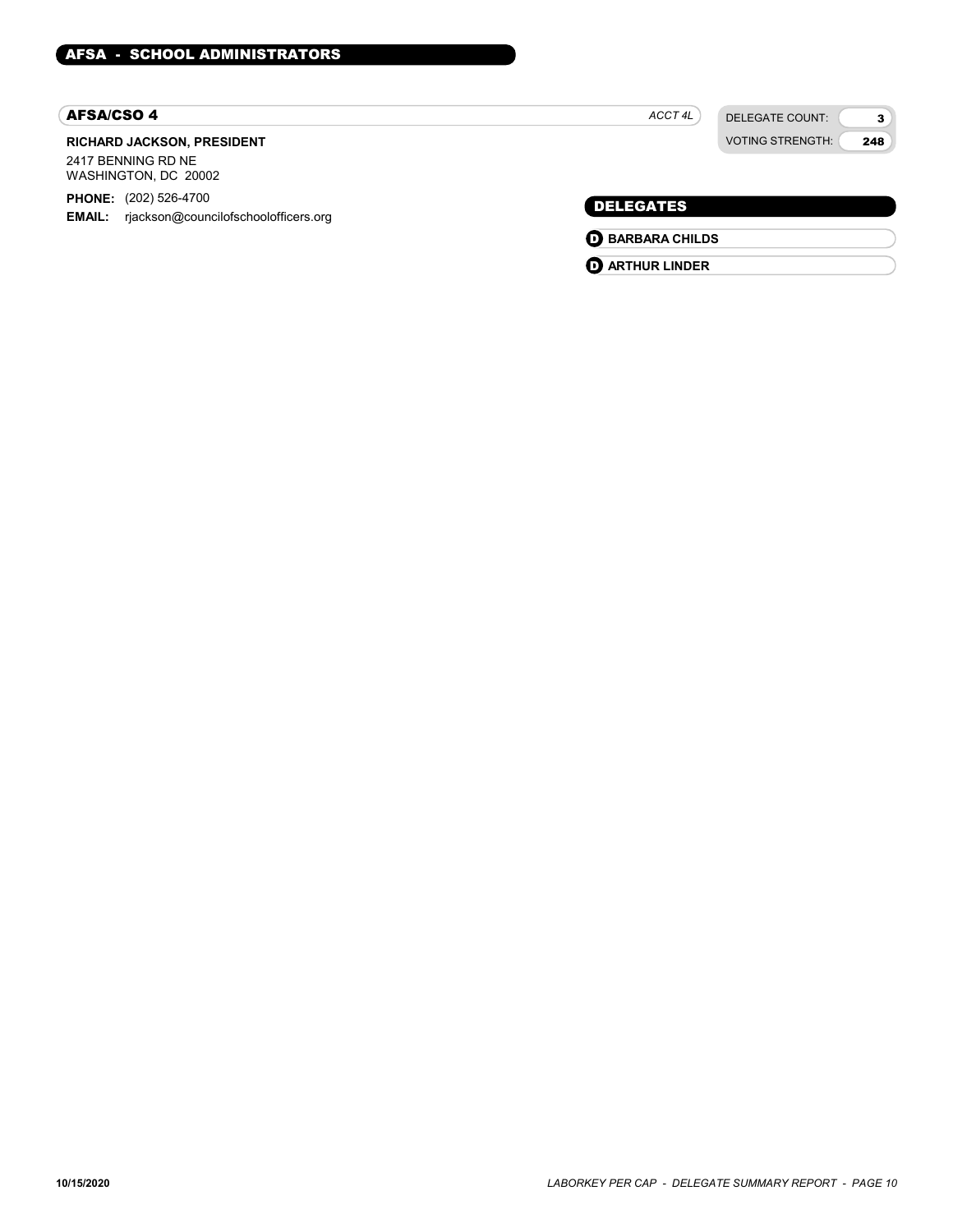## AFSA - SCHOOL ADMINISTRATORS

### AFSA/CSO 4

*ACCT 4L*

DELEGATE COUNT: **3**

VOTING STRENGTH: **248**

**RICHARD JACKSON, PRESIDENT**

2417 BENNING RD NE
WASHINGTON, DC 20002

**PHONE:** (202) 526-4700

**EMAIL:** rjackson@councilofschoolofficers.org

#### DELEGATES

- **D** **BARBARA CHILDS**
- **D** **ARTHUR LINDER**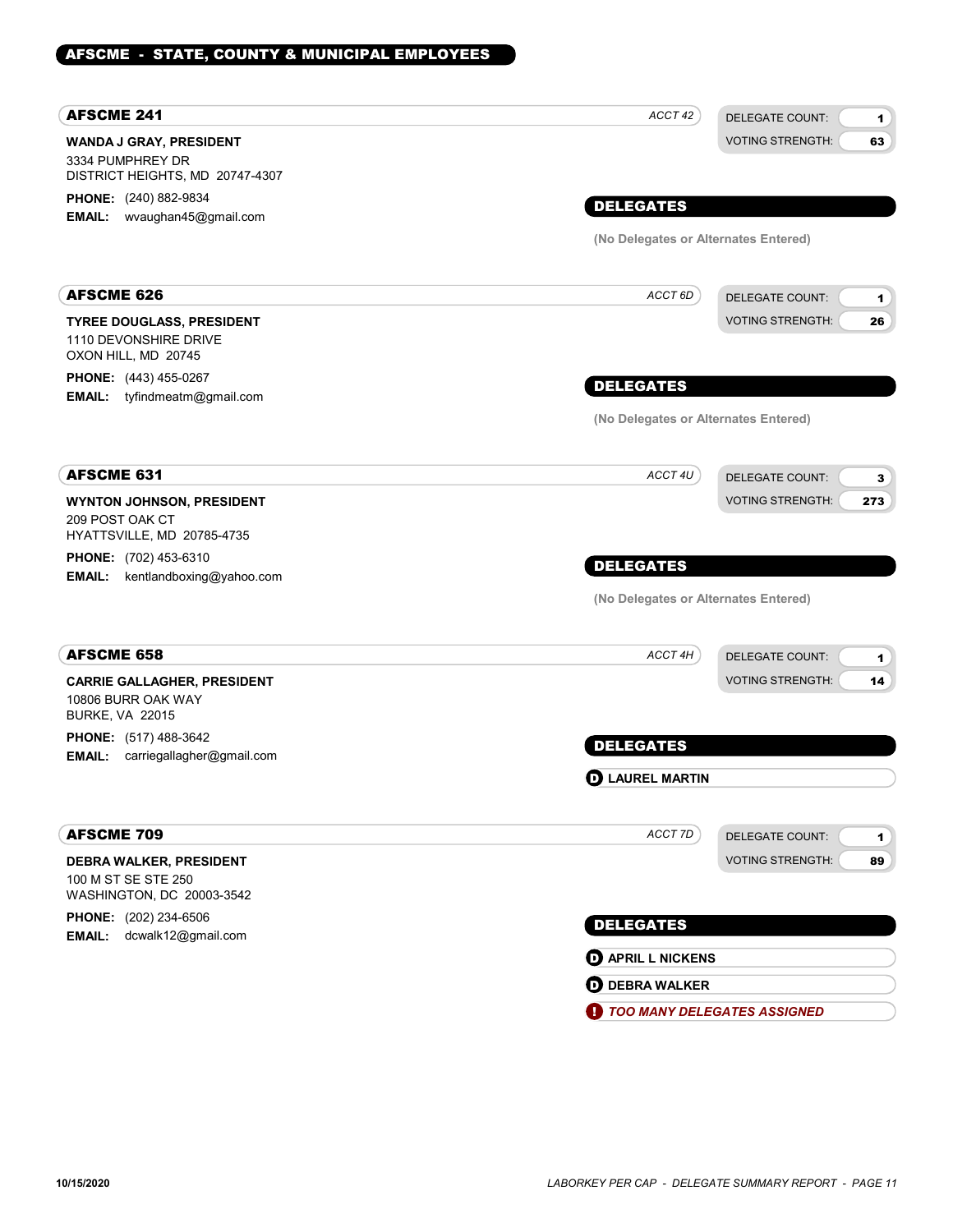## AFSCME - STATE, COUNTY & MUNICIPAL EMPLOYEES

### AFSCME 241

*ACCT 42*

DELEGATE COUNT: **1**
VOTING STRENGTH: **63**

**WANDA J GRAY, PRESIDENT**
3334 PUMPHREY DR
DISTRICT HEIGHTS, MD 20747-4307

**PHONE:** (240) 882-9834
**EMAIL:** wvaughan45@gmail.com

**DELEGATES**

(No Delegates or Alternates Entered)

### AFSCME 626

*ACCT 6D*

DELEGATE COUNT: **1**
VOTING STRENGTH: **26**

**TYREE DOUGLASS, PRESIDENT**
1110 DEVONSHIRE DRIVE
OXON HILL, MD 20745

**PHONE:** (443) 455-0267
**EMAIL:** tyfindmeatm@gmail.com

**DELEGATES**

(No Delegates or Alternates Entered)

### AFSCME 631

*ACCT 4U*

DELEGATE COUNT: **3**
VOTING STRENGTH: **273**

**WYNTON JOHNSON, PRESIDENT**
209 POST OAK CT
HYATTSVILLE, MD 20785-4735

**PHONE:** (702) 453-6310
**EMAIL:** kentlandboxing@yahoo.com

**DELEGATES**

(No Delegates or Alternates Entered)

### AFSCME 658

*ACCT 4H*

DELEGATE COUNT: **1**
VOTING STRENGTH: **14**

**CARRIE GALLAGHER, PRESIDENT**
10806 BURR OAK WAY
BURKE, VA 22015

**PHONE:** (517) 488-3642
**EMAIL:** carriegallagher@gmail.com

**DELEGATES**

- D LAUREL MARTIN

### AFSCME 709

*ACCT 7D*

DELEGATE COUNT: **1**
VOTING STRENGTH: **89**

**DEBRA WALKER, PRESIDENT**
100 M ST SE STE 250
WASHINGTON, DC 20003-3542

**PHONE:** (202) 234-6506
**EMAIL:** dcwalk12@gmail.com

**DELEGATES**

- D APRIL L NICKENS
- D DEBRA WALKER
- ! *TOO MANY DELEGATES ASSIGNED*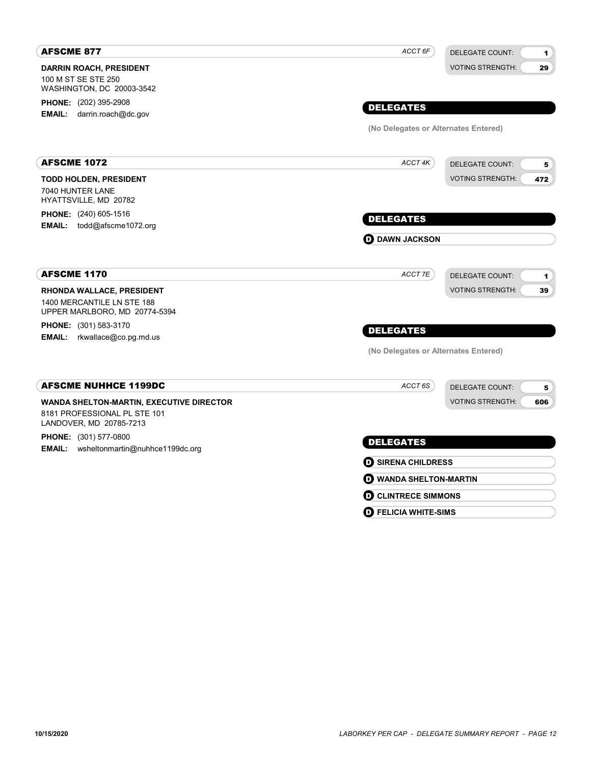## AFSCME 877

*ACCT 6F*

DELEGATE COUNT: **1**
VOTING STRENGTH: **29**

**DARRIN ROACH, PRESIDENT**
100 M ST SE STE 250
WASHINGTON, DC 20003-3542

**PHONE:** (202) 395-2908
**EMAIL:** darrin.roach@dc.gov

### DELEGATES

**(No Delegates or Alternates Entered)**

## AFSCME 1072

*ACCT 4K*

DELEGATE COUNT: **5**
VOTING STRENGTH: **472**

**TODD HOLDEN, PRESIDENT**
7040 HUNTER LANE
HYATTSVILLE, MD 20782

**PHONE:** (240) 605-1516
**EMAIL:** todd@afscme1072.org

### DELEGATES

- **D** **DAWN JACKSON**

## AFSCME 1170

*ACCT 7E*

DELEGATE COUNT: **1**
VOTING STRENGTH: **39**

**RHONDA WALLACE, PRESIDENT**
1400 MERCANTILE LN STE 188
UPPER MARLBORO, MD 20774-5394

**PHONE:** (301) 583-3170
**EMAIL:** rkwallace@co.pg.md.us

### DELEGATES

**(No Delegates or Alternates Entered)**

## AFSCME NUHHCE 1199DC

*ACCT 6S*

DELEGATE COUNT: **5**
VOTING STRENGTH: **606**

**WANDA SHELTON-MARTIN, EXECUTIVE DIRECTOR**
8181 PROFESSIONAL PL STE 101
LANDOVER, MD 20785-7213

**PHONE:** (301) 577-0800
**EMAIL:** wsheltonmartin@nuhhce1199dc.org

### DELEGATES

- **D** **SIRENA CHILDRESS**
- **D** **WANDA SHELTON-MARTIN**
- **D** **CLINTRECE SIMMONS**
- **D** **FELICIA WHITE-SIMS**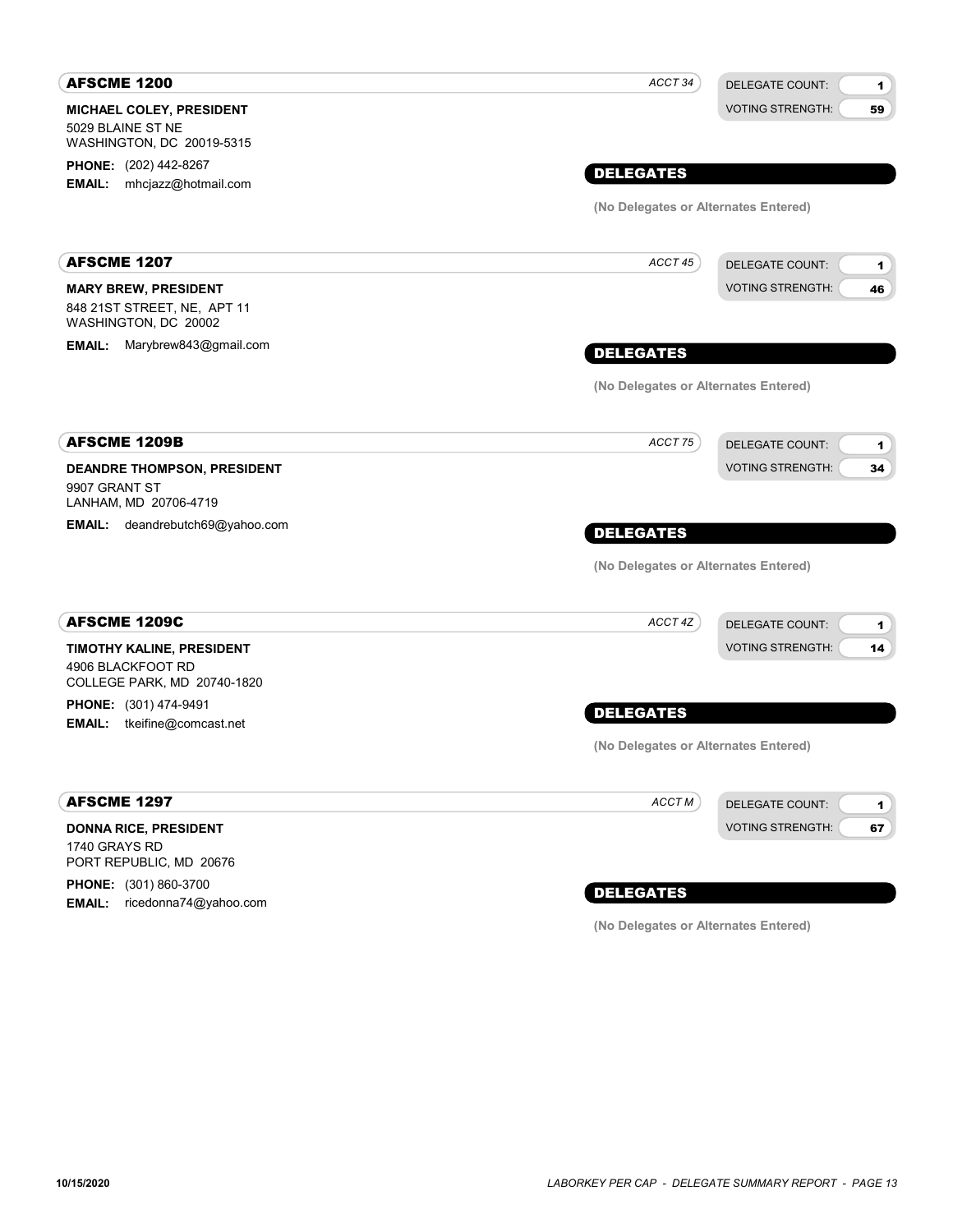## AFSCME 1200

*ACCT 34*

DELEGATE COUNT: **1**
VOTING STRENGTH: **59**

**MICHAEL COLEY, PRESIDENT**
5029 BLAINE ST NE
WASHINGTON, DC 20019-5315

**PHONE:** (202) 442-8267
**EMAIL:** mhcjazz@hotmail.com

**DELEGATES**

**(No Delegates or Alternates Entered)**

## AFSCME 1207

*ACCT 45*

DELEGATE COUNT: **1**
VOTING STRENGTH: **46**

**MARY BREW, PRESIDENT**
848 21ST STREET, NE, APT 11
WASHINGTON, DC 20002

**EMAIL:** Marybrew843@gmail.com

**DELEGATES**

**(No Delegates or Alternates Entered)**

## AFSCME 1209B

*ACCT 75*

DELEGATE COUNT: **1**
VOTING STRENGTH: **34**

**DEANDRE THOMPSON, PRESIDENT**
9907 GRANT ST
LANHAM, MD 20706-4719

**EMAIL:** deandrebutch69@yahoo.com

**DELEGATES**

**(No Delegates or Alternates Entered)**

## AFSCME 1209C

*ACCT 4Z*

DELEGATE COUNT: **1**
VOTING STRENGTH: **14**

**TIMOTHY KALINE, PRESIDENT**
4906 BLACKFOOT RD
COLLEGE PARK, MD 20740-1820

**PHONE:** (301) 474-9491
**EMAIL:** tkeifine@comcast.net

**DELEGATES**

**(No Delegates or Alternates Entered)**

## AFSCME 1297

*ACCT M*

DELEGATE COUNT: **1**
VOTING STRENGTH: **67**

**DONNA RICE, PRESIDENT**
1740 GRAYS RD
PORT REPUBLIC, MD 20676

**PHONE:** (301) 860-3700
**EMAIL:** ricedonna74@yahoo.com

**DELEGATES**

**(No Delegates or Alternates Entered)**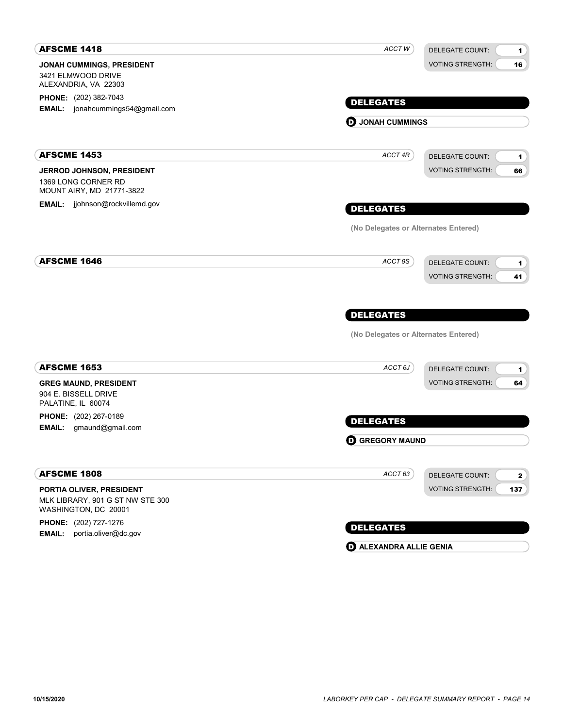## AFSCME 1418

*ACCT W*

DELEGATE COUNT: 1
VOTING STRENGTH: 16

**JONAH CUMMINGS, PRESIDENT**
3421 ELMWOOD DRIVE
ALEXANDRIA, VA 22303

**PHONE:** (202) 382-7043
**EMAIL:** jonahcummings54@gmail.com

**DELEGATES**

- **D** **JONAH CUMMINGS**

## AFSCME 1453

*ACCT 4R*

DELEGATE COUNT: 1
VOTING STRENGTH: 66

**JERROD JOHNSON, PRESIDENT**
1369 LONG CORNER RD
MOUNT AIRY, MD 21771-3822

**EMAIL:** jjohnson@rockvillemd.gov

**DELEGATES**

(No Delegates or Alternates Entered)

## AFSCME 1646

*ACCT 9S*

DELEGATE COUNT: 1
VOTING STRENGTH: 41

**DELEGATES**

(No Delegates or Alternates Entered)

## AFSCME 1653

*ACCT 6J*

DELEGATE COUNT: 1
VOTING STRENGTH: 64

**GREG MAUND, PRESIDENT**
904 E. BISSELL DRIVE
PALATINE, IL 60074

**PHONE:** (202) 267-0189
**EMAIL:** gmaund@gmail.com

**DELEGATES**

- **D** **GREGORY MAUND**

## AFSCME 1808

*ACCT 63*

DELEGATE COUNT: 2
VOTING STRENGTH: 137

**PORTIA OLIVER, PRESIDENT**
MLK LIBRARY, 901 G ST NW STE 300
WASHINGTON, DC 20001

**PHONE:** (202) 727-1276
**EMAIL:** portia.oliver@dc.gov

**DELEGATES**

- **D** **ALEXANDRA ALLIE GENIA**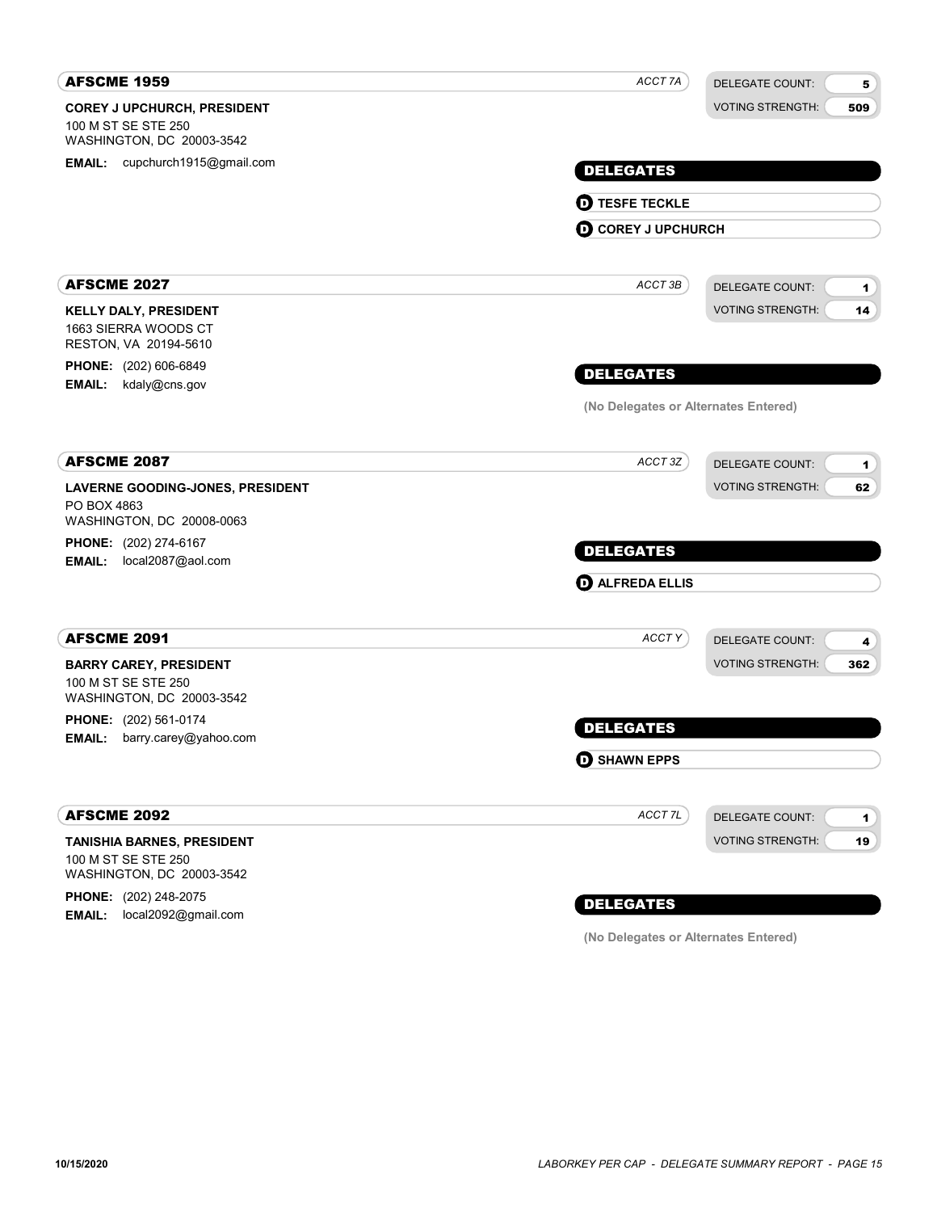## AFSCME 1959

*ACCT 7A*

DELEGATE COUNT: **5**
VOTING STRENGTH: **509**

**COREY J UPCHURCH, PRESIDENT**
100 M ST SE STE 250
WASHINGTON, DC 20003-3542

**EMAIL:** cupchurch1915@gmail.com

### DELEGATES

- **D** TESFE TECKLE
- **D** COREY J UPCHURCH

## AFSCME 2027

*ACCT 3B*

DELEGATE COUNT: **1**
VOTING STRENGTH: **14**

**KELLY DALY, PRESIDENT**
1663 SIERRA WOODS CT
RESTON, VA 20194-5610

**PHONE:** (202) 606-6849
**EMAIL:** kdaly@cns.gov

### DELEGATES

(No Delegates or Alternates Entered)

## AFSCME 2087

*ACCT 3Z*

DELEGATE COUNT: **1**
VOTING STRENGTH: **62**

**LAVERNE GOODING-JONES, PRESIDENT**
PO BOX 4863
WASHINGTON, DC 20008-0063

**PHONE:** (202) 274-6167
**EMAIL:** local2087@aol.com

### DELEGATES

- **D** ALFREDA ELLIS

## AFSCME 2091

*ACCT Y*

DELEGATE COUNT: **4**
VOTING STRENGTH: **362**

**BARRY CAREY, PRESIDENT**
100 M ST SE STE 250
WASHINGTON, DC 20003-3542

**PHONE:** (202) 561-0174
**EMAIL:** barry.carey@yahoo.com

### DELEGATES

- **D** SHAWN EPPS

## AFSCME 2092

*ACCT 7L*

DELEGATE COUNT: **1**
VOTING STRENGTH: **19**

**TANISHIA BARNES, PRESIDENT**
100 M ST SE STE 250
WASHINGTON, DC 20003-3542

**PHONE:** (202) 248-2075
**EMAIL:** local2092@gmail.com

### DELEGATES

(No Delegates or Alternates Entered)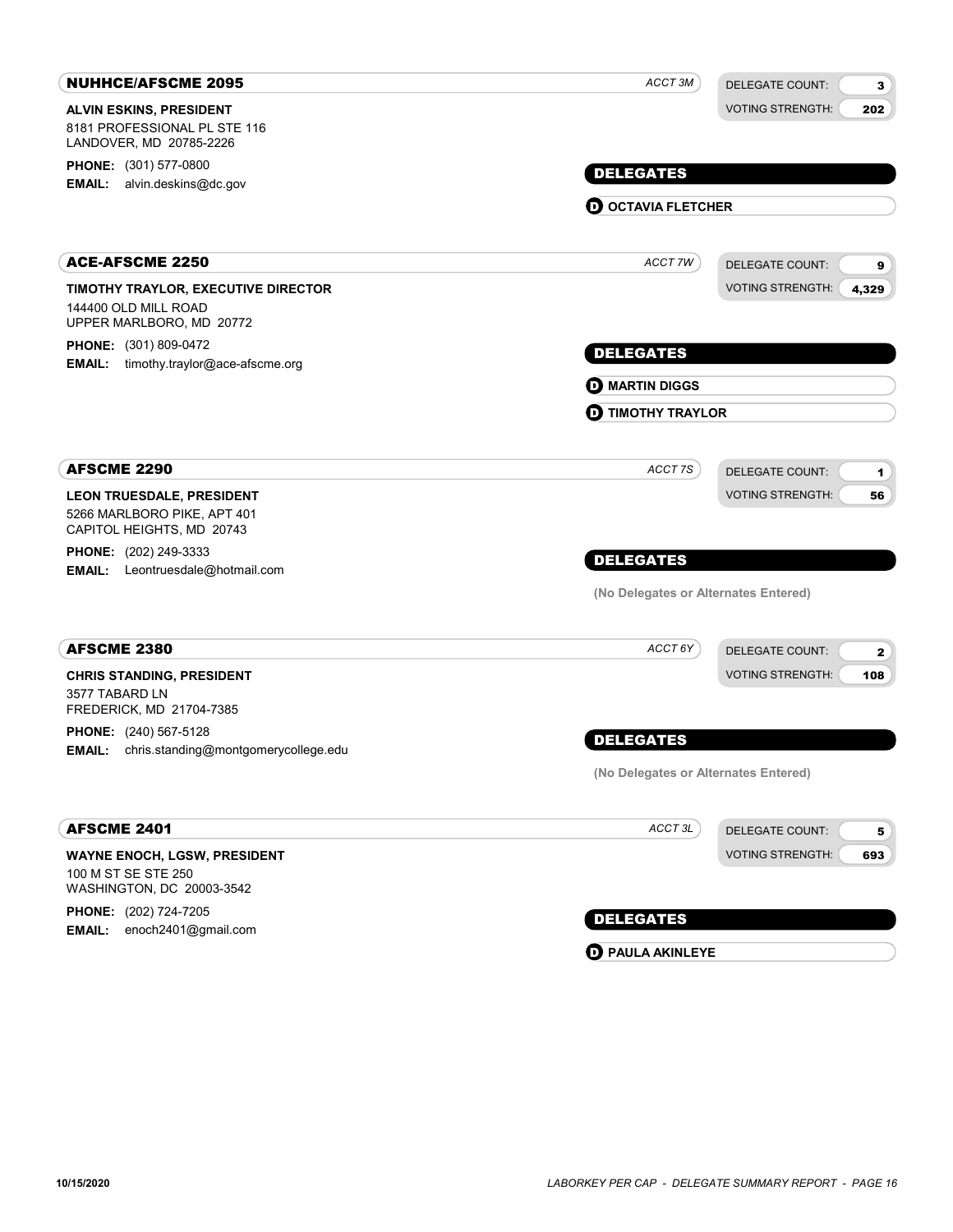## NUHHCE/AFSCME 2095

*ACCT 3M*

DELEGATE COUNT: 3
VOTING STRENGTH: 202

**ALVIN ESKINS, PRESIDENT**
8181 PROFESSIONAL PL STE 116
LANDOVER, MD 20785-2226

**PHONE:** (301) 577-0800
**EMAIL:** alvin.deskins@dc.gov

### DELEGATES

- **D** **OCTAVIA FLETCHER**

## ACE-AFSCME 2250

*ACCT 7W*

DELEGATE COUNT: 9
VOTING STRENGTH: 4,329

**TIMOTHY TRAYLOR, EXECUTIVE DIRECTOR**
144400 OLD MILL ROAD
UPPER MARLBORO, MD 20772

**PHONE:** (301) 809-0472
**EMAIL:** timothy.traylor@ace-afscme.org

### DELEGATES

- **D** **MARTIN DIGGS**
- **D** **TIMOTHY TRAYLOR**

## AFSCME 2290

*ACCT 7S*

DELEGATE COUNT: 1
VOTING STRENGTH: 56

**LEON TRUESDALE, PRESIDENT**
5266 MARLBORO PIKE, APT 401
CAPITOL HEIGHTS, MD 20743

**PHONE:** (202) 249-3333
**EMAIL:** Leontruesdale@hotmail.com

### DELEGATES

**(No Delegates or Alternates Entered)**

## AFSCME 2380

*ACCT 6Y*

DELEGATE COUNT: 2
VOTING STRENGTH: 108

**CHRIS STANDING, PRESIDENT**
3577 TABARD LN
FREDERICK, MD 21704-7385

**PHONE:** (240) 567-5128
**EMAIL:** chris.standing@montgomerycollege.edu

### DELEGATES

**(No Delegates or Alternates Entered)**

## AFSCME 2401

*ACCT 3L*

DELEGATE COUNT: 5
VOTING STRENGTH: 693

**WAYNE ENOCH, LGSW, PRESIDENT**
100 M ST SE STE 250
WASHINGTON, DC 20003-3542

**PHONE:** (202) 724-7205
**EMAIL:** enoch2401@gmail.com

### DELEGATES

- **D** **PAULA AKINLEYE**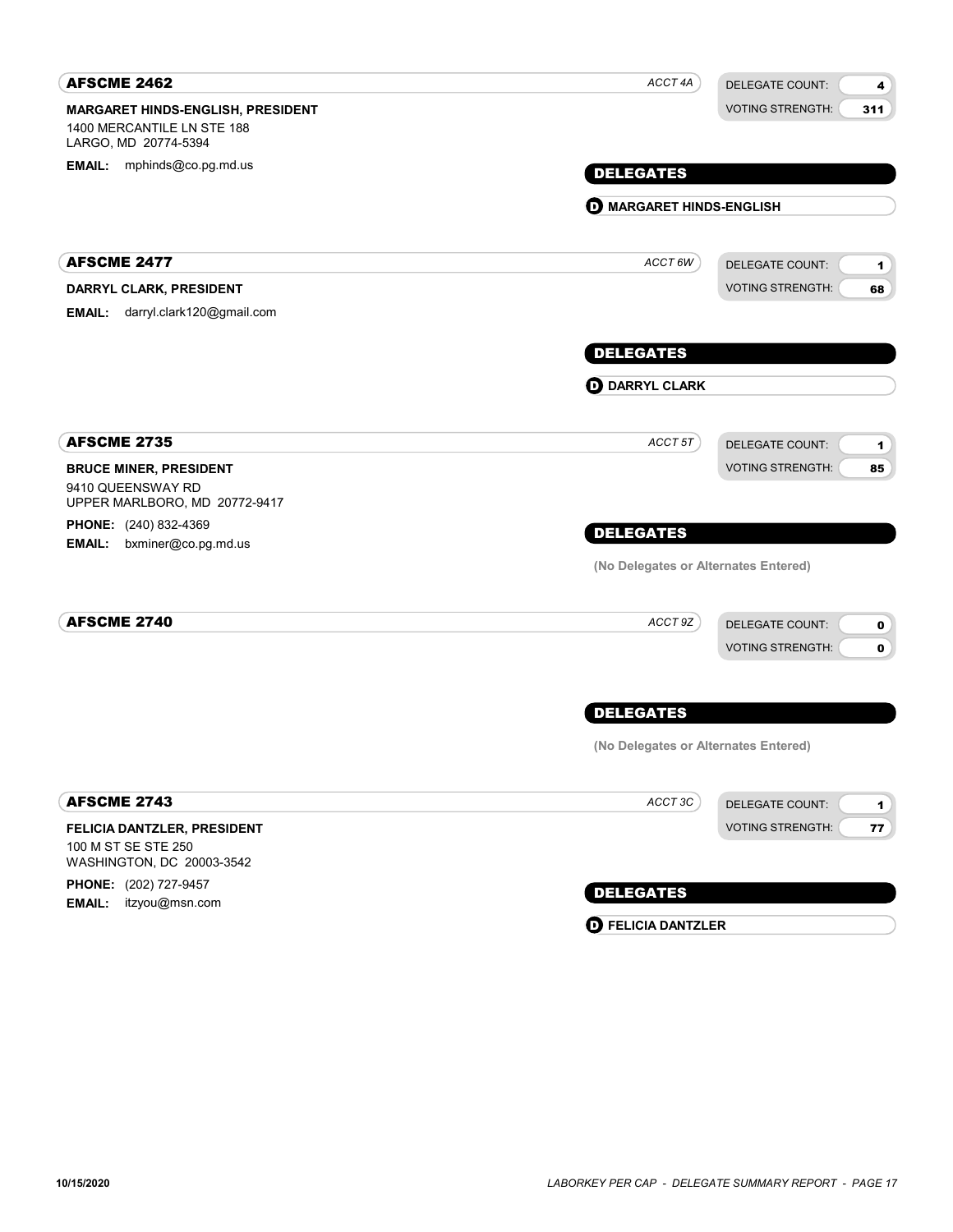## AFSCME 2462

*ACCT 4A*

DELEGATE COUNT: **4**
VOTING STRENGTH: **311**

**MARGARET HINDS-ENGLISH, PRESIDENT**
1400 MERCANTILE LN STE 188
LARGO, MD 20774-5394

**EMAIL:** mphinds@co.pg.md.us

**DELEGATES**

- **D** **MARGARET HINDS-ENGLISH**

## AFSCME 2477

*ACCT 6W*

DELEGATE COUNT: **1**
VOTING STRENGTH: **68**

**DARRYL CLARK, PRESIDENT**

**EMAIL:** darryl.clark120@gmail.com

**DELEGATES**

- **D** **DARRYL CLARK**

## AFSCME 2735

*ACCT 5T*

DELEGATE COUNT: **1**
VOTING STRENGTH: **85**

**BRUCE MINER, PRESIDENT**
9410 QUEENSWAY RD
UPPER MARLBORO, MD 20772-9417

**PHONE:** (240) 832-4369
**EMAIL:** bxminer@co.pg.md.us

**DELEGATES**

(No Delegates or Alternates Entered)

## AFSCME 2740

*ACCT 9Z*

DELEGATE COUNT: **0**
VOTING STRENGTH: **0**

**DELEGATES**

(No Delegates or Alternates Entered)

## AFSCME 2743

*ACCT 3C*

DELEGATE COUNT: **1**
VOTING STRENGTH: **77**

**FELICIA DANTZLER, PRESIDENT**
100 M ST SE STE 250
WASHINGTON, DC 20003-3542

**PHONE:** (202) 727-9457
**EMAIL:** itzyou@msn.com

**DELEGATES**

- **D** **FELICIA DANTZLER**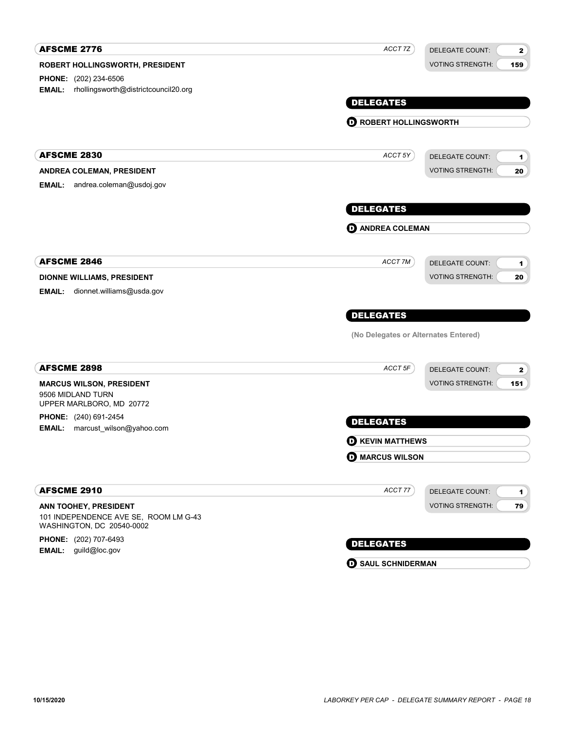## AFSCME 2776

*ACCT 7Z*

DELEGATE COUNT: 2
VOTING STRENGTH: 159

**ROBERT HOLLINGSWORTH, PRESIDENT**

**PHONE:** (202) 234-6506
**EMAIL:** rhollingsworth@districtcouncil20.org

### DELEGATES

- **D** **ROBERT HOLLINGSWORTH**

## AFSCME 2830

*ACCT 5Y*

DELEGATE COUNT: 1
VOTING STRENGTH: 20

**ANDREA COLEMAN, PRESIDENT**

**EMAIL:** andrea.coleman@usdoj.gov

### DELEGATES

- **D** **ANDREA COLEMAN**

## AFSCME 2846

*ACCT 7M*

DELEGATE COUNT: 1
VOTING STRENGTH: 20

**DIONNE WILLIAMS, PRESIDENT**

**EMAIL:** dionnet.williams@usda.gov

### DELEGATES

**(No Delegates or Alternates Entered)**

## AFSCME 2898

*ACCT 5F*

DELEGATE COUNT: 2
VOTING STRENGTH: 151

**MARCUS WILSON, PRESIDENT**
9506 MIDLAND TURN
UPPER MARLBORO, MD 20772

**PHONE:** (240) 691-2454
**EMAIL:** marcust_wilson@yahoo.com

### DELEGATES

- **D** **KEVIN MATTHEWS**
- **D** **MARCUS WILSON**

## AFSCME 2910

*ACCT 77*

DELEGATE COUNT: 1
VOTING STRENGTH: 79

**ANN TOOHEY, PRESIDENT**
101 INDEPENDENCE AVE SE, ROOM LM G-43
WASHINGTON, DC 20540-0002

**PHONE:** (202) 707-6493
**EMAIL:** guild@loc.gov

### DELEGATES

- **D** **SAUL SCHNIDERMAN**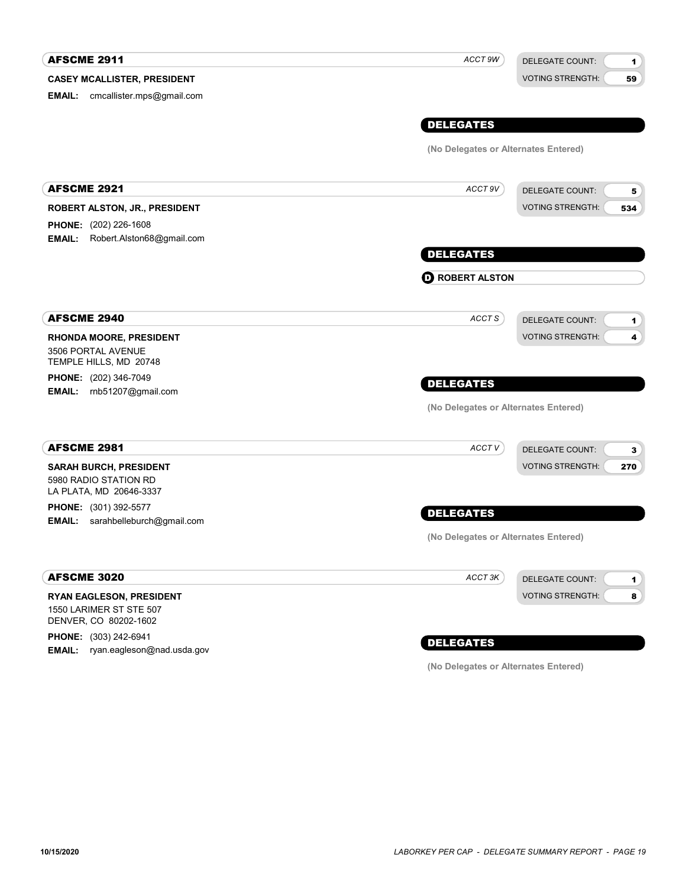## AFSCME 2911

*ACCT 9W*

DELEGATE COUNT: **1**
VOTING STRENGTH: **59**

**CASEY MCALLISTER, PRESIDENT**

**EMAIL:** cmcallister.mps@gmail.com

### DELEGATES

**(No Delegates or Alternates Entered)**

## AFSCME 2921

*ACCT 9V*

DELEGATE COUNT: **5**
VOTING STRENGTH: **534**

**ROBERT ALSTON, JR., PRESIDENT**

**PHONE:** (202) 226-1608
**EMAIL:** Robert.Alston68@gmail.com

### DELEGATES

**D** **ROBERT ALSTON**

## AFSCME 2940

*ACCT S*

DELEGATE COUNT: **1**
VOTING STRENGTH: **4**

**RHONDA MOORE, PRESIDENT**

3506 PORTAL AVENUE
TEMPLE HILLS, MD 20748

**PHONE:** (202) 346-7049
**EMAIL:** rnb51207@gmail.com

### DELEGATES

**(No Delegates or Alternates Entered)**

## AFSCME 2981

*ACCT V*

DELEGATE COUNT: **3**
VOTING STRENGTH: **270**

**SARAH BURCH, PRESIDENT**

5980 RADIO STATION RD
LA PLATA, MD 20646-3337

**PHONE:** (301) 392-5577
**EMAIL:** sarahbelleburch@gmail.com

### DELEGATES

**(No Delegates or Alternates Entered)**

## AFSCME 3020

*ACCT 3K*

DELEGATE COUNT: **1**
VOTING STRENGTH: **8**

**RYAN EAGLESON, PRESIDENT**

1550 LARIMER ST STE 507
DENVER, CO 80202-1602

**PHONE:** (303) 242-6941
**EMAIL:** ryan.eagleson@nad.usda.gov

### DELEGATES

**(No Delegates or Alternates Entered)**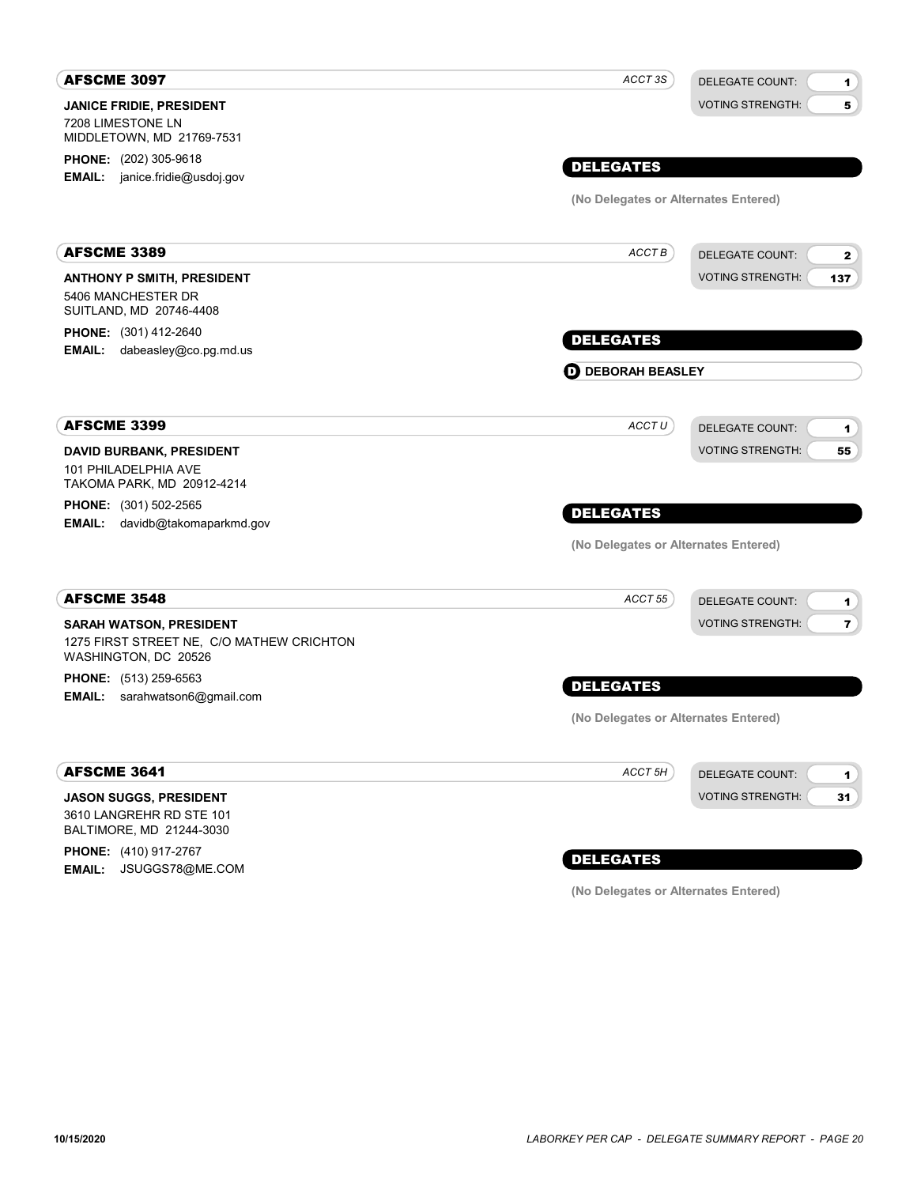## AFSCME 3097

*ACCT 3S*

DELEGATE COUNT: 1
VOTING STRENGTH: 5

**JANICE FRIDIE, PRESIDENT**
7208 LIMESTONE LN
MIDDLETOWN, MD 21769-7531

**PHONE:** (202) 305-9618
**EMAIL:** janice.fridie@usdoj.gov

### DELEGATES

**(No Delegates or Alternates Entered)**

## AFSCME 3389

*ACCT B*

DELEGATE COUNT: 2
VOTING STRENGTH: 137

**ANTHONY P SMITH, PRESIDENT**
5406 MANCHESTER DR
SUITLAND, MD 20746-4408

**PHONE:** (301) 412-2640
**EMAIL:** dabeasley@co.pg.md.us

### DELEGATES

**D DEBORAH BEASLEY**

## AFSCME 3399

*ACCT U*

DELEGATE COUNT: 1
VOTING STRENGTH: 55

**DAVID BURBANK, PRESIDENT**
101 PHILADELPHIA AVE
TAKOMA PARK, MD 20912-4214

**PHONE:** (301) 502-2565
**EMAIL:** davidb@takomaparkmd.gov

### DELEGATES

**(No Delegates or Alternates Entered)**

## AFSCME 3548

*ACCT 55*

DELEGATE COUNT: 1
VOTING STRENGTH: 7

**SARAH WATSON, PRESIDENT**
1275 FIRST STREET NE, C/O MATHEW CRICHTON
WASHINGTON, DC 20526

**PHONE:** (513) 259-6563
**EMAIL:** sarahwatson6@gmail.com

### DELEGATES

**(No Delegates or Alternates Entered)**

## AFSCME 3641

*ACCT 5H*

DELEGATE COUNT: 1
VOTING STRENGTH: 31

**JASON SUGGS, PRESIDENT**
3610 LANGREHR RD STE 101
BALTIMORE, MD 21244-3030

**PHONE:** (410) 917-2767
**EMAIL:** JSUGGS78@ME.COM

### DELEGATES

**(No Delegates or Alternates Entered)**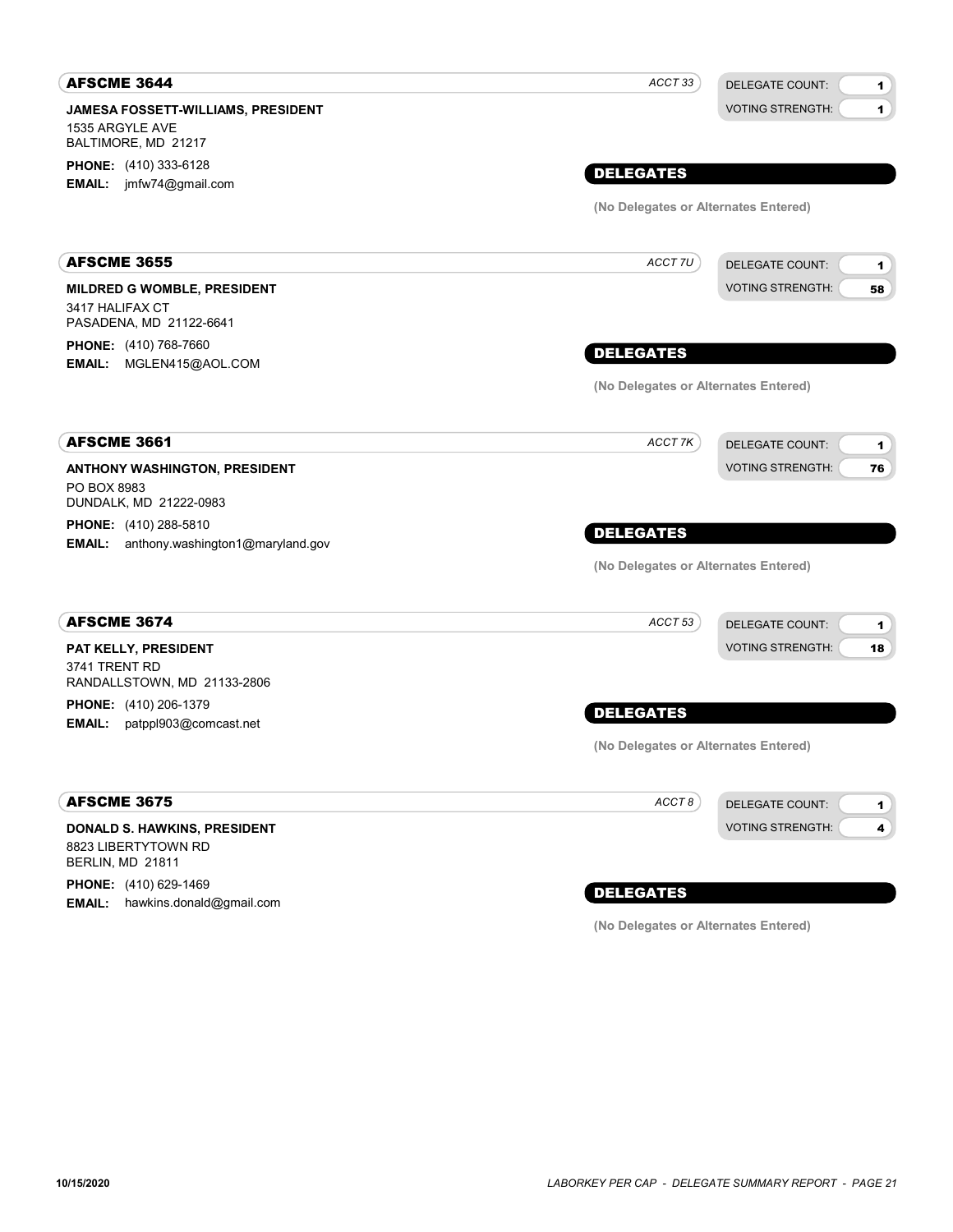## AFSCME 3644

*ACCT 33*

DELEGATE COUNT: **1**
VOTING STRENGTH: **1**

**JAMESA FOSSETT-WILLIAMS, PRESIDENT**
1535 ARGYLE AVE
BALTIMORE, MD 21217

**PHONE:** (410) 333-6128
**EMAIL:** jmfw74@gmail.com

### DELEGATES

**(No Delegates or Alternates Entered)**

## AFSCME 3655

*ACCT 7U*

DELEGATE COUNT: **1**
VOTING STRENGTH: **58**

**MILDRED G WOMBLE, PRESIDENT**
3417 HALIFAX CT
PASADENA, MD 21122-6641

**PHONE:** (410) 768-7660
**EMAIL:** MGLEN415@AOL.COM

### DELEGATES

**(No Delegates or Alternates Entered)**

## AFSCME 3661

*ACCT 7K*

DELEGATE COUNT: **1**
VOTING STRENGTH: **76**

**ANTHONY WASHINGTON, PRESIDENT**
PO BOX 8983
DUNDALK, MD 21222-0983

**PHONE:** (410) 288-5810
**EMAIL:** anthony.washington1@maryland.gov

### DELEGATES

**(No Delegates or Alternates Entered)**

## AFSCME 3674

*ACCT 53*

DELEGATE COUNT: **1**
VOTING STRENGTH: **18**

**PAT KELLY, PRESIDENT**
3741 TRENT RD
RANDALLSTOWN, MD 21133-2806

**PHONE:** (410) 206-1379
**EMAIL:** patppl903@comcast.net

### DELEGATES

**(No Delegates or Alternates Entered)**

## AFSCME 3675

*ACCT 8*

DELEGATE COUNT: **1**
VOTING STRENGTH: **4**

**DONALD S. HAWKINS, PRESIDENT**
8823 LIBERTYTOWN RD
BERLIN, MD 21811

**PHONE:** (410) 629-1469
**EMAIL:** hawkins.donald@gmail.com

### DELEGATES

**(No Delegates or Alternates Entered)**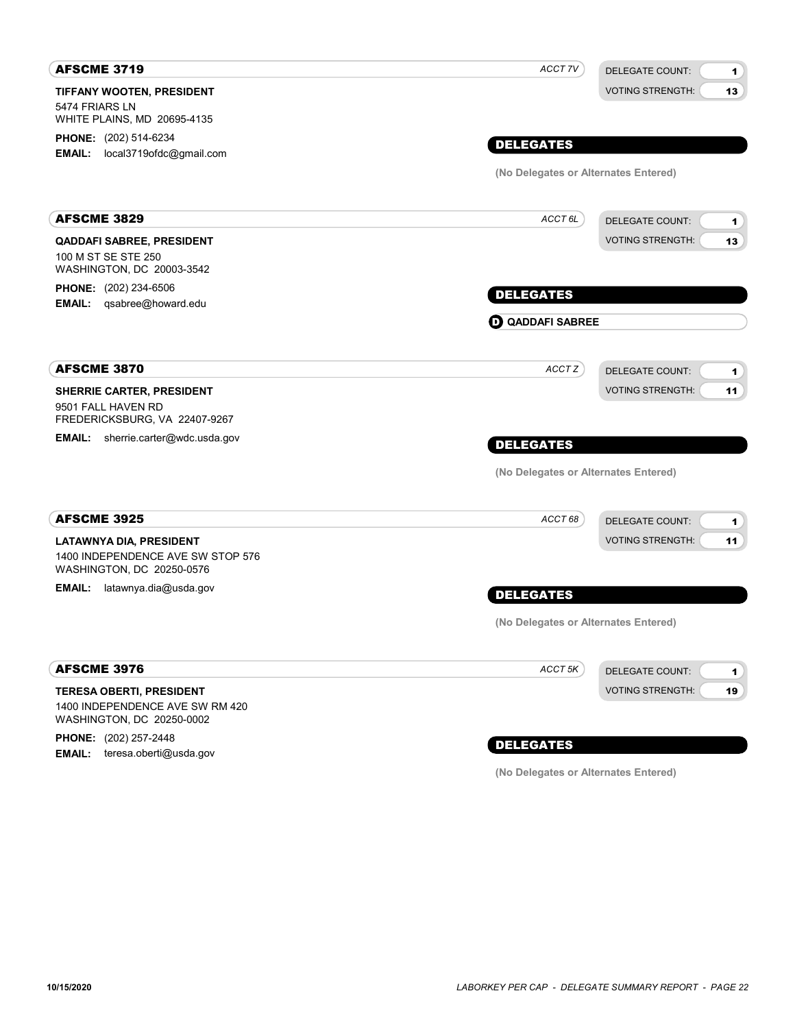## AFSCME 3719

*ACCT 7V*

DELEGATE COUNT: 1
VOTING STRENGTH: 13

**TIFFANY WOOTEN, PRESIDENT**
5474 FRIARS LN
WHITE PLAINS, MD 20695-4135

**PHONE:** (202) 514-6234
**EMAIL:** local3719ofdc@gmail.com

### DELEGATES

**(No Delegates or Alternates Entered)**

## AFSCME 3829

*ACCT 6L*

DELEGATE COUNT: 1
VOTING STRENGTH: 13

**QADDAFI SABREE, PRESIDENT**
100 M ST SE STE 250
WASHINGTON, DC 20003-3542

**PHONE:** (202) 234-6506
**EMAIL:** qsabree@howard.edu

### DELEGATES

**D QADDAFI SABREE**

## AFSCME 3870

*ACCT Z*

DELEGATE COUNT: 1
VOTING STRENGTH: 11

**SHERRIE CARTER, PRESIDENT**
9501 FALL HAVEN RD
FREDERICKSBURG, VA 22407-9267

**EMAIL:** sherrie.carter@wdc.usda.gov

### DELEGATES

**(No Delegates or Alternates Entered)**

## AFSCME 3925

*ACCT 68*

DELEGATE COUNT: 1
VOTING STRENGTH: 11

**LATAWNYA DIA, PRESIDENT**
1400 INDEPENDENCE AVE SW STOP 576
WASHINGTON, DC 20250-0576

**EMAIL:** latawnya.dia@usda.gov

### DELEGATES

**(No Delegates or Alternates Entered)**

## AFSCME 3976

*ACCT 5K*

DELEGATE COUNT: 1
VOTING STRENGTH: 19

**TERESA OBERTI, PRESIDENT**
1400 INDEPENDENCE AVE SW RM 420
WASHINGTON, DC 20250-0002

**PHONE:** (202) 257-2448
**EMAIL:** teresa.oberti@usda.gov

### DELEGATES

**(No Delegates or Alternates Entered)**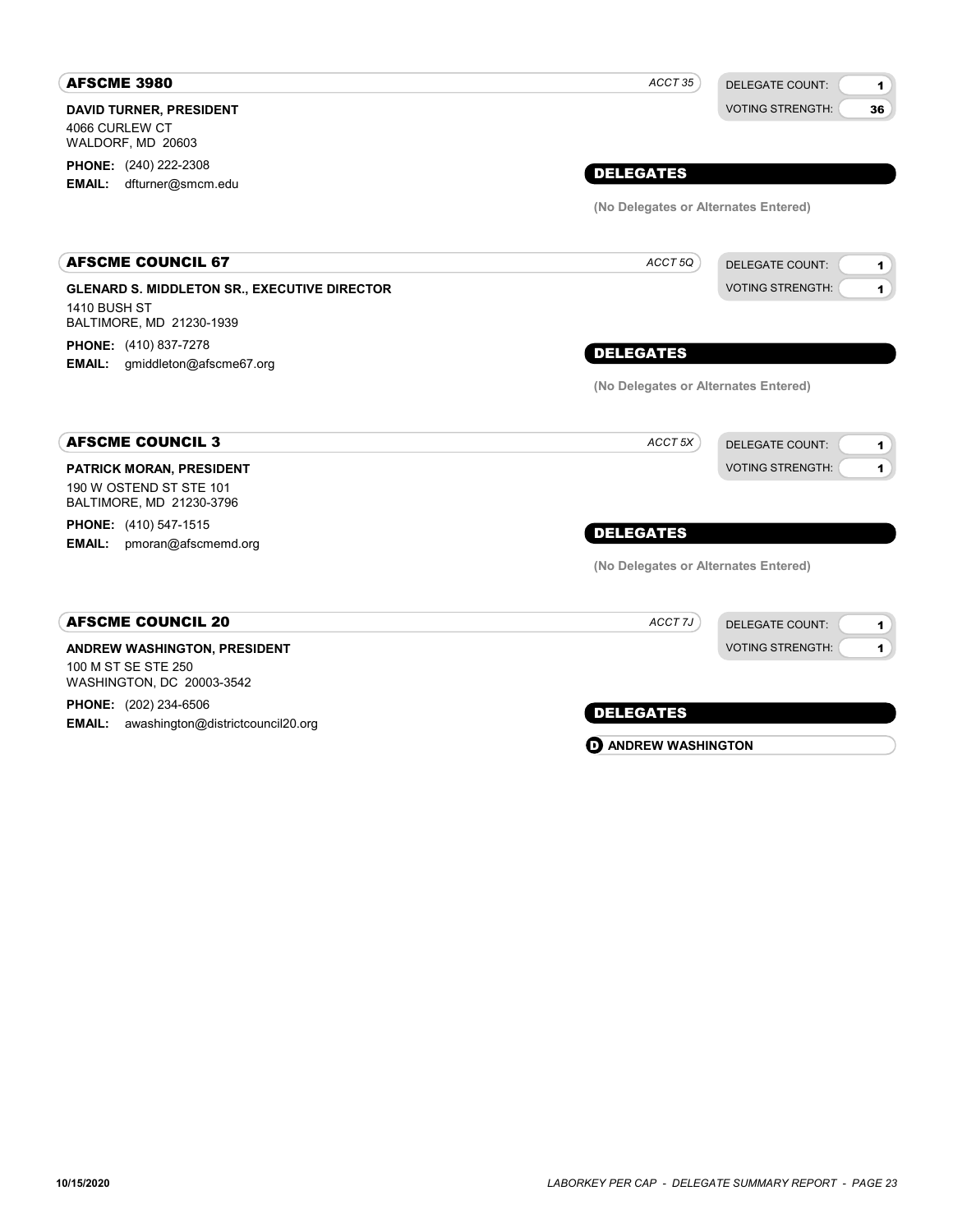## AFSCME 3980

*ACCT 35*

DELEGATE COUNT: **1**
VOTING STRENGTH: **36**

**DAVID TURNER, PRESIDENT**
4066 CURLEW CT
WALDORF, MD 20603

**PHONE:** (240) 222-2308
**EMAIL:** dfturner@smcm.edu

### DELEGATES

**(No Delegates or Alternates Entered)**

## AFSCME COUNCIL 67

*ACCT 5Q*

DELEGATE COUNT: **1**
VOTING STRENGTH: **1**

**GLENARD S. MIDDLETON SR., EXECUTIVE DIRECTOR**
1410 BUSH ST
BALTIMORE, MD 21230-1939

**PHONE:** (410) 837-7278
**EMAIL:** gmiddleton@afscme67.org

### DELEGATES

**(No Delegates or Alternates Entered)**

## AFSCME COUNCIL 3

*ACCT 5X*

DELEGATE COUNT: **1**
VOTING STRENGTH: **1**

**PATRICK MORAN, PRESIDENT**
190 W OSTEND ST STE 101
BALTIMORE, MD 21230-3796

**PHONE:** (410) 547-1515
**EMAIL:** pmoran@afscmemd.org

### DELEGATES

**(No Delegates or Alternates Entered)**

## AFSCME COUNCIL 20

*ACCT 7J*

DELEGATE COUNT: **1**
VOTING STRENGTH: **1**

**ANDREW WASHINGTON, PRESIDENT**
100 M ST SE STE 250
WASHINGTON, DC 20003-3542

**PHONE:** (202) 234-6506
**EMAIL:** awashington@districtcouncil20.org

### DELEGATES

**D** **ANDREW WASHINGTON**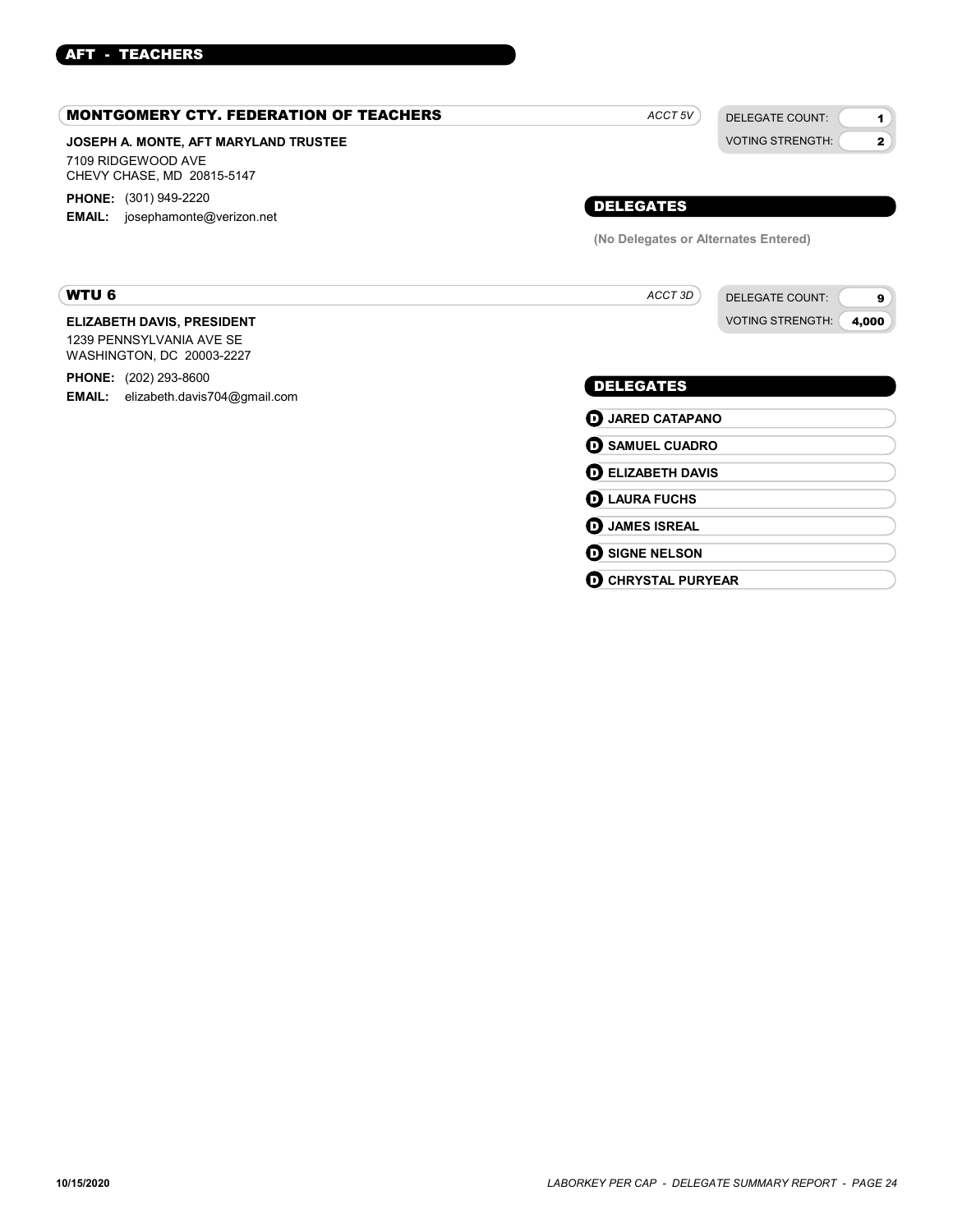## AFT - TEACHERS

### MONTGOMERY CTY. FEDERATION OF TEACHERS

*ACCT 5V*

DELEGATE COUNT: **1**
VOTING STRENGTH: **2**

**JOSEPH A. MONTE, AFT MARYLAND TRUSTEE**
7109 RIDGEWOOD AVE
CHEVY CHASE, MD 20815-5147

**PHONE:** (301) 949-2220
**EMAIL:** josephamonte@verizon.net

#### DELEGATES

**(No Delegates or Alternates Entered)**

### WTU 6

*ACCT 3D*

DELEGATE COUNT: **9**
VOTING STRENGTH: **4,000**

**ELIZABETH DAVIS, PRESIDENT**
1239 PENNSYLVANIA AVE SE
WASHINGTON, DC 20003-2227

**PHONE:** (202) 293-8600
**EMAIL:** elizabeth.davis704@gmail.com

#### DELEGATES

- **D** **JARED CATAPANO**
- **D** **SAMUEL CUADRO**
- **D** **ELIZABETH DAVIS**
- **D** **LAURA FUCHS**
- **D** **JAMES ISREAL**
- **D** **SIGNE NELSON**
- **D** **CHRYSTAL PURYEAR**

10/15/2020

*LABORKEY PER CAP - DELEGATE SUMMARY REPORT*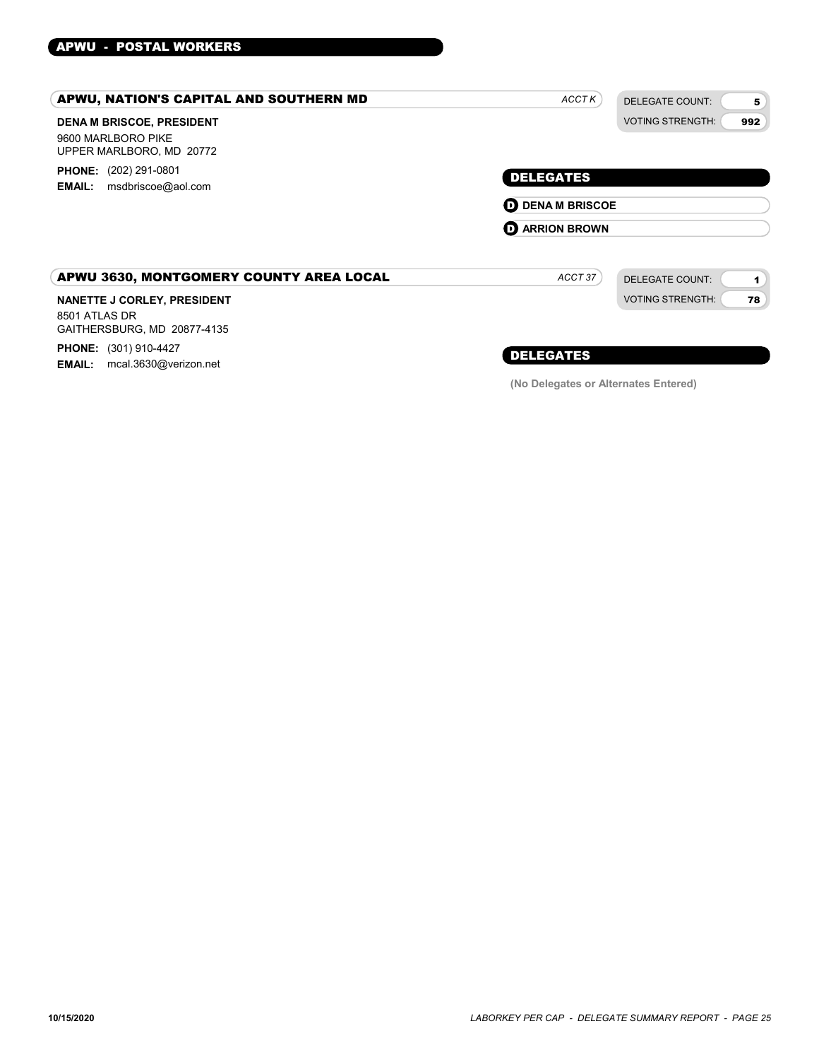## APWU - POSTAL WORKERS

### APWU, NATION'S CAPITAL AND SOUTHERN MD

*ACCT K*

DELEGATE COUNT: 5
VOTING STRENGTH: 992

**DENA M BRISCOE, PRESIDENT**
9600 MARLBORO PIKE
UPPER MARLBORO, MD 20772

**PHONE:** (202) 291-0801
**EMAIL:** msdbriscoe@aol.com

#### DELEGATES

- D **DENA M BRISCOE**
- D **ARRION BROWN**

### APWU 3630, MONTGOMERY COUNTY AREA LOCAL

*ACCT 37*

DELEGATE COUNT: 1
VOTING STRENGTH: 78

**NANETTE J CORLEY, PRESIDENT**
8501 ATLAS DR
GAITHERSBURG, MD 20877-4135

**PHONE:** (301) 910-4427
**EMAIL:** mcal.3630@verizon.net

#### DELEGATES

**(No Delegates or Alternates Entered)**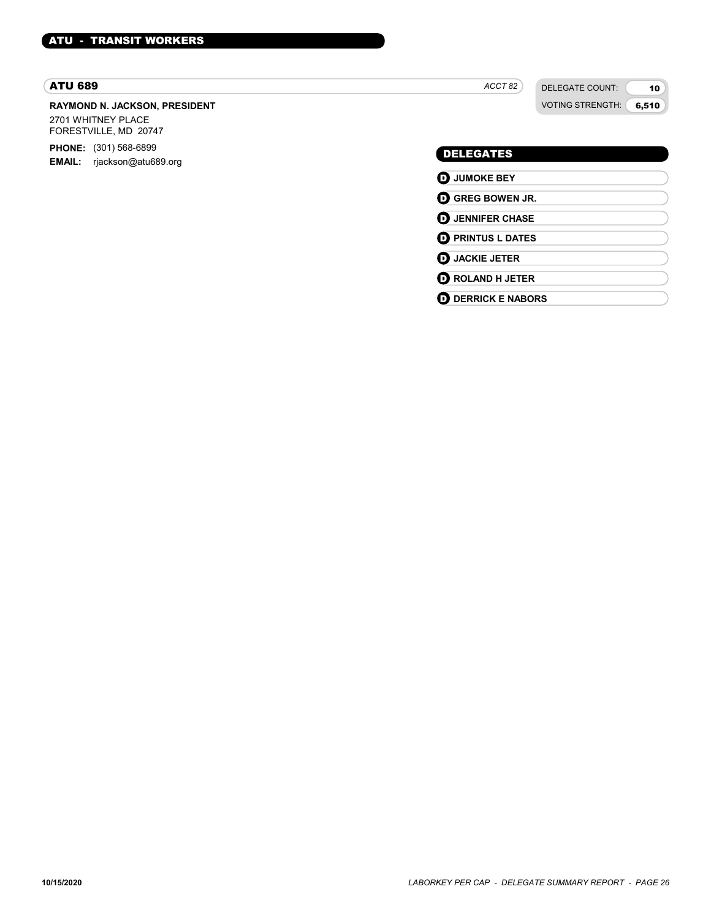## ATU - TRANSIT WORKERS

### ATU 689

*ACCT 82*

| DELEGATE COUNT: | 10 |
|---|---|
| VOTING STRENGTH: | 6,510 |

**RAYMOND N. JACKSON, PRESIDENT**

2701 WHITNEY PLACE
FORESTVILLE, MD 20747

**PHONE:** (301) 568-6899
**EMAIL:** rjackson@atu689.org

#### DELEGATES

- **D** **JUMOKE BEY**
- **D** **GREG BOWEN JR.**
- **D** **JENNIFER CHASE**
- **D** **PRINTUS L DATES**
- **D** **JACKIE JETER**
- **D** **ROLAND H JETER**
- **D** **DERRICK E NABORS**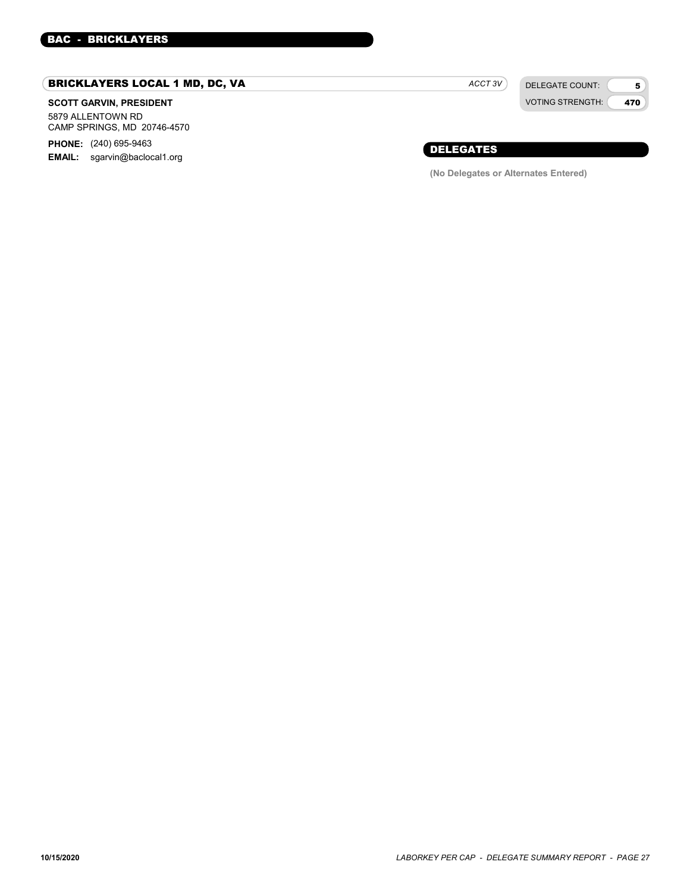## BAC - BRICKLAYERS

### BRICKLAYERS LOCAL 1 MD, DC, VA

*ACCT 3V*

| DELEGATE COUNT: | 5 |
| --- | --- |
| VOTING STRENGTH: | 470 |

**SCOTT GARVIN, PRESIDENT**

5879 ALLENTOWN RD
CAMP SPRINGS, MD 20746-4570

**PHONE:** (240) 695-9463
**EMAIL:** sgarvin@baclocal1.org

#### DELEGATES

**(No Delegates or Alternates Entered)**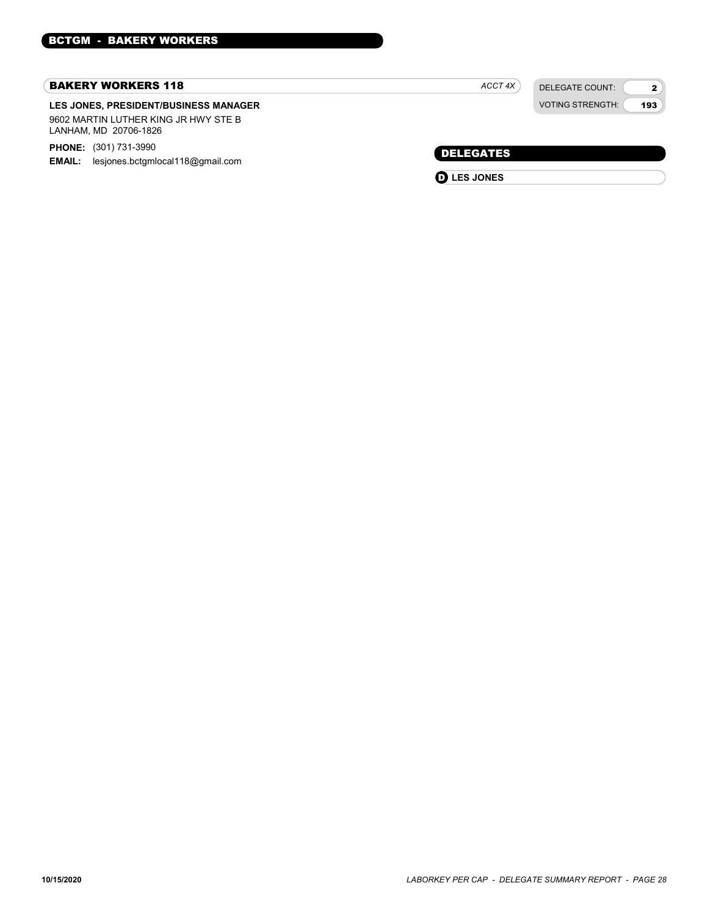## BCTGM - BAKERY WORKERS

### BAKERY WORKERS 118

*ACCT 4X*

| DELEGATE COUNT: | 2 |
|---|---|
| VOTING STRENGTH: | 193 |

**LES JONES, PRESIDENT/BUSINESS MANAGER**

9602 MARTIN LUTHER KING JR HWY STE B
LANHAM, MD 20706-1826

**PHONE:** (301) 731-3990
**EMAIL:** lesjones.bctgmlocal118@gmail.com

### DELEGATES

- **D** **LES JONES**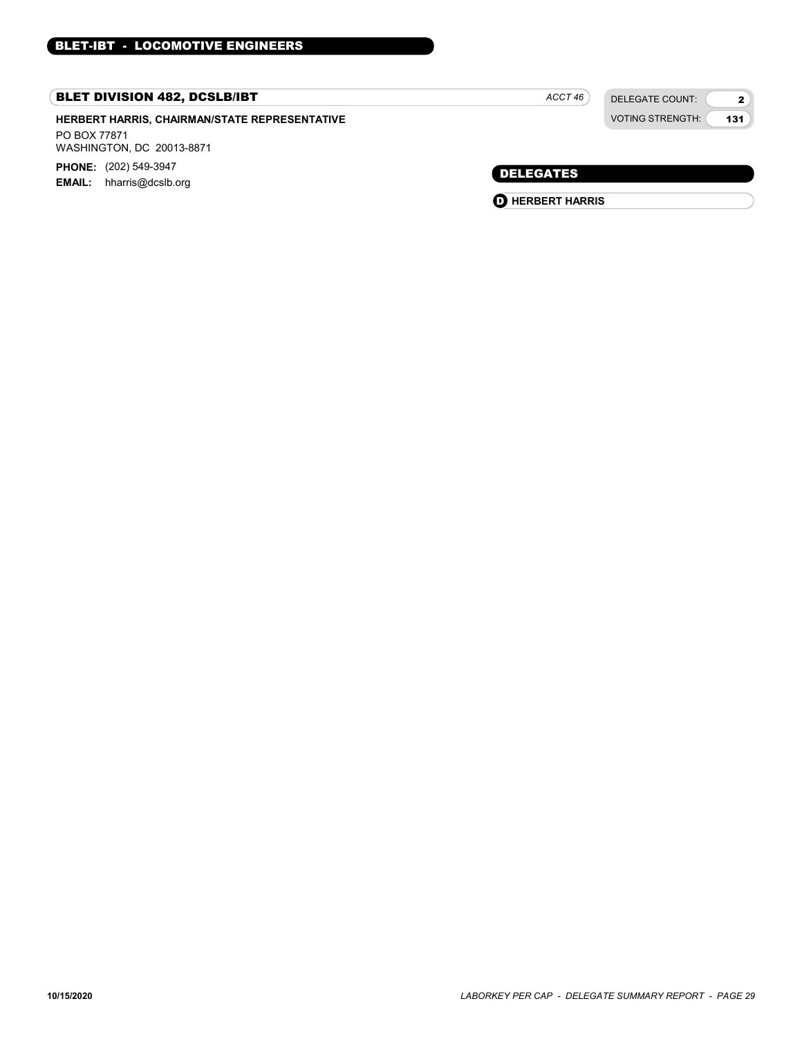## BLET-IBT - LOCOMOTIVE ENGINEERS

### BLET DIVISION 482, DCSLB/IBT

*ACCT 46*

| DELEGATE COUNT: | 2 |
| --- | --- |
| VOTING STRENGTH: | 131 |

**HERBERT HARRIS, CHAIRMAN/STATE REPRESENTATIVE**

PO BOX 77871
WASHINGTON, DC 20013-8871

**PHONE:** (202) 549-3947
**EMAIL:** hharris@dcslb.org

#### DELEGATES

- **D** **HERBERT HARRIS**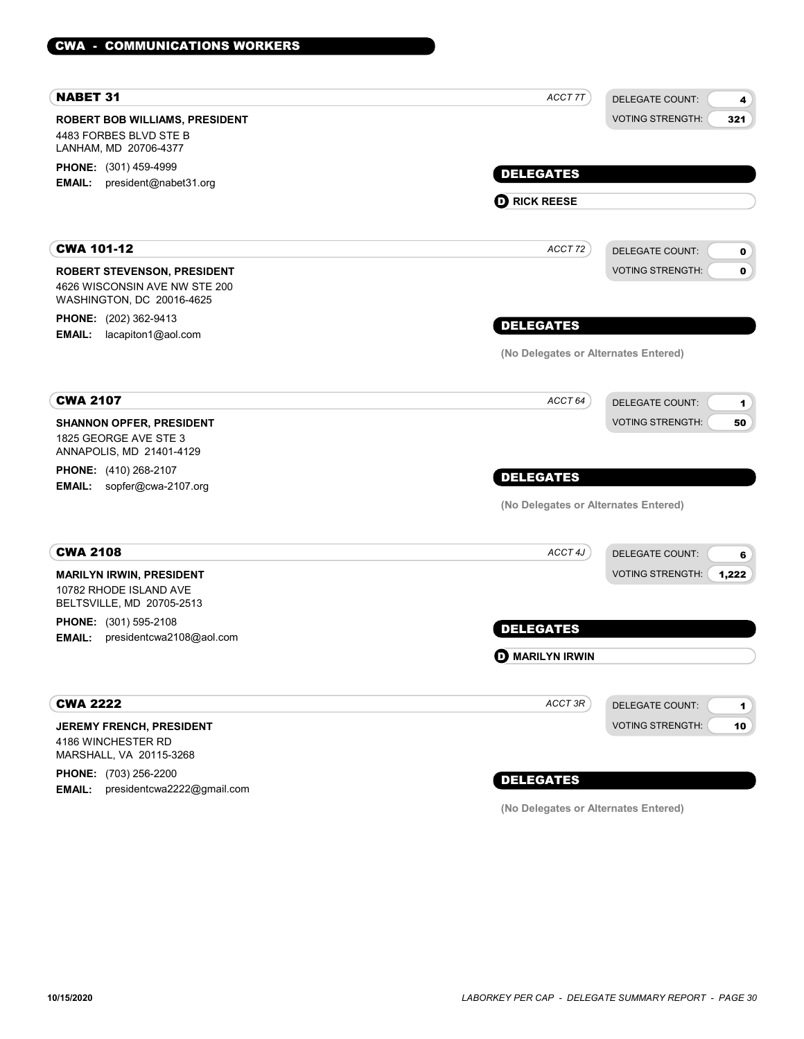## CWA - COMMUNICATIONS WORKERS

### NABET 31

*ACCT 7T*

DELEGATE COUNT: 4
VOTING STRENGTH: 321

**ROBERT BOB WILLIAMS, PRESIDENT**
4483 FORBES BLVD STE B
LANHAM, MD 20706-4377

**PHONE:** (301) 459-4999
**EMAIL:** president@nabet31.org

**DELEGATES**

- D **RICK REESE**

### CWA 101-12

*ACCT 72*

DELEGATE COUNT: 0
VOTING STRENGTH: 0

**ROBERT STEVENSON, PRESIDENT**
4626 WISCONSIN AVE NW STE 200
WASHINGTON, DC 20016-4625

**PHONE:** (202) 362-9413
**EMAIL:** lacapiton1@aol.com

**DELEGATES**

**(No Delegates or Alternates Entered)**

### CWA 2107

*ACCT 64*

DELEGATE COUNT: 1
VOTING STRENGTH: 50

**SHANNON OPFER, PRESIDENT**
1825 GEORGE AVE STE 3
ANNAPOLIS, MD 21401-4129

**PHONE:** (410) 268-2107
**EMAIL:** sopfer@cwa-2107.org

**DELEGATES**

**(No Delegates or Alternates Entered)**

### CWA 2108

*ACCT 4J*

DELEGATE COUNT: 6
VOTING STRENGTH: 1,222

**MARILYN IRWIN, PRESIDENT**
10782 RHODE ISLAND AVE
BELTSVILLE, MD 20705-2513

**PHONE:** (301) 595-2108
**EMAIL:** presidentcwa2108@aol.com

**DELEGATES**

- D **MARILYN IRWIN**

### CWA 2222

*ACCT 3R*

DELEGATE COUNT: 1
VOTING STRENGTH: 10

**JEREMY FRENCH, PRESIDENT**
4186 WINCHESTER RD
MARSHALL, VA 20115-3268

**PHONE:** (703) 256-2200
**EMAIL:** presidentcwa2222@gmail.com

**DELEGATES**

**(No Delegates or Alternates Entered)**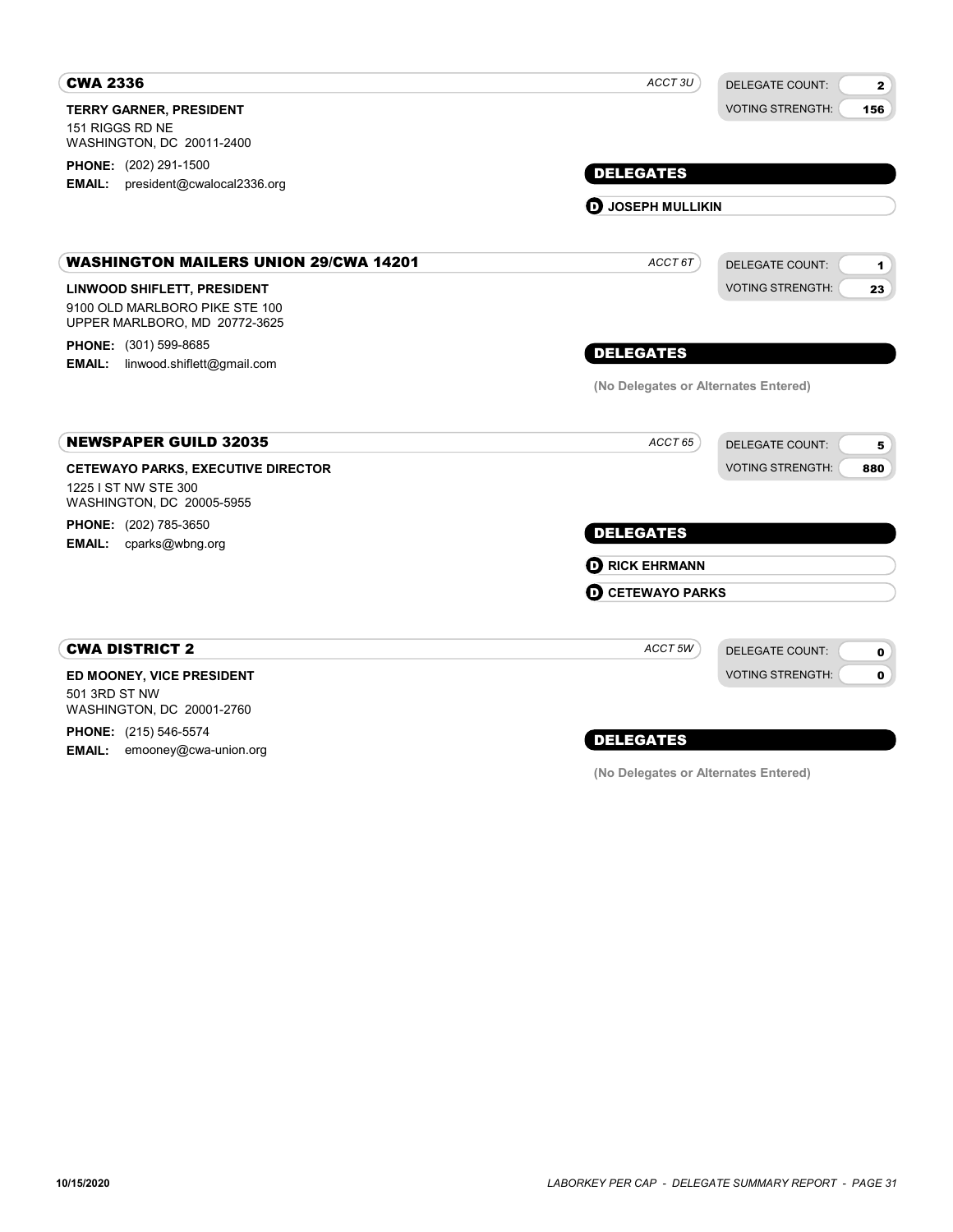## CWA 2336

*ACCT 3U*

DELEGATE COUNT: **2**
VOTING STRENGTH: **156**

**TERRY GARNER, PRESIDENT**
151 RIGGS RD NE
WASHINGTON, DC 20011-2400

**PHONE:** (202) 291-1500
**EMAIL:** president@cwalocal2336.org

### DELEGATES

- (D) **JOSEPH MULLIKIN**

## WASHINGTON MAILERS UNION 29/CWA 14201

*ACCT 6T*

DELEGATE COUNT: **1**
VOTING STRENGTH: **23**

**LINWOOD SHIFLETT, PRESIDENT**
9100 OLD MARLBORO PIKE STE 100
UPPER MARLBORO, MD 20772-3625

**PHONE:** (301) 599-8685
**EMAIL:** linwood.shiflett@gmail.com

### DELEGATES

(No Delegates or Alternates Entered)

## NEWSPAPER GUILD 32035

*ACCT 65*

DELEGATE COUNT: **5**
VOTING STRENGTH: **880**

**CETEWAYO PARKS, EXECUTIVE DIRECTOR**
1225 I ST NW STE 300
WASHINGTON, DC 20005-5955

**PHONE:** (202) 785-3650
**EMAIL:** cparks@wbng.org

### DELEGATES

- (D) **RICK EHRMANN**
- (D) **CETEWAYO PARKS**

## CWA DISTRICT 2

*ACCT 5W*

DELEGATE COUNT: **0**
VOTING STRENGTH: **0**

**ED MOONEY, VICE PRESIDENT**
501 3RD ST NW
WASHINGTON, DC 20001-2760

**PHONE:** (215) 546-5574
**EMAIL:** emooney@cwa-union.org

### DELEGATES

(No Delegates or Alternates Entered)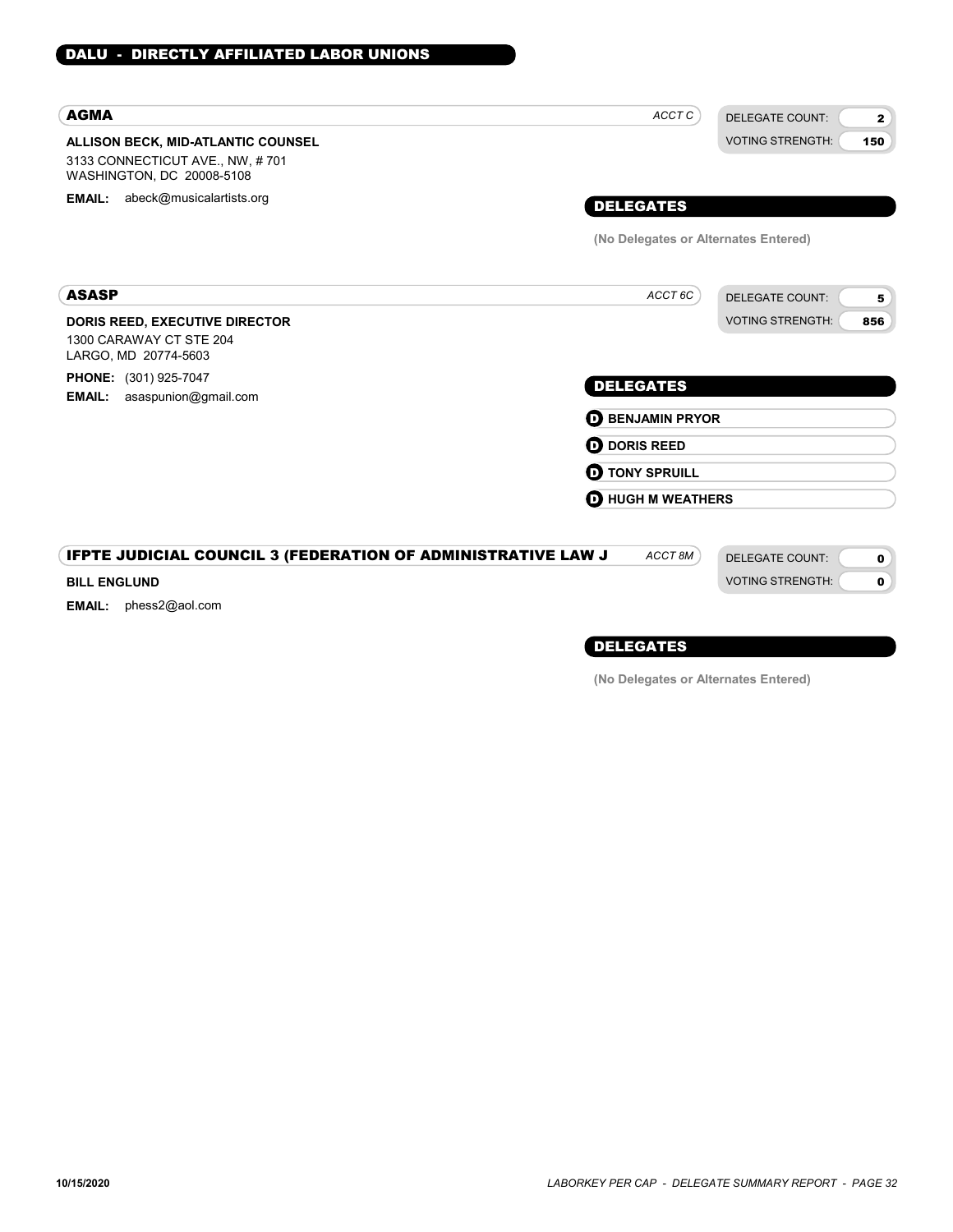## DALU - DIRECTLY AFFILIATED LABOR UNIONS

### AGMA

*ACCT C*

DELEGATE COUNT: **2**
VOTING STRENGTH: **150**

**ALLISON BECK, MID-ATLANTIC COUNSEL**
3133 CONNECTICUT AVE., NW, # 701
WASHINGTON, DC 20008-5108

**EMAIL:** abeck@musicalartists.org

#### DELEGATES

**(No Delegates or Alternates Entered)**

### ASASP

*ACCT 6C*

DELEGATE COUNT: **5**
VOTING STRENGTH: **856**

**DORIS REED, EXECUTIVE DIRECTOR**
1300 CARAWAY CT STE 204
LARGO, MD 20774-5603

**PHONE:** (301) 925-7047
**EMAIL:** asaspunion@gmail.com

#### DELEGATES

- D **BENJAMIN PRYOR**
- D **DORIS REED**
- D **TONY SPRUILL**
- D **HUGH M WEATHERS**

### IFPTE JUDICIAL COUNCIL 3 (FEDERATION OF ADMINISTRATIVE LAW J

*ACCT 8M*

DELEGATE COUNT: **0**
VOTING STRENGTH: **0**

**BILL ENGLUND**

**EMAIL:** phess2@aol.com

#### DELEGATES

**(No Delegates or Alternates Entered)**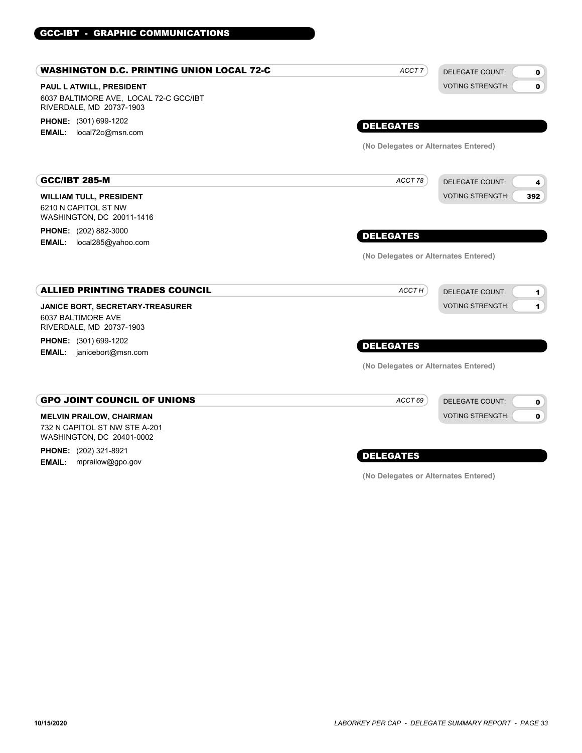## GCC-IBT - GRAPHIC COMMUNICATIONS

### WASHINGTON D.C. PRINTING UNION LOCAL 72-C

*ACCT 7*

DELEGATE COUNT: **0**
VOTING STRENGTH: **0**

**PAUL L ATWILL, PRESIDENT**
6037 BALTIMORE AVE, LOCAL 72-C GCC/IBT
RIVERDALE, MD 20737-1903

**PHONE:** (301) 699-1202
**EMAIL:** local72c@msn.com

**DELEGATES**

**(No Delegates or Alternates Entered)**

### GCC/IBT 285-M

*ACCT 78*

DELEGATE COUNT: **4**
VOTING STRENGTH: **392**

**WILLIAM TULL, PRESIDENT**
6210 N CAPITOL ST NW
WASHINGTON, DC 20011-1416

**PHONE:** (202) 882-3000
**EMAIL:** local285@yahoo.com

**DELEGATES**

**(No Delegates or Alternates Entered)**

### ALLIED PRINTING TRADES COUNCIL

*ACCT H*

DELEGATE COUNT: **1**
VOTING STRENGTH: **1**

**JANICE BORT, SECRETARY-TREASURER**
6037 BALTIMORE AVE
RIVERDALE, MD 20737-1903

**PHONE:** (301) 699-1202
**EMAIL:** janicebort@msn.com

**DELEGATES**

**(No Delegates or Alternates Entered)**

### GPO JOINT COUNCIL OF UNIONS

*ACCT 69*

DELEGATE COUNT: **0**
VOTING STRENGTH: **0**

**MELVIN PRAILOW, CHAIRMAN**
732 N CAPITOL ST NW STE A-201
WASHINGTON, DC 20401-0002

**PHONE:** (202) 321-8921
**EMAIL:** mprailow@gpo.gov

**DELEGATES**

**(No Delegates or Alternates Entered)**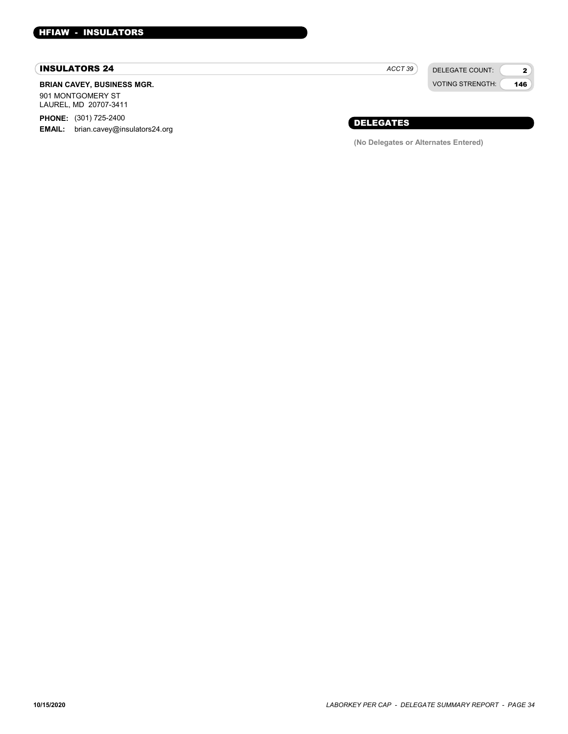## HFIAW - INSULATORS

### INSULATORS 24

*ACCT 39*

DELEGATE COUNT: 2
VOTING STRENGTH: 146

**BRIAN CAVEY, BUSINESS MGR.**

901 MONTGOMERY ST
LAUREL, MD 20707-3411

**PHONE:** (301) 725-2400
**EMAIL:** brian.cavey@insulators24.org

### DELEGATES

**(No Delegates or Alternates Entered)**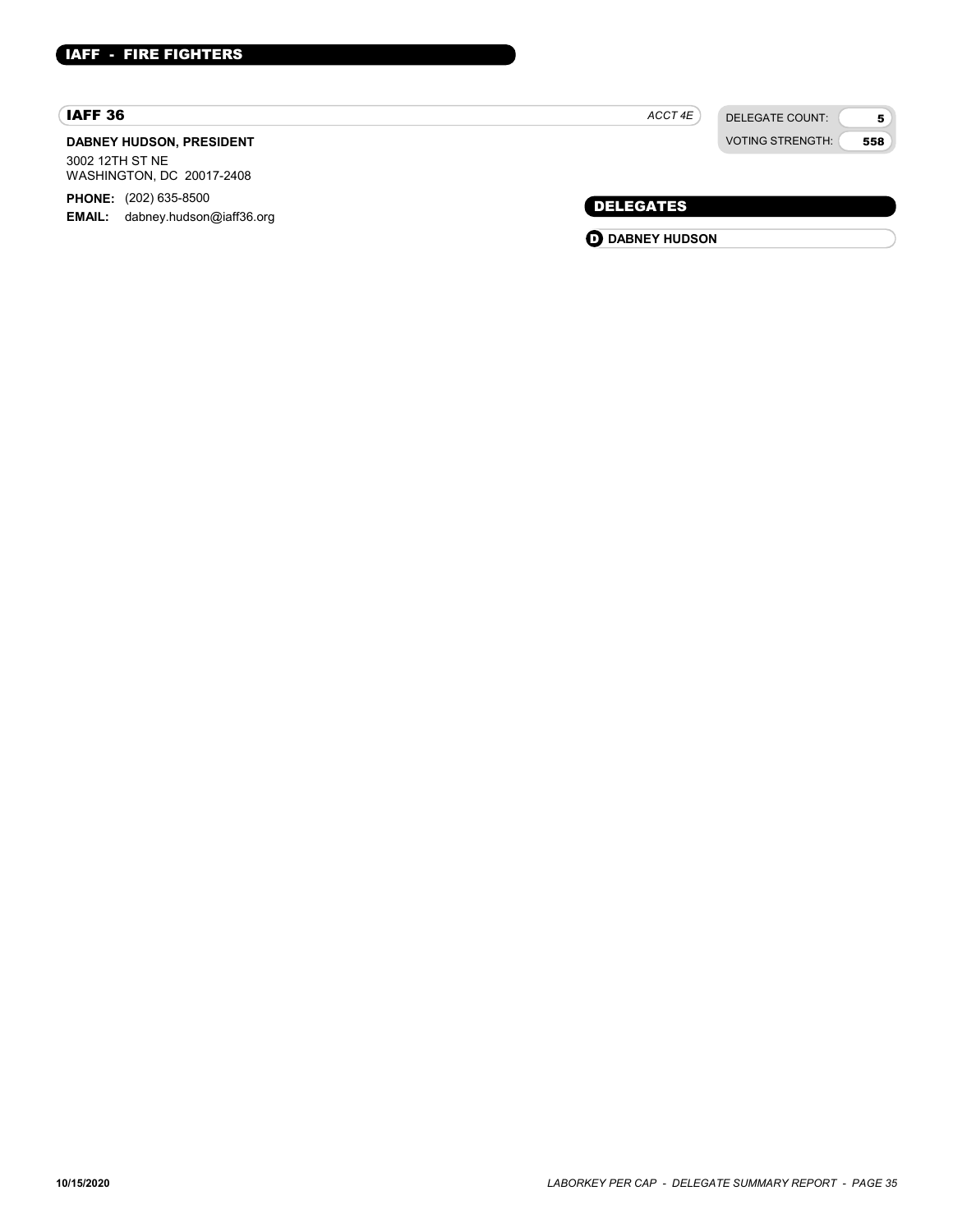## IAFF - FIRE FIGHTERS

### IAFF 36

*ACCT 4E*

| DELEGATE COUNT: | 5 |
| --- | --- |
| VOTING STRENGTH: | 558 |

**DABNEY HUDSON, PRESIDENT**

3002 12TH ST NE
WASHINGTON, DC 20017-2408

**PHONE:** (202) 635-8500
**EMAIL:** dabney.hudson@iaff36.org

#### DELEGATES

**D** **DABNEY HUDSON**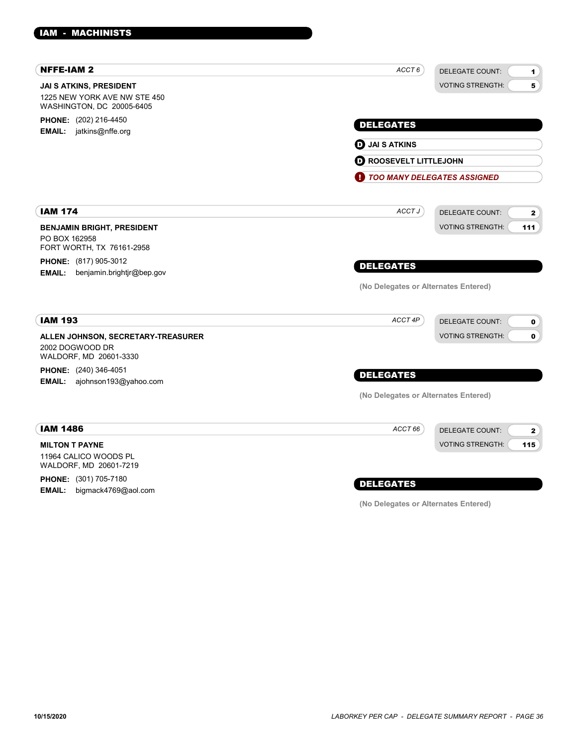# IAM - MACHINISTS

## NFFE-IAM 2

*ACCT 6*

| DELEGATE COUNT: | 1 |
|---|---|
| VOTING STRENGTH: | 5 |

**JAI S ATKINS, PRESIDENT**
1225 NEW YORK AVE NW STE 450
WASHINGTON, DC 20005-6405

**PHONE:** (202) 216-4450
**EMAIL:** jatkins@nffe.org

### DELEGATES

- D JAI S ATKINS
- D ROOSEVELT LITTLEJOHN
- ! *TOO MANY DELEGATES ASSIGNED*

## IAM 174

*ACCT J*

| DELEGATE COUNT: | 2 |
|---|---|
| VOTING STRENGTH: | 111 |

**BENJAMIN BRIGHT, PRESIDENT**
PO BOX 162958
FORT WORTH, TX 76161-2958

**PHONE:** (817) 905-3012
**EMAIL:** benjamin.brightjr@bep.gov

### DELEGATES

(No Delegates or Alternates Entered)

## IAM 193

*ACCT 4P*

| DELEGATE COUNT: | 0 |
|---|---|
| VOTING STRENGTH: | 0 |

**ALLEN JOHNSON, SECRETARY-TREASURER**
2002 DOGWOOD DR
WALDORF, MD 20601-3330

**PHONE:** (240) 346-4051
**EMAIL:** ajohnson193@yahoo.com

### DELEGATES

(No Delegates or Alternates Entered)

## IAM 1486

*ACCT 66*

| DELEGATE COUNT: | 2 |
|---|---|
| VOTING STRENGTH: | 115 |

**MILTON T PAYNE**
11964 CALICO WOODS PL
WALDORF, MD 20601-7219

**PHONE:** (301) 705-7180
**EMAIL:** bigmack4769@aol.com

### DELEGATES

(No Delegates or Alternates Entered)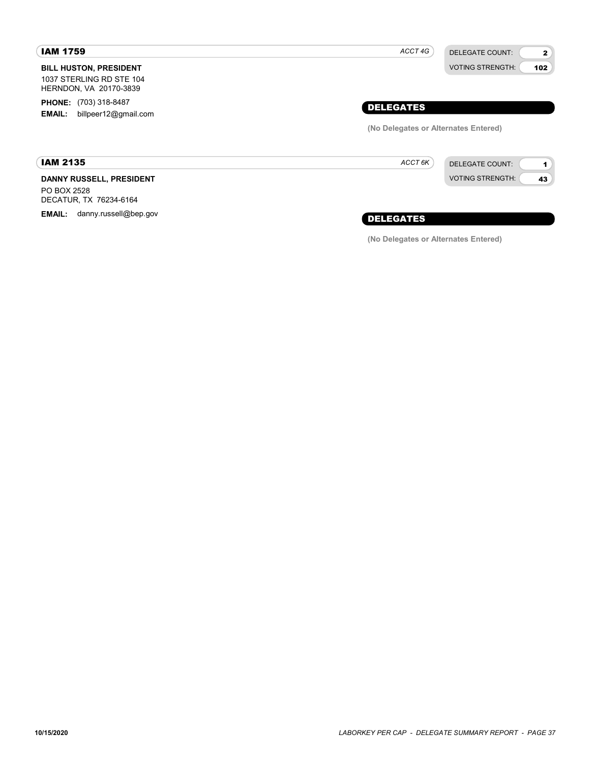## IAM 1759

*ACCT 4G*

DELEGATE COUNT: **2**
VOTING STRENGTH: **102**

**BILL HUSTON, PRESIDENT**
1037 STERLING RD STE 104
HERNDON, VA 20170-3839

**PHONE:** (703) 318-8487
**EMAIL:** billpeer12@gmail.com

### DELEGATES

**(No Delegates or Alternates Entered)**

## IAM 2135

*ACCT 6K*

DELEGATE COUNT: **1**
VOTING STRENGTH: **43**

**DANNY RUSSELL, PRESIDENT**
PO BOX 2528
DECATUR, TX 76234-6164

**EMAIL:** danny.russell@bep.gov

### DELEGATES

**(No Delegates or Alternates Entered)**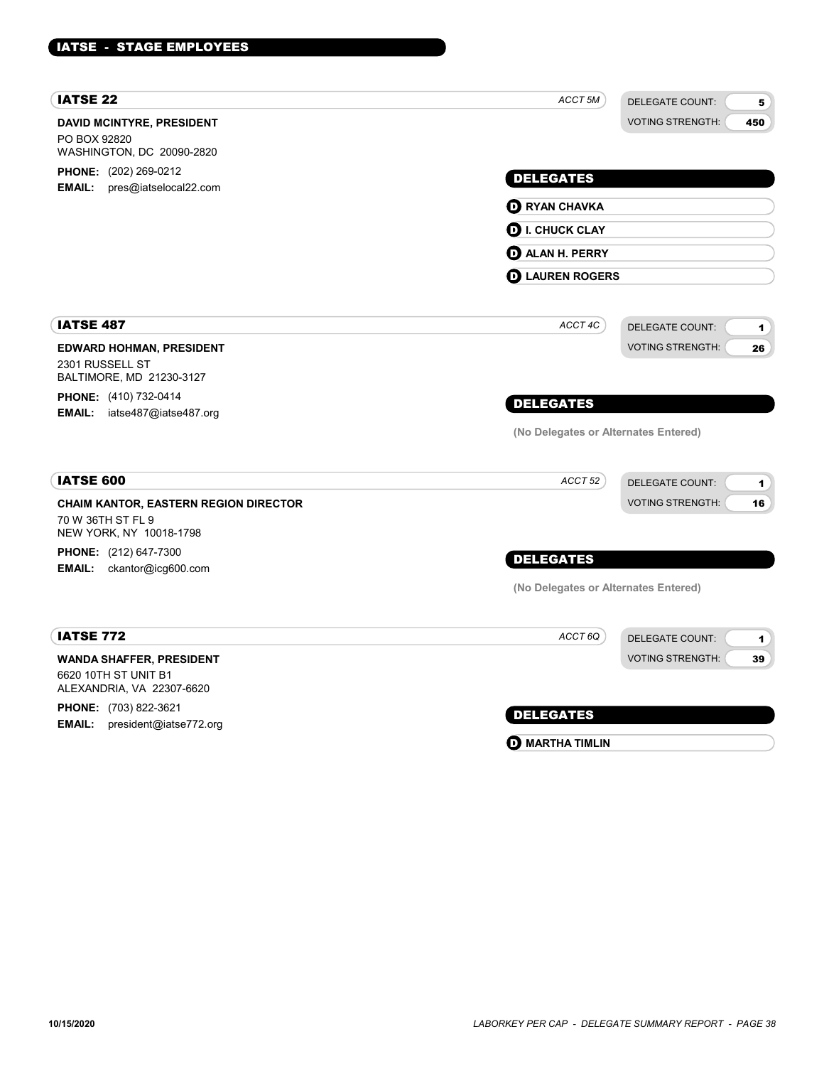## IATSE - STAGE EMPLOYEES

### IATSE 22

*ACCT 5M*

DELEGATE COUNT: 5
VOTING STRENGTH: 450

**DAVID MCINTYRE, PRESIDENT**
PO BOX 92820
WASHINGTON, DC 20090-2820

**PHONE:** (202) 269-0212
**EMAIL:** pres@iatselocal22.com

**DELEGATES**

- D **RYAN CHAVKA**
- D **I. CHUCK CLAY**
- D **ALAN H. PERRY**
- D **LAUREN ROGERS**

### IATSE 487

*ACCT 4C*

DELEGATE COUNT: 1
VOTING STRENGTH: 26

**EDWARD HOHMAN, PRESIDENT**
2301 RUSSELL ST
BALTIMORE, MD 21230-3127

**PHONE:** (410) 732-0414
**EMAIL:** iatse487@iatse487.org

**DELEGATES**

(No Delegates or Alternates Entered)

### IATSE 600

*ACCT 52*

DELEGATE COUNT: 1
VOTING STRENGTH: 16

**CHAIM KANTOR, EASTERN REGION DIRECTOR**
70 W 36TH ST FL 9
NEW YORK, NY 10018-1798

**PHONE:** (212) 647-7300
**EMAIL:** ckantor@icg600.com

**DELEGATES**

(No Delegates or Alternates Entered)

### IATSE 772

*ACCT 6Q*

DELEGATE COUNT: 1
VOTING STRENGTH: 39

**WANDA SHAFFER, PRESIDENT**
6620 10TH ST UNIT B1
ALEXANDRIA, VA 22307-6620

**PHONE:** (703) 822-3621
**EMAIL:** president@iatse772.org

**DELEGATES**

- D **MARTHA TIMLIN**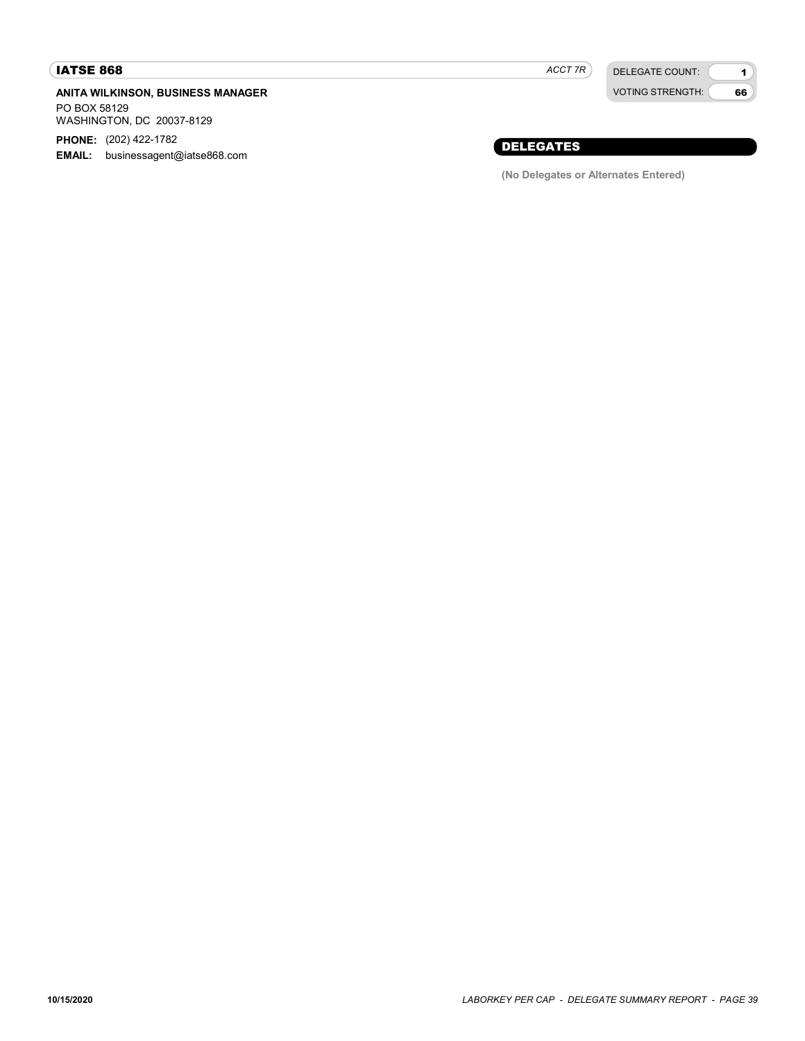## IATSE 868

*ACCT 7R*

| DELEGATE COUNT: | 1 |
| --- | --- |
| VOTING STRENGTH: | 66 |

**ANITA WILKINSON, BUSINESS MANAGER**

PO BOX 58129
WASHINGTON, DC 20037-8129

**PHONE:** (202) 422-1782
**EMAIL:** businessagent@iatse868.com

### DELEGATES

**(No Delegates or Alternates Entered)**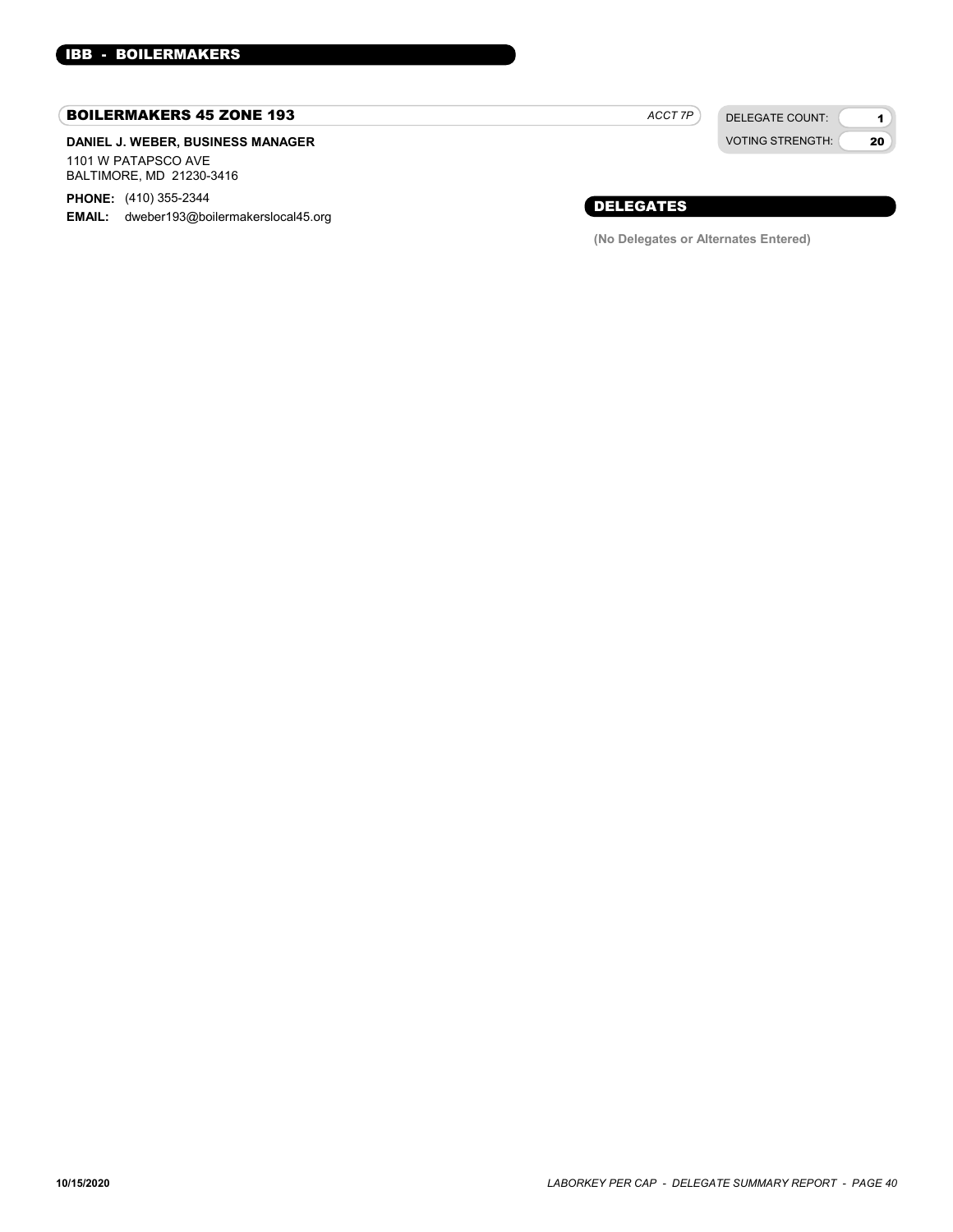## IBB - BOILERMAKERS

### BOILERMAKERS 45 ZONE 193

*ACCT 7P*

| DELEGATE COUNT: | 1 |
| --- | --- |
| VOTING STRENGTH: | 20 |

**DANIEL J. WEBER, BUSINESS MANAGER**

1101 W PATAPSCO AVE
BALTIMORE, MD 21230-3416

**PHONE:** (410) 355-2344
**EMAIL:** dweber193@boilermakerslocal45.org

### DELEGATES

**(No Delegates or Alternates Entered)**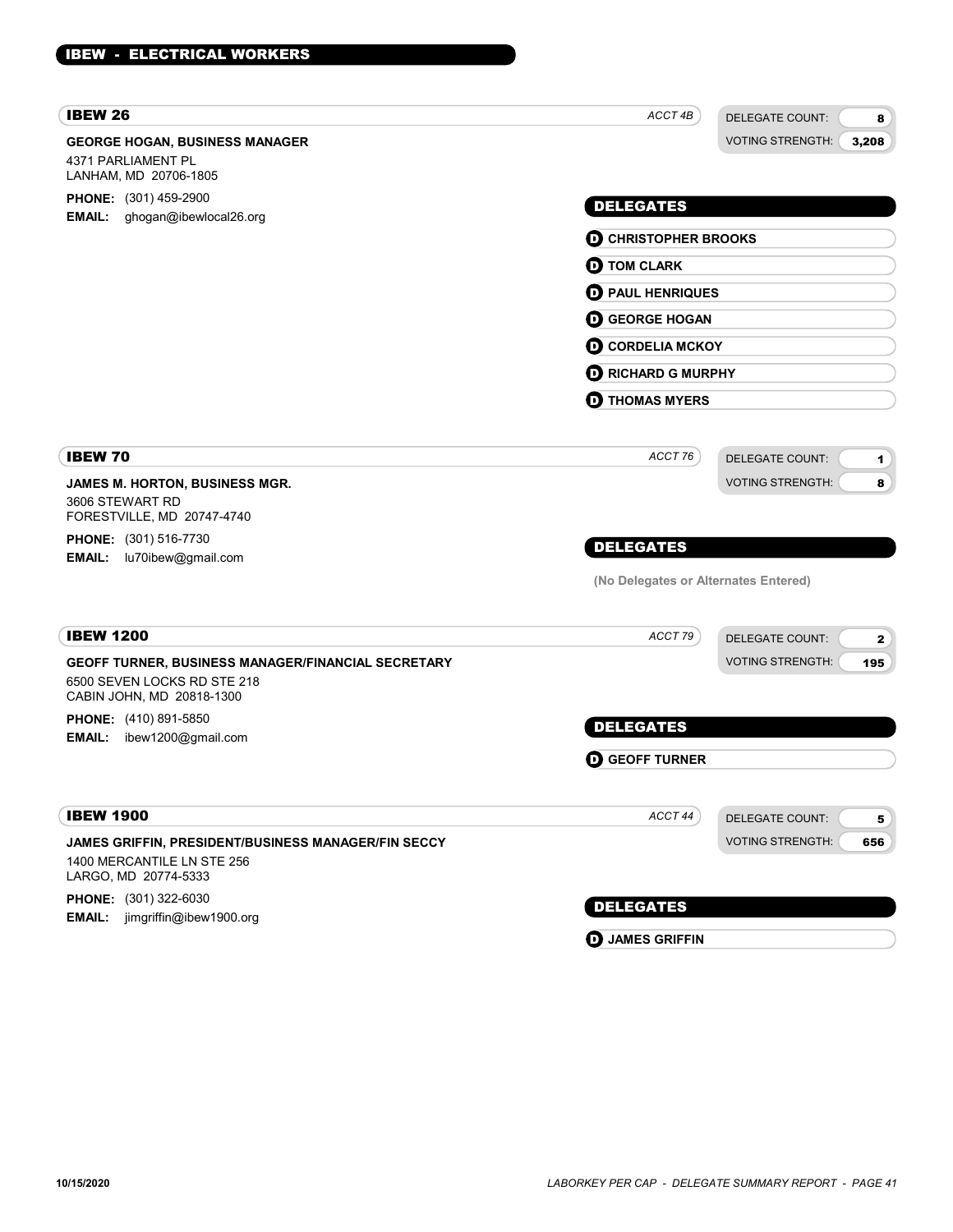## IBEW - ELECTRICAL WORKERS

### IBEW 26

*ACCT 4B*

DELEGATE COUNT: **8**
VOTING STRENGTH: **3,208**

**GEORGE HOGAN, BUSINESS MANAGER**
4371 PARLIAMENT PL
LANHAM, MD 20706-1805

**PHONE:** (301) 459-2900
**EMAIL:** ghogan@ibewlocal26.org

**DELEGATES**

- D **CHRISTOPHER BROOKS**
- D **TOM CLARK**
- D **PAUL HENRIQUES**
- D **GEORGE HOGAN**
- D **CORDELIA MCKOY**
- D **RICHARD G MURPHY**
- D **THOMAS MYERS**

### IBEW 70

*ACCT 76*

DELEGATE COUNT: **1**
VOTING STRENGTH: **8**

**JAMES M. HORTON, BUSINESS MGR.**
3606 STEWART RD
FORESTVILLE, MD 20747-4740

**PHONE:** (301) 516-7730
**EMAIL:** lu70ibew@gmail.com

**DELEGATES**

(No Delegates or Alternates Entered)

### IBEW 1200

*ACCT 79*

DELEGATE COUNT: **2**
VOTING STRENGTH: **195**

**GEOFF TURNER, BUSINESS MANAGER/FINANCIAL SECRETARY**
6500 SEVEN LOCKS RD STE 218
CABIN JOHN, MD 20818-1300

**PHONE:** (410) 891-5850
**EMAIL:** ibew1200@gmail.com

**DELEGATES**

- D **GEOFF TURNER**

### IBEW 1900

*ACCT 44*

DELEGATE COUNT: **5**
VOTING STRENGTH: **656**

**JAMES GRIFFIN, PRESIDENT/BUSINESS MANAGER/FIN SECCY**
1400 MERCANTILE LN STE 256
LARGO, MD 20774-5333

**PHONE:** (301) 322-6030
**EMAIL:** jimgriffin@ibew1900.org

**DELEGATES**

- D **JAMES GRIFFIN**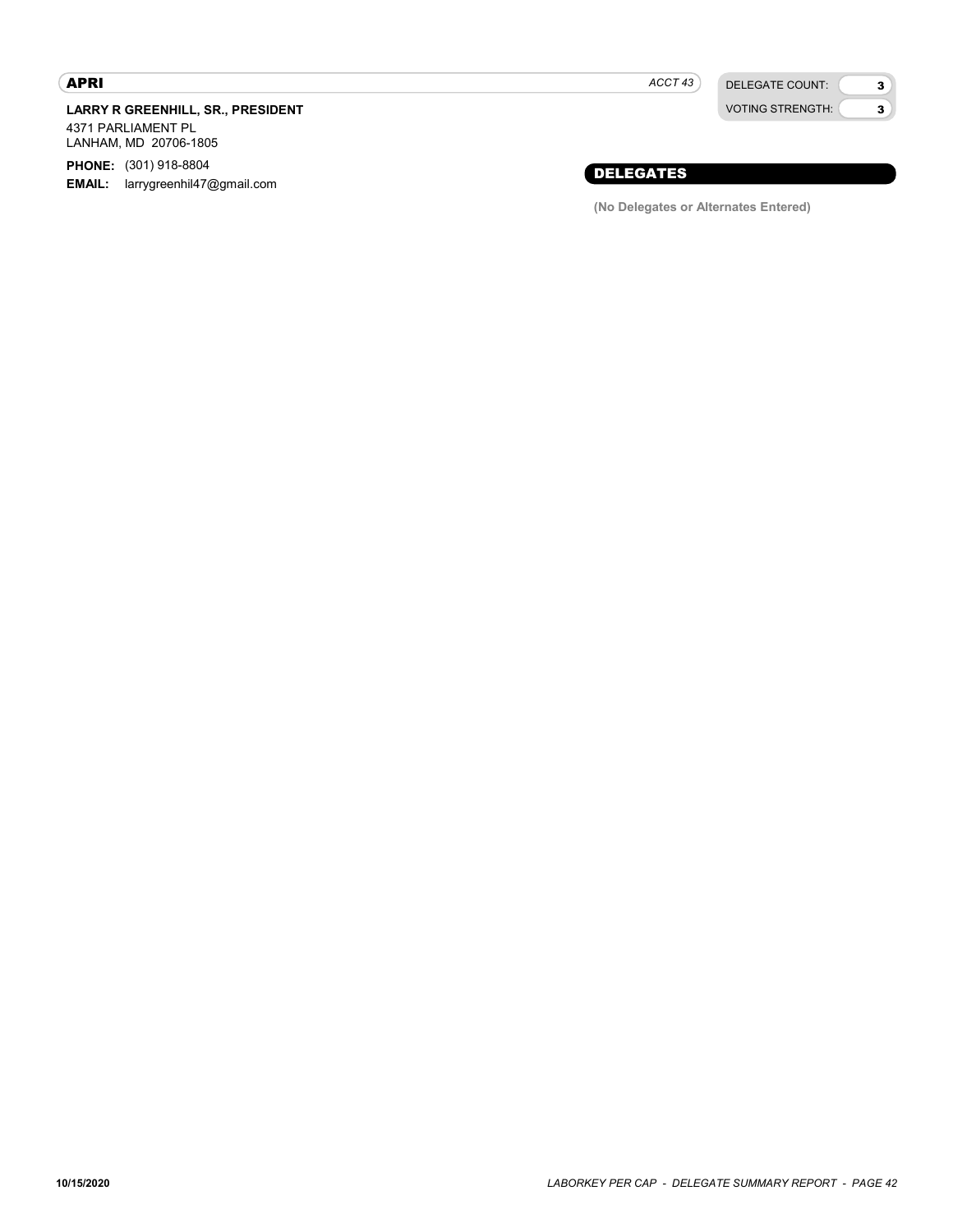## APRI

*ACCT 43*

| DELEGATE COUNT: | 3 |
| --- | --- |
| VOTING STRENGTH: | 3 |

**LARRY R GREENHILL, SR., PRESIDENT**

4371 PARLIAMENT PL
LANHAM, MD 20706-1805

**PHONE:** (301) 918-8804
**EMAIL:** larrygreenhil47@gmail.com

### DELEGATES

**(No Delegates or Alternates Entered)**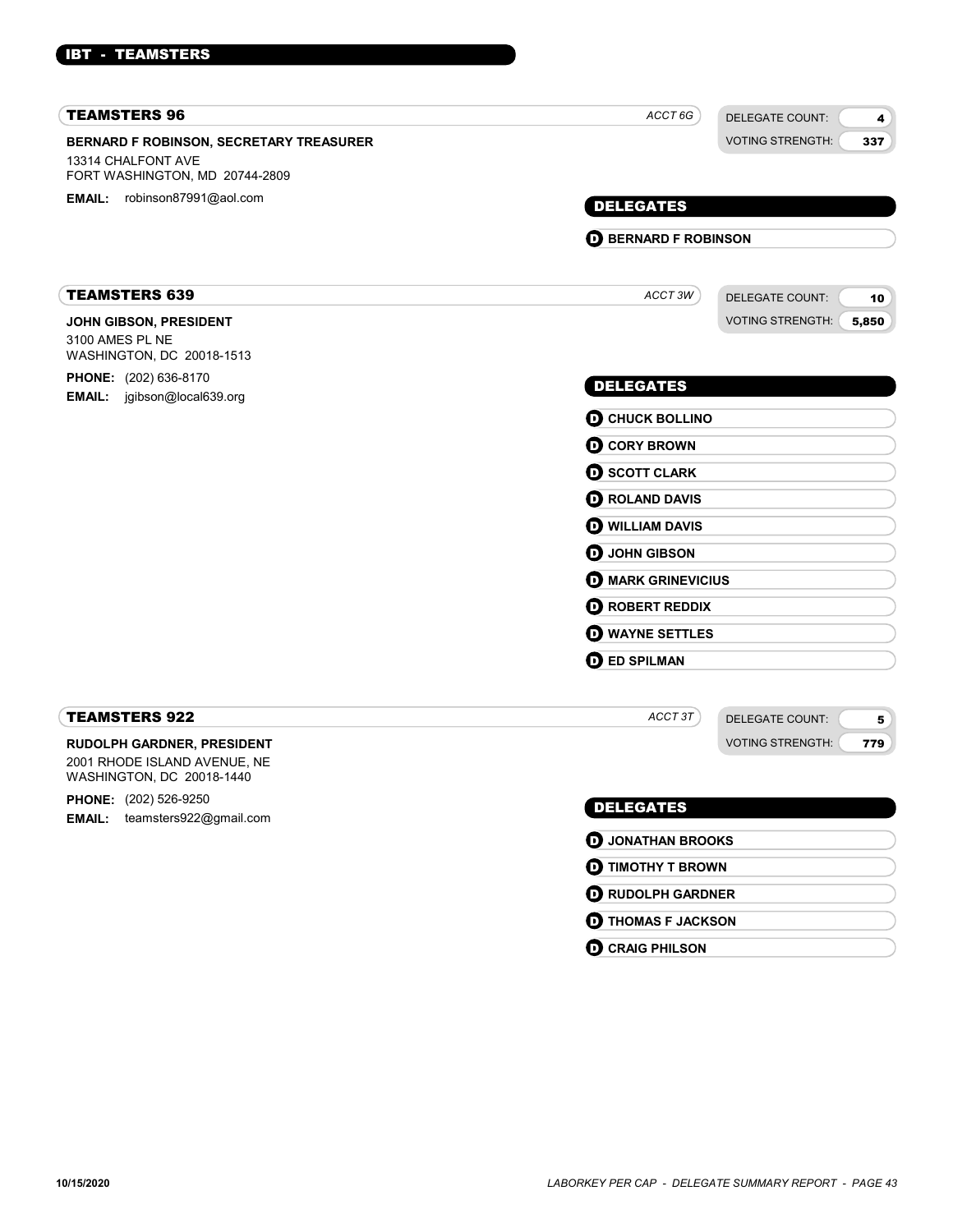## IBT - TEAMSTERS

### TEAMSTERS 96

*ACCT 6G*

DELEGATE COUNT: 4
VOTING STRENGTH: 337

**BERNARD F ROBINSON, SECRETARY TREASURER**
13314 CHALFONT AVE
FORT WASHINGTON, MD 20744-2809

**EMAIL:** robinson87991@aol.com

#### DELEGATES

- **D** BERNARD F ROBINSON

### TEAMSTERS 639

*ACCT 3W*

DELEGATE COUNT: 10
VOTING STRENGTH: 5,850

**JOHN GIBSON, PRESIDENT**
3100 AMES PL NE
WASHINGTON, DC 20018-1513

**PHONE:** (202) 636-8170
**EMAIL:** jgibson@local639.org

#### DELEGATES

- **D** CHUCK BOLLINO
- **D** CORY BROWN
- **D** SCOTT CLARK
- **D** ROLAND DAVIS
- **D** WILLIAM DAVIS
- **D** JOHN GIBSON
- **D** MARK GRINEVICIUS
- **D** ROBERT REDDIX
- **D** WAYNE SETTLES
- **D** ED SPILMAN

### TEAMSTERS 922

*ACCT 3T*

DELEGATE COUNT: 5
VOTING STRENGTH: 779

**RUDOLPH GARDNER, PRESIDENT**
2001 RHODE ISLAND AVENUE, NE
WASHINGTON, DC 20018-1440

**PHONE:** (202) 526-9250
**EMAIL:** teamsters922@gmail.com

#### DELEGATES

- **D** JONATHAN BROOKS
- **D** TIMOTHY T BROWN
- **D** RUDOLPH GARDNER
- **D** THOMAS F JACKSON
- **D** CRAIG PHILSON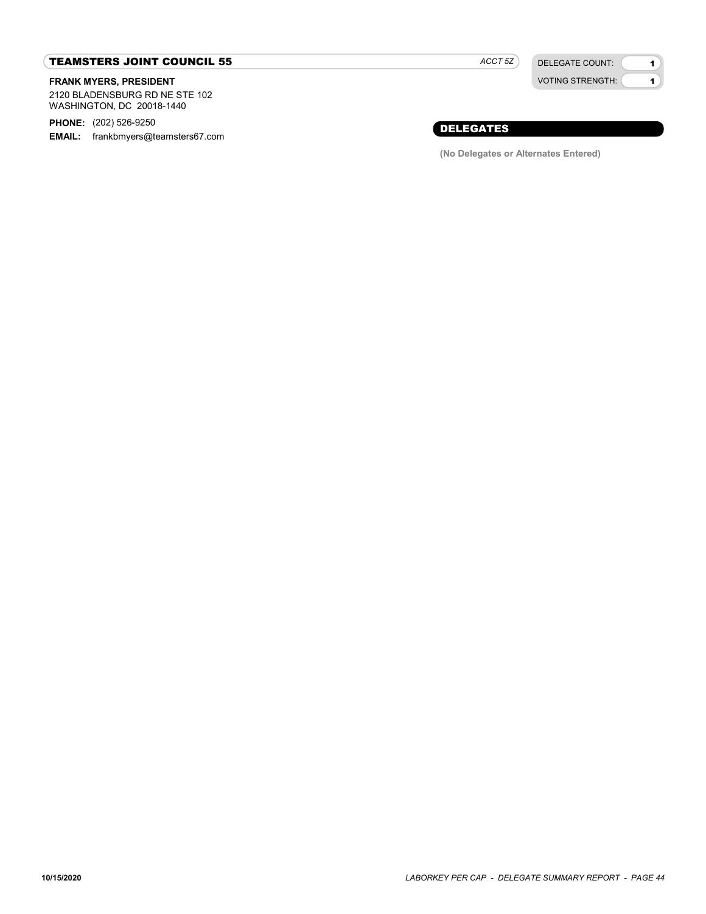## TEAMSTERS JOINT COUNCIL 55

*ACCT 5Z*

| DELEGATE COUNT: | 1 |
| --- | --- |
| VOTING STRENGTH: | 1 |

**FRANK MYERS, PRESIDENT**

2120 BLADENSBURG RD NE STE 102
WASHINGTON, DC 20018-1440

**PHONE:** (202) 526-9250
**EMAIL:** frankbmyers@teamsters67.com

### DELEGATES

**(No Delegates or Alternates Entered)**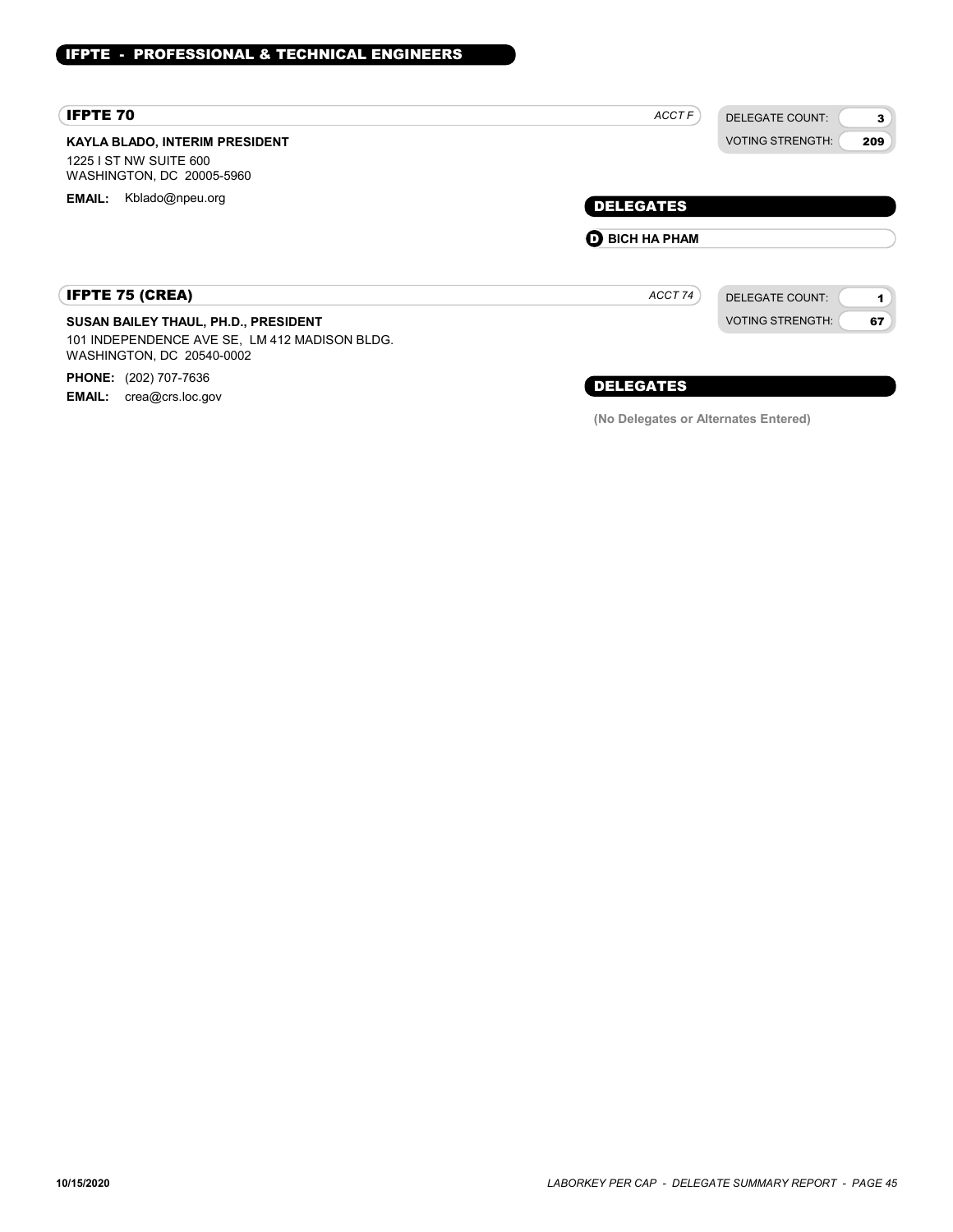## IFPTE - PROFESSIONAL & TECHNICAL ENGINEERS

### IFPTE 70

*ACCT F*

DELEGATE COUNT: **3**
VOTING STRENGTH: **209**

**KAYLA BLADO, INTERIM PRESIDENT**
1225 I ST NW SUITE 600
WASHINGTON, DC 20005-5960

**EMAIL:** Kblado@npeu.org

**DELEGATES**

- **D** **BICH HA PHAM**

### IFPTE 75 (CREA)

*ACCT 74*

DELEGATE COUNT: **1**
VOTING STRENGTH: **67**

**SUSAN BAILEY THAUL, PH.D., PRESIDENT**
101 INDEPENDENCE AVE SE, LM 412 MADISON BLDG.
WASHINGTON, DC 20540-0002

**PHONE:** (202) 707-7636
**EMAIL:** crea@crs.loc.gov

**DELEGATES**

**(No Delegates or Alternates Entered)**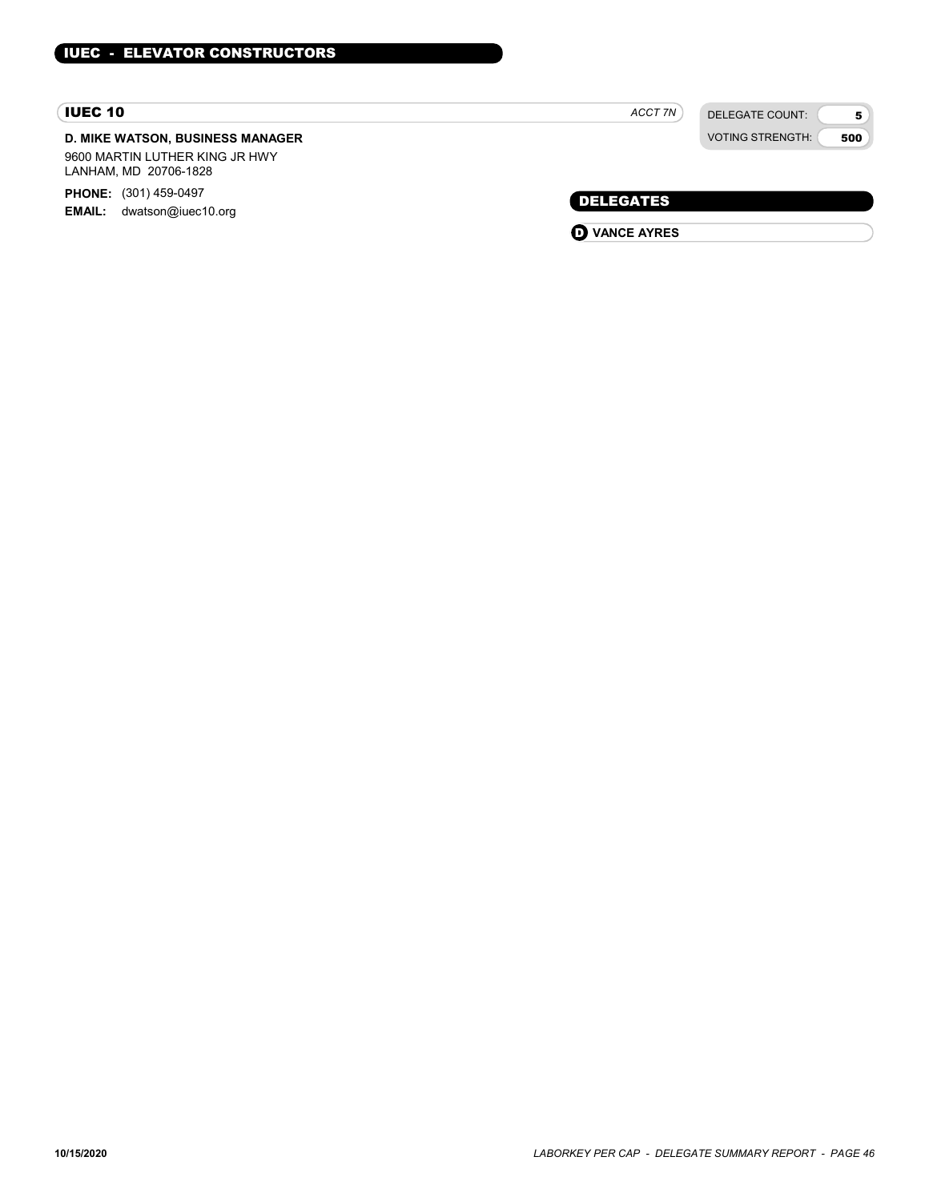## IUEC - ELEVATOR CONSTRUCTORS

### IUEC 10

*ACCT 7N*

| DELEGATE COUNT: | 5 |
| --- | --- |
| VOTING STRENGTH: | 500 |

**D. MIKE WATSON, BUSINESS MANAGER**

9600 MARTIN LUTHER KING JR HWY
LANHAM, MD 20706-1828

**PHONE:** (301) 459-0497
**EMAIL:** dwatson@iuec10.org

#### DELEGATES

- D **VANCE AYRES**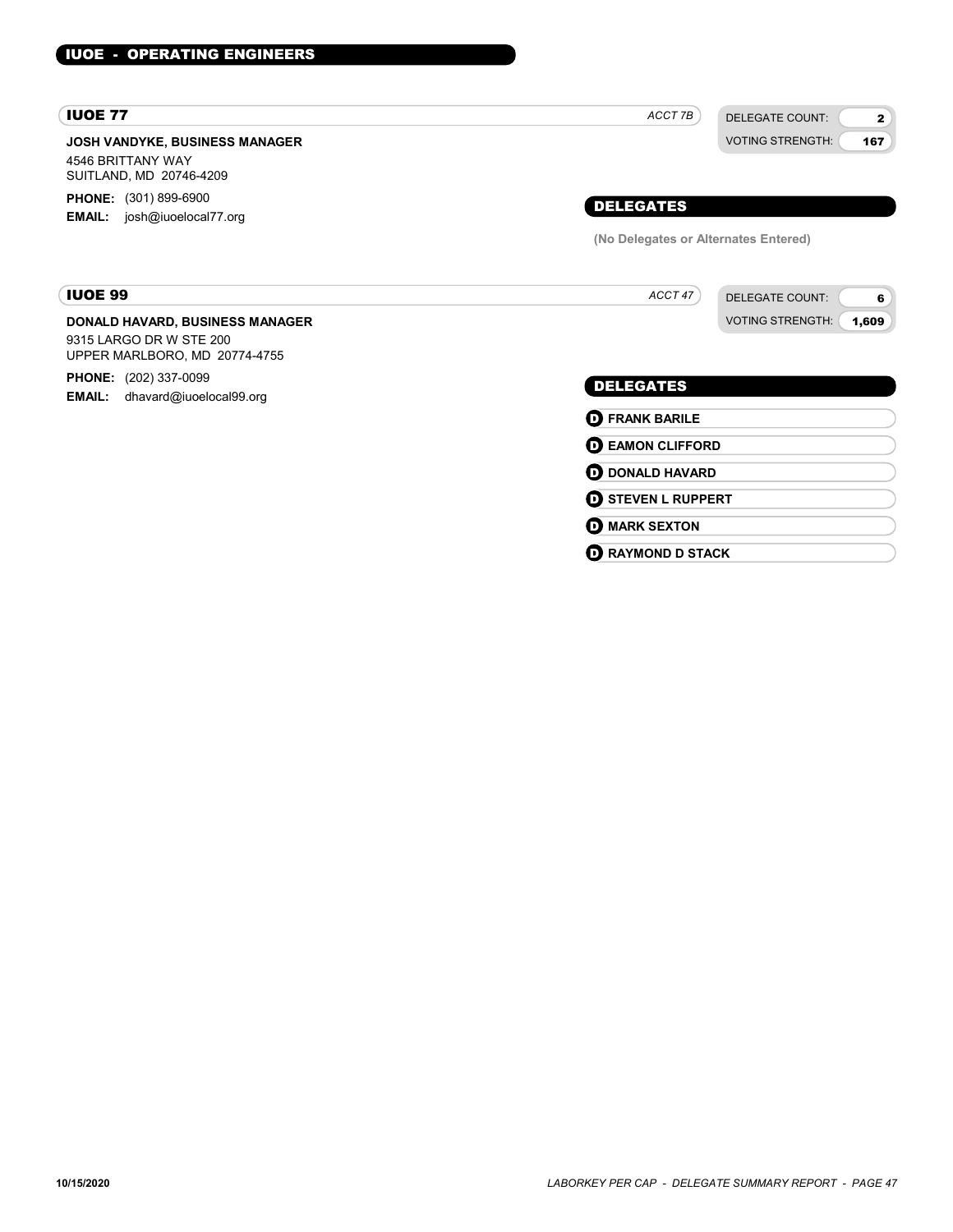## IUOE - OPERATING ENGINEERS

### IUOE 77

*ACCT 7B*

DELEGATE COUNT: **2**
VOTING STRENGTH: **167**

**JOSH VANDYKE, BUSINESS MANAGER**
4546 BRITTANY WAY
SUITLAND, MD 20746-4209

**PHONE:** (301) 899-6900
**EMAIL:** josh@iuoelocal77.org

#### DELEGATES

**(No Delegates or Alternates Entered)**

### IUOE 99

*ACCT 47*

DELEGATE COUNT: **6**
VOTING STRENGTH: **1,609**

**DONALD HAVARD, BUSINESS MANAGER**
9315 LARGO DR W STE 200
UPPER MARLBORO, MD 20774-4755

**PHONE:** (202) 337-0099
**EMAIL:** dhavard@iuoelocal99.org

#### DELEGATES

- **D** **FRANK BARILE**
- **D** **EAMON CLIFFORD**
- **D** **DONALD HAVARD**
- **D** **STEVEN L RUPPERT**
- **D** **MARK SEXTON**
- **D** **RAYMOND D STACK**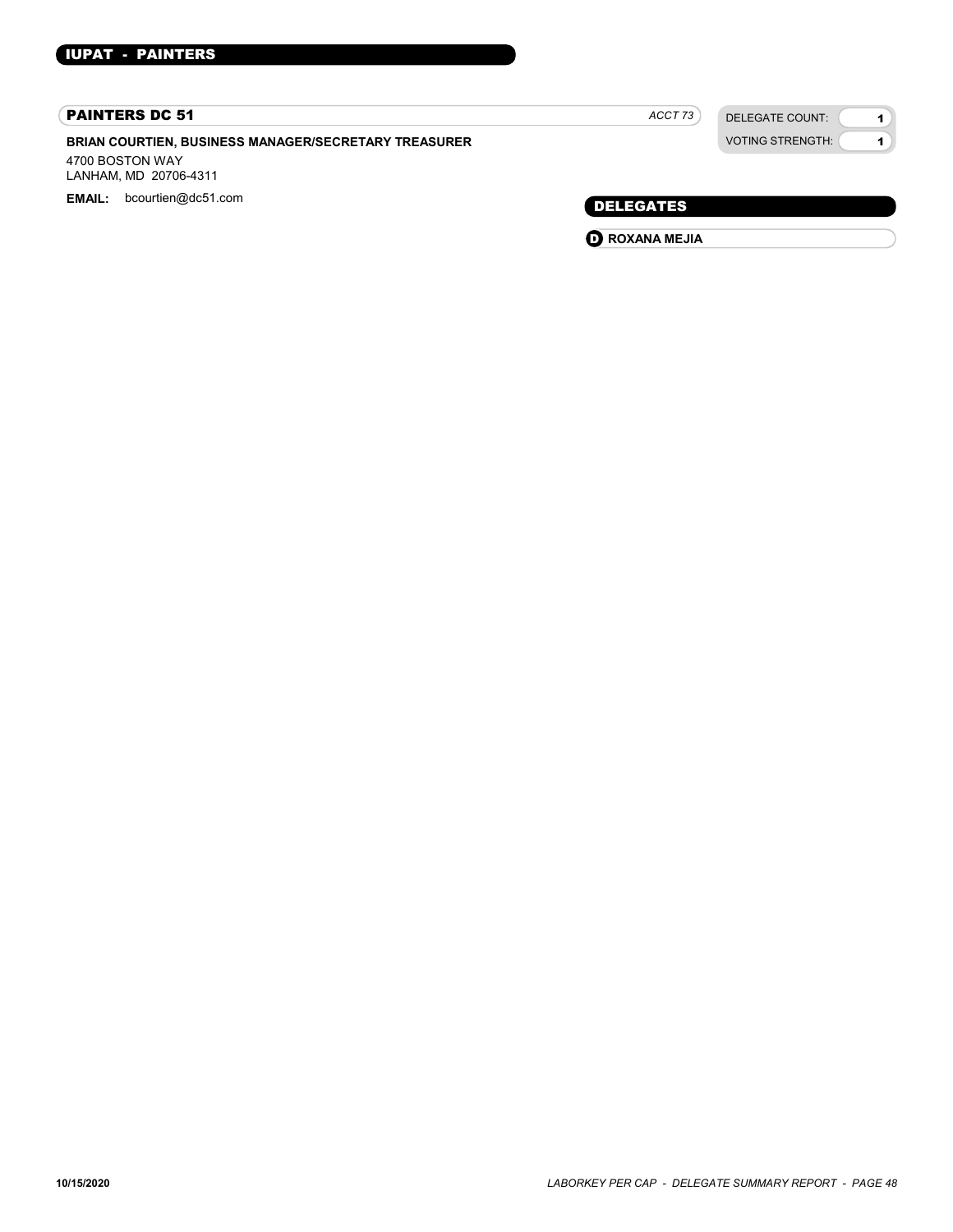## IUPAT - PAINTERS

### PAINTERS DC 51

*ACCT 73*

| DELEGATE COUNT: | 1 |
| --- | --- |
| VOTING STRENGTH: | 1 |

**BRIAN COURTIEN, BUSINESS MANAGER/SECRETARY TREASURER**

4700 BOSTON WAY
LANHAM, MD 20706-4311

**EMAIL:** bcourtien@dc51.com

### DELEGATES

- **D** **ROXANA MEJIA**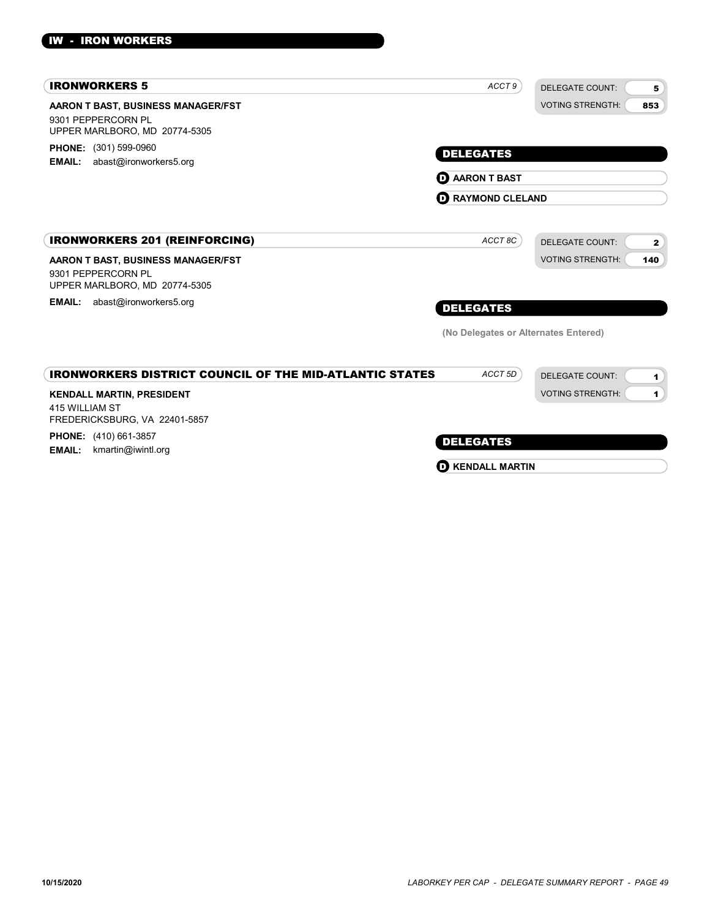## IW - IRON WORKERS

### IRONWORKERS 5

*ACCT 9*

DELEGATE COUNT: 5
VOTING STRENGTH: 853

**AARON T BAST, BUSINESS MANAGER/FST**
9301 PEPPERCORN PL
UPPER MARLBORO, MD 20774-5305

**PHONE:** (301) 599-0960
**EMAIL:** abast@ironworkers5.org

**DELEGATES**

- **D** AARON T BAST
- **D** RAYMOND CLELAND

### IRONWORKERS 201 (REINFORCING)

*ACCT 8C*

DELEGATE COUNT: 2
VOTING STRENGTH: 140

**AARON T BAST, BUSINESS MANAGER/FST**
9301 PEPPERCORN PL
UPPER MARLBORO, MD 20774-5305

**EMAIL:** abast@ironworkers5.org

**DELEGATES**

(No Delegates or Alternates Entered)

### IRONWORKERS DISTRICT COUNCIL OF THE MID-ATLANTIC STATES

*ACCT 5D*

DELEGATE COUNT: 1
VOTING STRENGTH: 1

**KENDALL MARTIN, PRESIDENT**
415 WILLIAM ST
FREDERICKSBURG, VA 22401-5857

**PHONE:** (410) 661-3857
**EMAIL:** kmartin@iwintl.org

**DELEGATES**

- **D** KENDALL MARTIN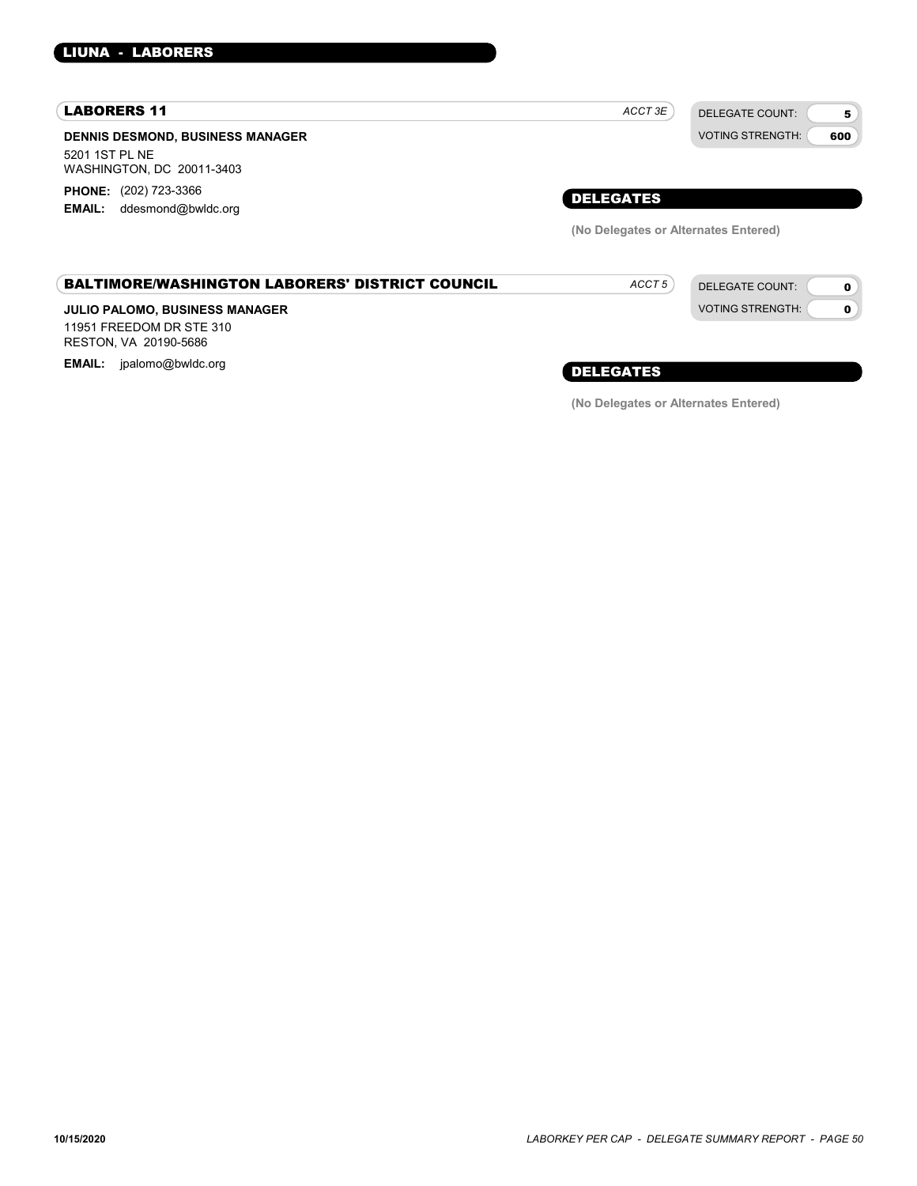## LIUNA - LABORERS

### LABORERS 11

*ACCT 3E*

| | |
|---|---|
| DELEGATE COUNT: | 5 |
| VOTING STRENGTH: | 600 |

**DENNIS DESMOND, BUSINESS MANAGER**

5201 1ST PL NE
WASHINGTON, DC 20011-3403

**PHONE:** (202) 723-3366
**EMAIL:** ddesmond@bwldc.org

#### DELEGATES

**(No Delegates or Alternates Entered)**

### BALTIMORE/WASHINGTON LABORERS' DISTRICT COUNCIL

*ACCT 5*

| | |
|---|---|
| DELEGATE COUNT: | 0 |
| VOTING STRENGTH: | 0 |

**JULIO PALOMO, BUSINESS MANAGER**

11951 FREEDOM DR STE 310
RESTON, VA 20190-5686

**EMAIL:** jpalomo@bwldc.org

#### DELEGATES

**(No Delegates or Alternates Entered)**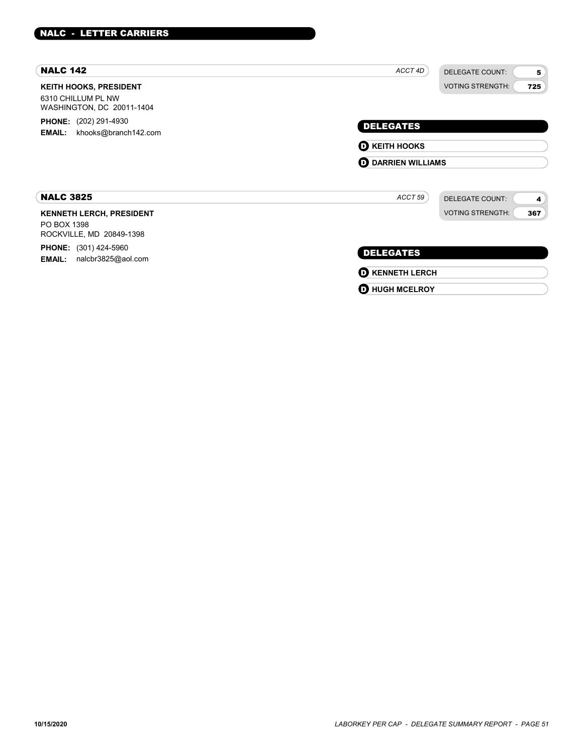# NALC - LETTER CARRIERS

## NALC 142

*ACCT 4D*

DELEGATE COUNT: **5**
VOTING STRENGTH: **725**

**KEITH HOOKS, PRESIDENT**
6310 CHILLUM PL NW
WASHINGTON, DC 20011-1404

**PHONE:** (202) 291-4930
**EMAIL:** khooks@branch142.com

### DELEGATES

- **D** **KEITH HOOKS**
- **D** **DARRIEN WILLIAMS**

## NALC 3825

*ACCT 59*

DELEGATE COUNT: **4**
VOTING STRENGTH: **367**

**KENNETH LERCH, PRESIDENT**
PO BOX 1398
ROCKVILLE, MD 20849-1398

**PHONE:** (301) 424-5960
**EMAIL:** nalcbr3825@aol.com

### DELEGATES

- **D** **KENNETH LERCH**
- **D** **HUGH MCELROY**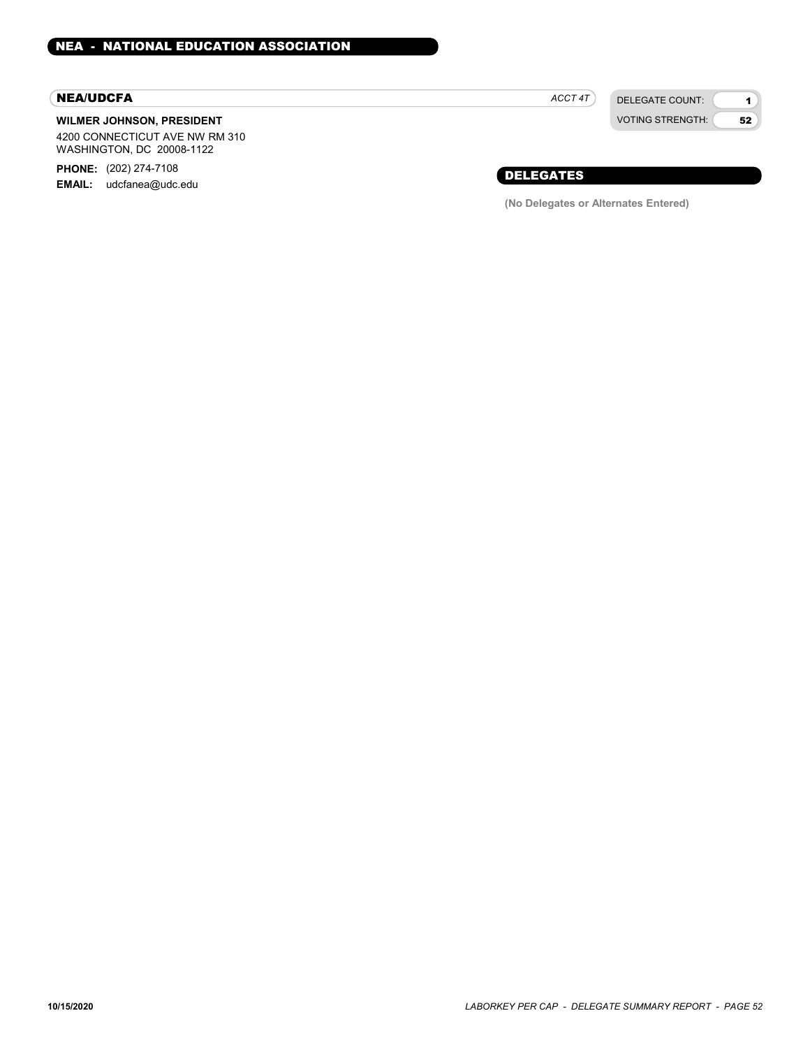## NEA - NATIONAL EDUCATION ASSOCIATION

### NEA/UDCFA

*ACCT 4T*

| | |
|---|---|
| DELEGATE COUNT: | 1 |
| VOTING STRENGTH: | 52 |

**WILMER JOHNSON, PRESIDENT**

4200 CONNECTICUT AVE NW RM 310
WASHINGTON, DC 20008-1122

**PHONE:** (202) 274-7108
**EMAIL:** udcfanea@udc.edu

### DELEGATES

**(No Delegates or Alternates Entered)**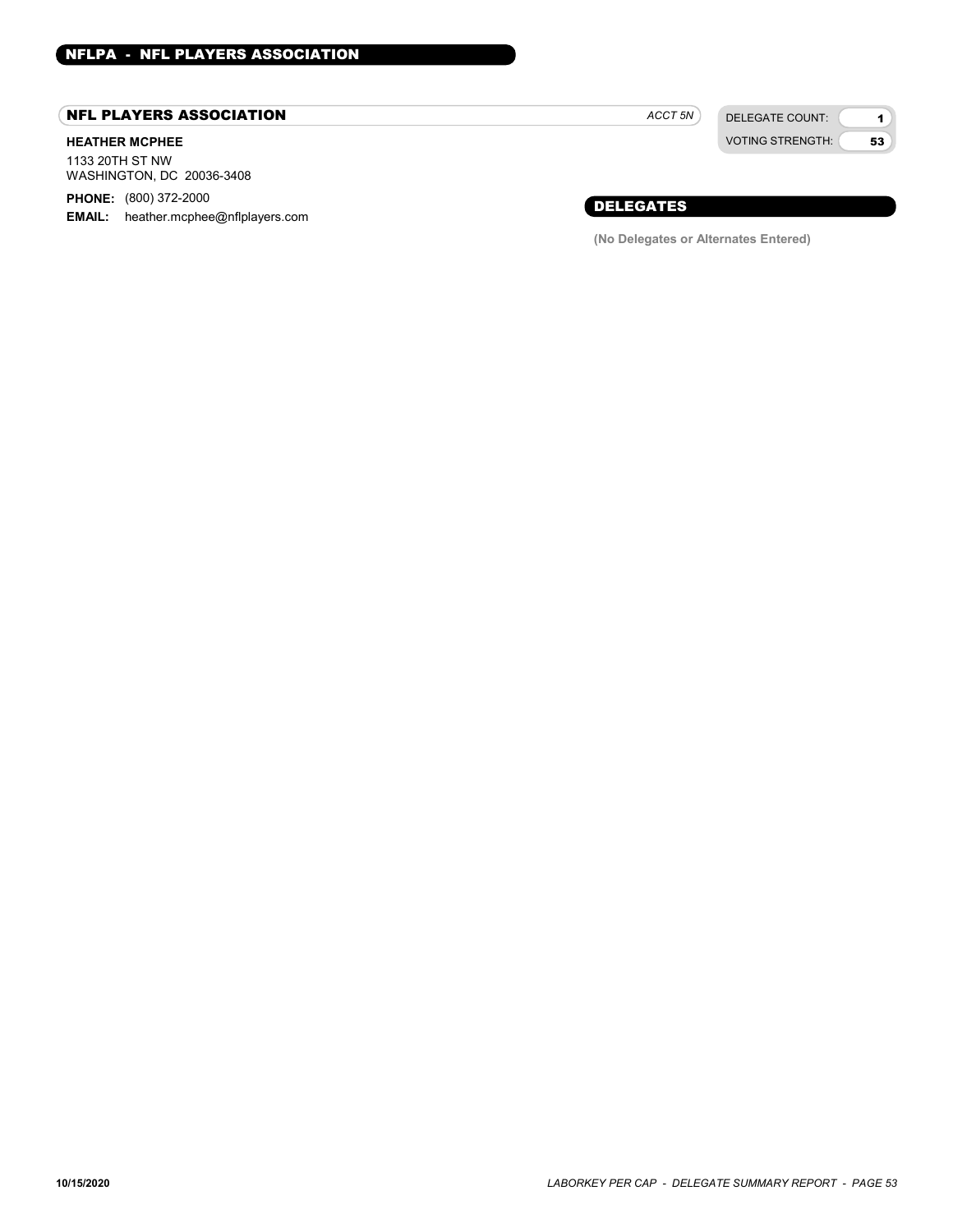## NFLPA - NFL PLAYERS ASSOCIATION

### NFL PLAYERS ASSOCIATION

*ACCT 5N*

| DELEGATE COUNT: | 1 |
| --- | --- |
| VOTING STRENGTH: | 53 |

**HEATHER MCPHEE**

1133 20TH ST NW
WASHINGTON, DC 20036-3408

**PHONE:** (800) 372-2000
**EMAIL:** heather.mcphee@nflplayers.com

### DELEGATES

**(No Delegates or Alternates Entered)**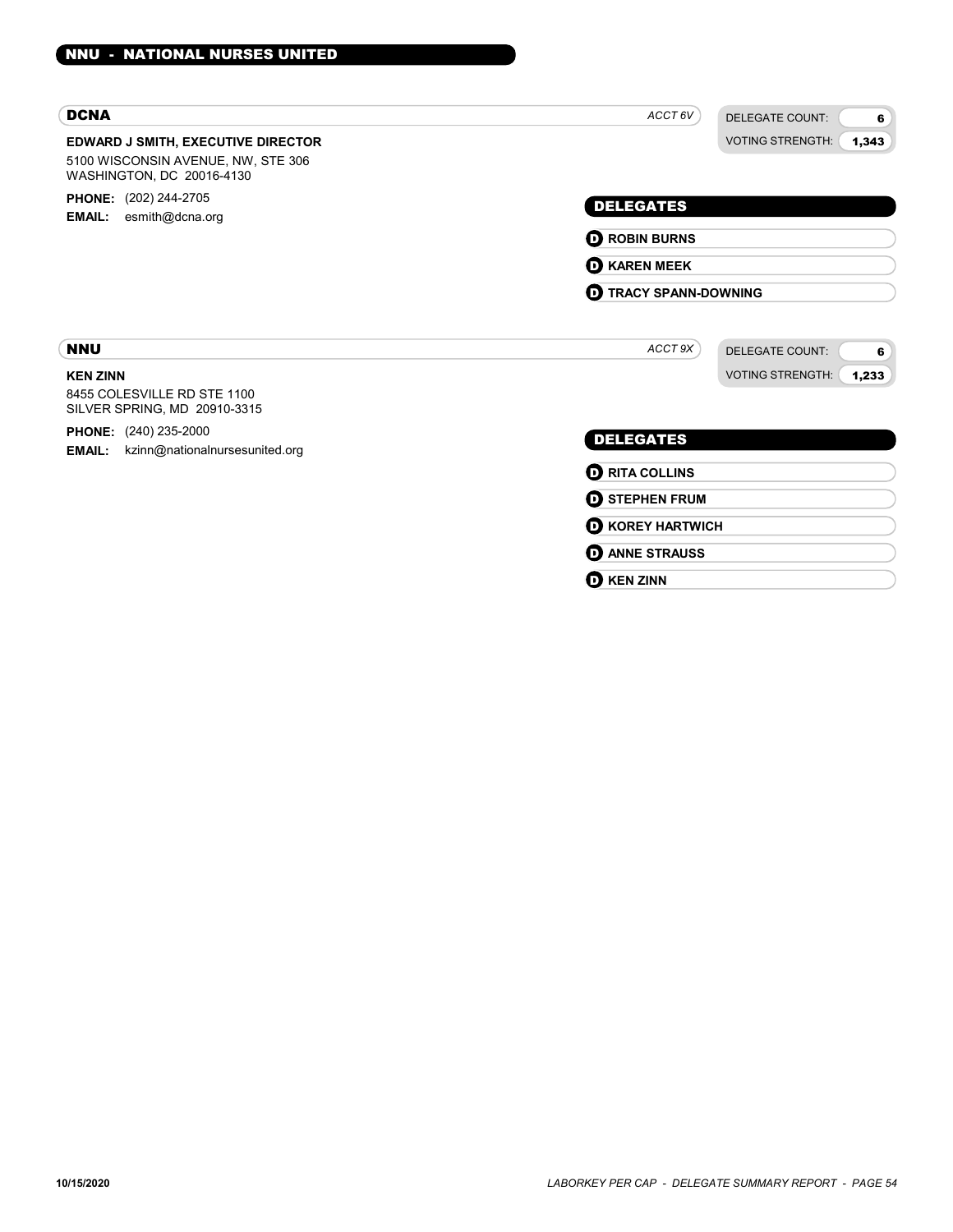## NNU - NATIONAL NURSES UNITED

### DCNA

*ACCT 6V*

DELEGATE COUNT: 6
VOTING STRENGTH: 1,343

**EDWARD J SMITH, EXECUTIVE DIRECTOR**
5100 WISCONSIN AVENUE, NW, STE 306
WASHINGTON, DC 20016-4130

**PHONE:** (202) 244-2705
**EMAIL:** esmith@dcna.org

#### DELEGATES

- **D** ROBIN BURNS
- **D** KAREN MEEK
- **D** TRACY SPANN-DOWNING

### NNU

*ACCT 9X*

DELEGATE COUNT: 6
VOTING STRENGTH: 1,233

**KEN ZINN**
8455 COLESVILLE RD STE 1100
SILVER SPRING, MD 20910-3315

**PHONE:** (240) 235-2000
**EMAIL:** kzinn@nationalnursesunited.org

#### DELEGATES

- **D** RITA COLLINS
- **D** STEPHEN FRUM
- **D** KOREY HARTWICH
- **D** ANNE STRAUSS
- **D** KEN ZINN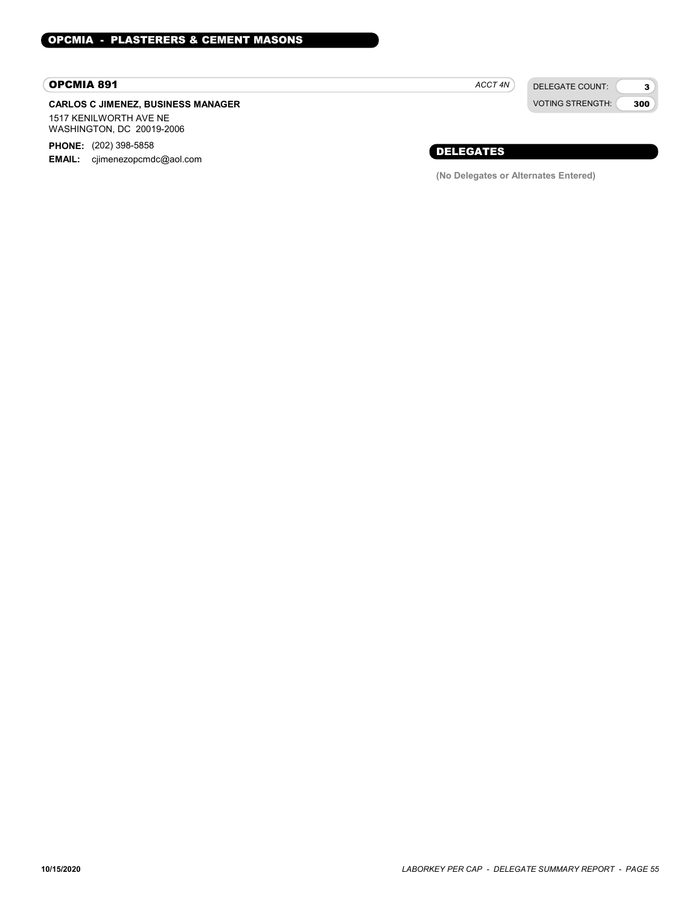## OPCMIA - PLASTERERS & CEMENT MASONS

### OPCMIA 891

*ACCT 4N*

| DELEGATE COUNT: | 3 |
|---|---|
| VOTING STRENGTH: | 300 |

**CARLOS C JIMENEZ, BUSINESS MANAGER**

1517 KENILWORTH AVE NE
WASHINGTON, DC 20019-2006

**PHONE:** (202) 398-5858
**EMAIL:** cjimenezopcmdc@aol.com

#### DELEGATES

**(No Delegates or Alternates Entered)**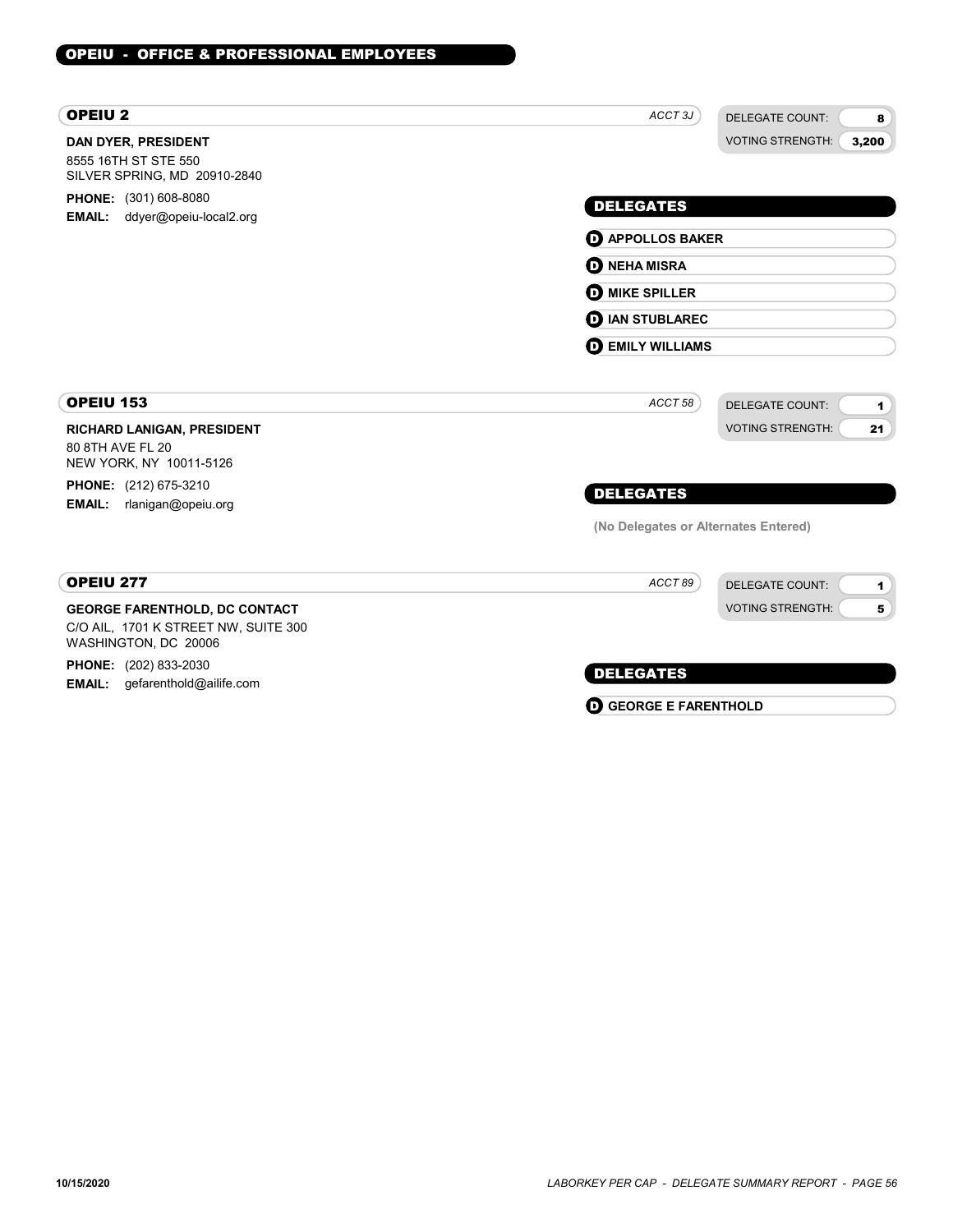## OPEIU - OFFICE & PROFESSIONAL EMPLOYEES

### OPEIU 2

*ACCT 3J*

DELEGATE COUNT: **8**
VOTING STRENGTH: **3,200**

**DAN DYER, PRESIDENT**
8555 16TH ST STE 550
SILVER SPRING, MD 20910-2840

**PHONE:** (301) 608-8080
**EMAIL:** ddyer@opeiu-local2.org

**DELEGATES**

- **D** APPOLLOS BAKER
- **D** NEHA MISRA
- **D** MIKE SPILLER
- **D** IAN STUBLAREC
- **D** EMILY WILLIAMS

### OPEIU 153

*ACCT 58*

DELEGATE COUNT: **1**
VOTING STRENGTH: **21**

**RICHARD LANIGAN, PRESIDENT**
80 8TH AVE FL 20
NEW YORK, NY 10011-5126

**PHONE:** (212) 675-3210
**EMAIL:** rlanigan@opeiu.org

**DELEGATES**

(No Delegates or Alternates Entered)

### OPEIU 277

*ACCT 89*

DELEGATE COUNT: **1**
VOTING STRENGTH: **5**

**GEORGE FARENTHOLD, DC CONTACT**
C/O AIL, 1701 K STREET NW, SUITE 300
WASHINGTON, DC 20006

**PHONE:** (202) 833-2030
**EMAIL:** gefarenthold@ailife.com

**DELEGATES**

- **D** GEORGE E FARENTHOLD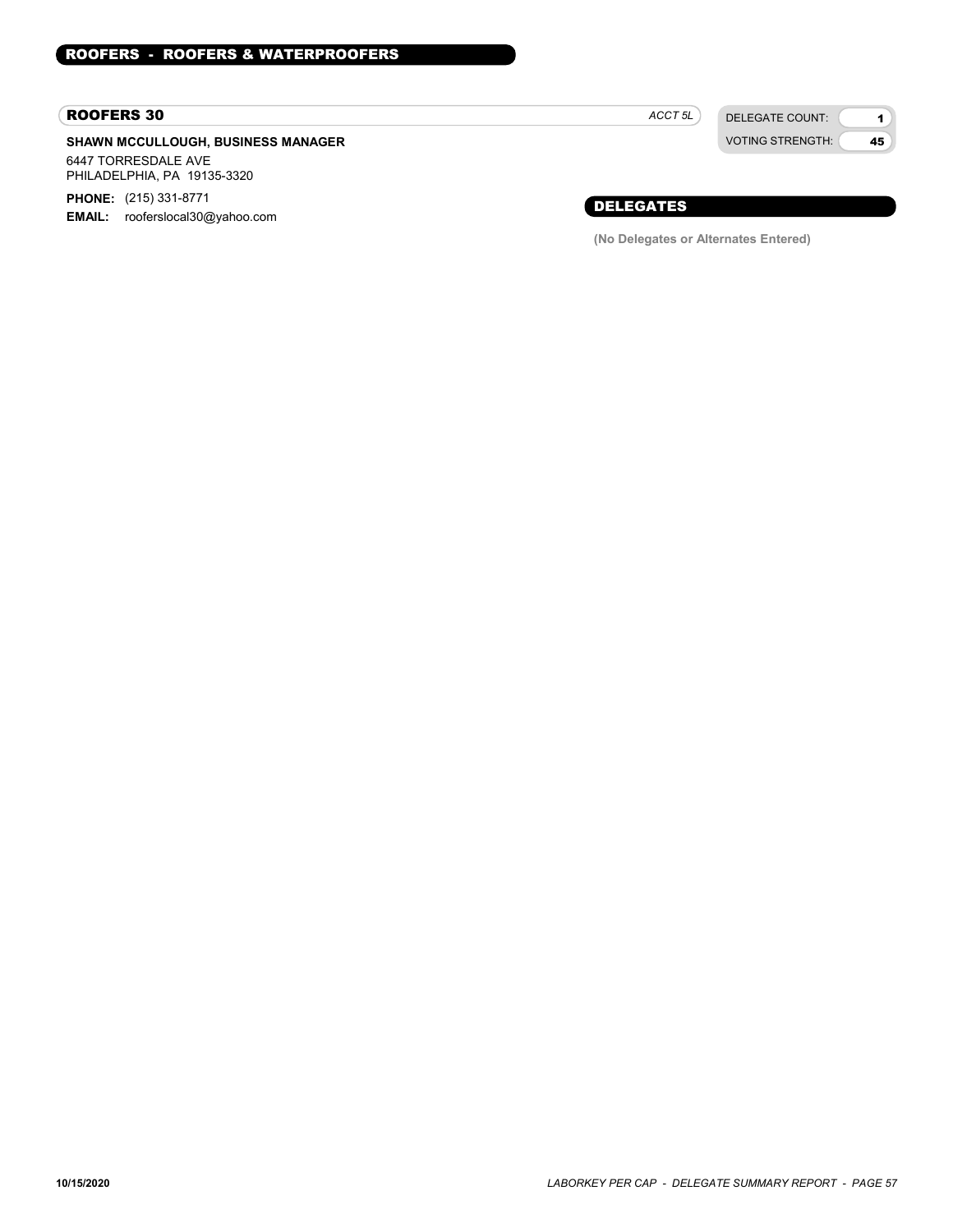## ROOFERS - ROOFERS & WATERPROOFERS

### ROOFERS 30

*ACCT 5L*

DELEGATE COUNT: 1
VOTING STRENGTH: 45

**SHAWN MCCULLOUGH, BUSINESS MANAGER**
6447 TORRESDALE AVE
PHILADELPHIA, PA 19135-3320

**PHONE:** (215) 331-8771
**EMAIL:** rooferslocal30@yahoo.com

#### DELEGATES

**(No Delegates or Alternates Entered)**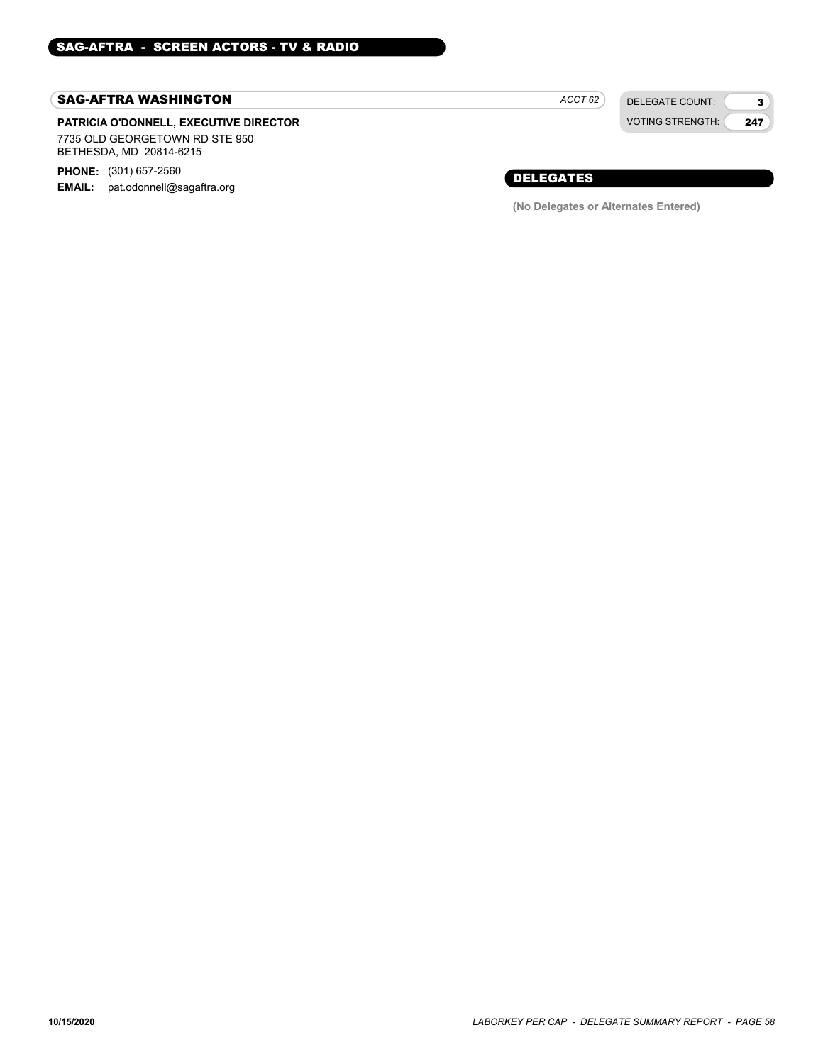## SAG-AFTRA - SCREEN ACTORS - TV & RADIO

### SAG-AFTRA WASHINGTON

*ACCT 62*

| DELEGATE COUNT: | 3 |
| --- | --- |
| VOTING STRENGTH: | 247 |

**PATRICIA O'DONNELL, EXECUTIVE DIRECTOR**

7735 OLD GEORGETOWN RD STE 950
BETHESDA, MD 20814-6215

**PHONE:** (301) 657-2560
**EMAIL:** pat.odonnell@sagaftra.org

#### DELEGATES

**(No Delegates or Alternates Entered)**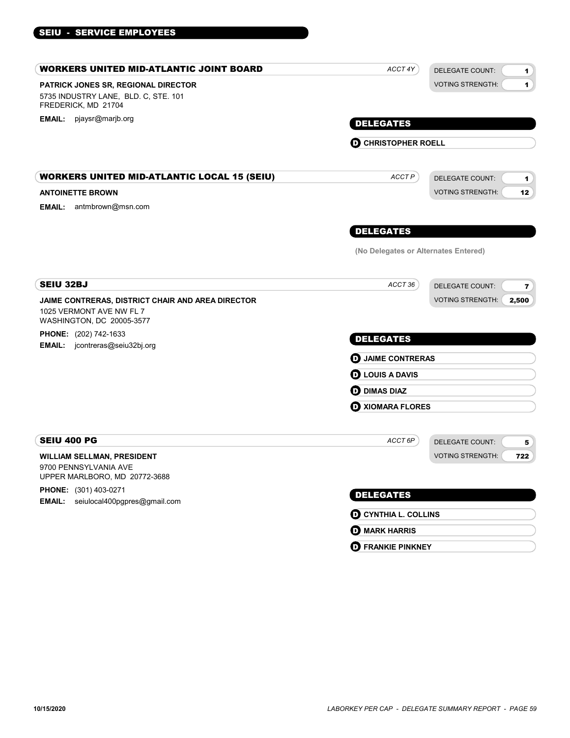## SEIU - SERVICE EMPLOYEES

### WORKERS UNITED MID-ATLANTIC JOINT BOARD

ACCT 4Y

DELEGATE COUNT: 1
VOTING STRENGTH: 1

**PATRICK JONES SR, REGIONAL DIRECTOR**
5735 INDUSTRY LANE, BLD. C, STE. 101
FREDERICK, MD 21704

**EMAIL:** pjaysr@marjb.org

**DELEGATES**

- **D** CHRISTOPHER ROELL

### WORKERS UNITED MID-ATLANTIC LOCAL 15 (SEIU)

ACCT P

DELEGATE COUNT: 1
VOTING STRENGTH: 12

**ANTOINETTE BROWN**

**EMAIL:** antmbrown@msn.com

**DELEGATES**

(No Delegates or Alternates Entered)

### SEIU 32BJ

ACCT 36

DELEGATE COUNT: 7
VOTING STRENGTH: 2,500

**JAIME CONTRERAS, DISTRICT CHAIR AND AREA DIRECTOR**
1025 VERMONT AVE NW FL 7
WASHINGTON, DC 20005-3577

**PHONE:** (202) 742-1633
**EMAIL:** jcontreras@seiu32bj.org

**DELEGATES**

- **D** JAIME CONTRERAS
- **D** LOUIS A DAVIS
- **D** DIMAS DIAZ
- **D** XIOMARA FLORES

### SEIU 400 PG

ACCT 6P

DELEGATE COUNT: 5
VOTING STRENGTH: 722

**WILLIAM SELLMAN, PRESIDENT**
9700 PENNSYLVANIA AVE
UPPER MARLBORO, MD 20772-3688

**PHONE:** (301) 403-0271
**EMAIL:** seiulocal400pgpres@gmail.com

**DELEGATES**

- **D** CYNTHIA L. COLLINS
- **D** MARK HARRIS
- **D** FRANKIE PINKNEY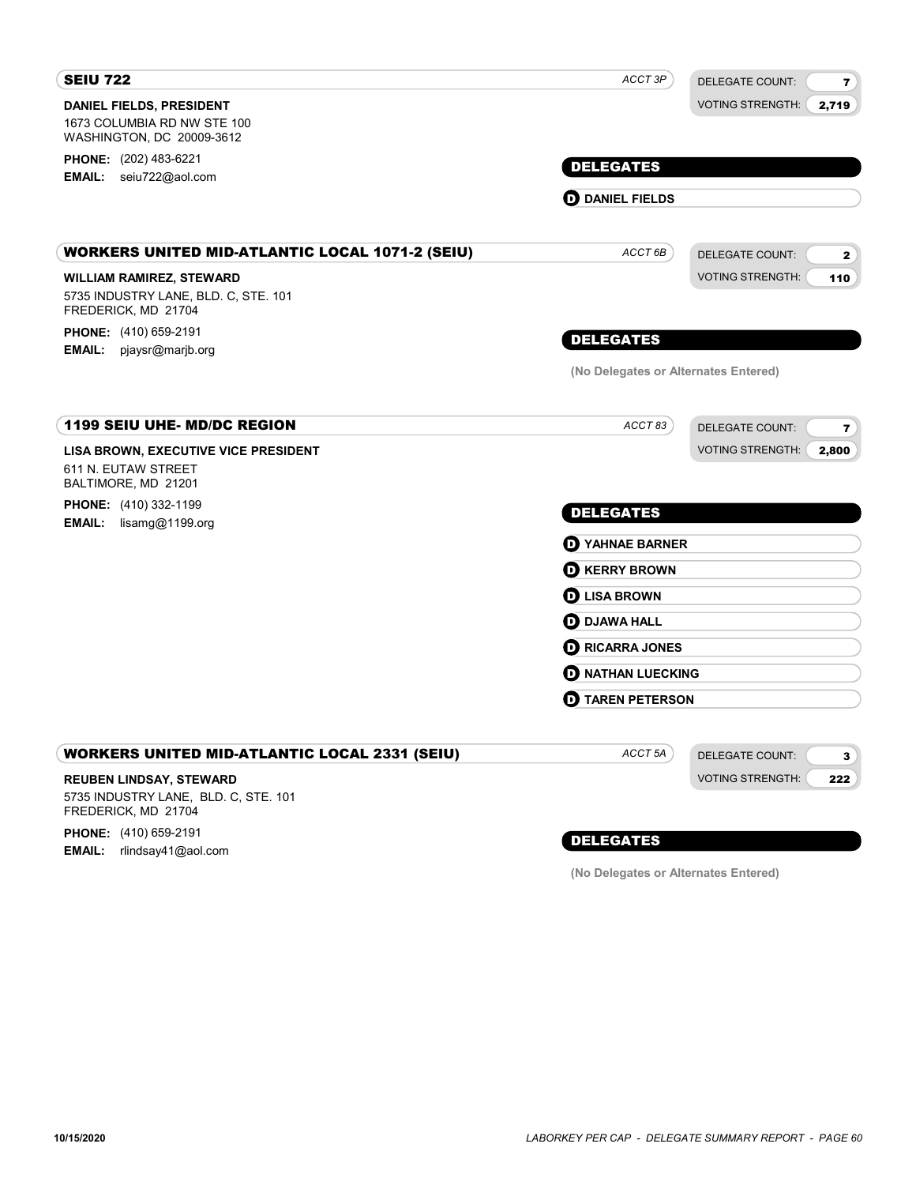## SEIU 722

*ACCT 3P*

DELEGATE COUNT: **7**
VOTING STRENGTH: **2,719**

**DANIEL FIELDS, PRESIDENT**
1673 COLUMBIA RD NW STE 100
WASHINGTON, DC 20009-3612

**PHONE:** (202) 483-6221
**EMAIL:** seiu722@aol.com

### DELEGATES

- **D** **DANIEL FIELDS**

## WORKERS UNITED MID-ATLANTIC LOCAL 1071-2 (SEIU)

*ACCT 6B*

DELEGATE COUNT: **2**
VOTING STRENGTH: **110**

**WILLIAM RAMIREZ, STEWARD**
5735 INDUSTRY LANE, BLD. C, STE. 101
FREDERICK, MD 21704

**PHONE:** (410) 659-2191
**EMAIL:** pjaysr@marjb.org

### DELEGATES

**(No Delegates or Alternates Entered)**

## 1199 SEIU UHE- MD/DC REGION

*ACCT 83*

DELEGATE COUNT: **7**
VOTING STRENGTH: **2,800**

**LISA BROWN, EXECUTIVE VICE PRESIDENT**
611 N. EUTAW STREET
BALTIMORE, MD 21201

**PHONE:** (410) 332-1199
**EMAIL:** lisamg@1199.org

### DELEGATES

- **D** **YAHNAE BARNER**
- **D** **KERRY BROWN**
- **D** **LISA BROWN**
- **D** **DJAWA HALL**
- **D** **RICARRA JONES**
- **D** **NATHAN LUECKING**
- **D** **TAREN PETERSON**

## WORKERS UNITED MID-ATLANTIC LOCAL 2331 (SEIU)

*ACCT 5A*

DELEGATE COUNT: **3**
VOTING STRENGTH: **222**

**REUBEN LINDSAY, STEWARD**
5735 INDUSTRY LANE, BLD. C, STE. 101
FREDERICK, MD 21704

**PHONE:** (410) 659-2191
**EMAIL:** rlindsay41@aol.com

### DELEGATES

**(No Delegates or Alternates Entered)**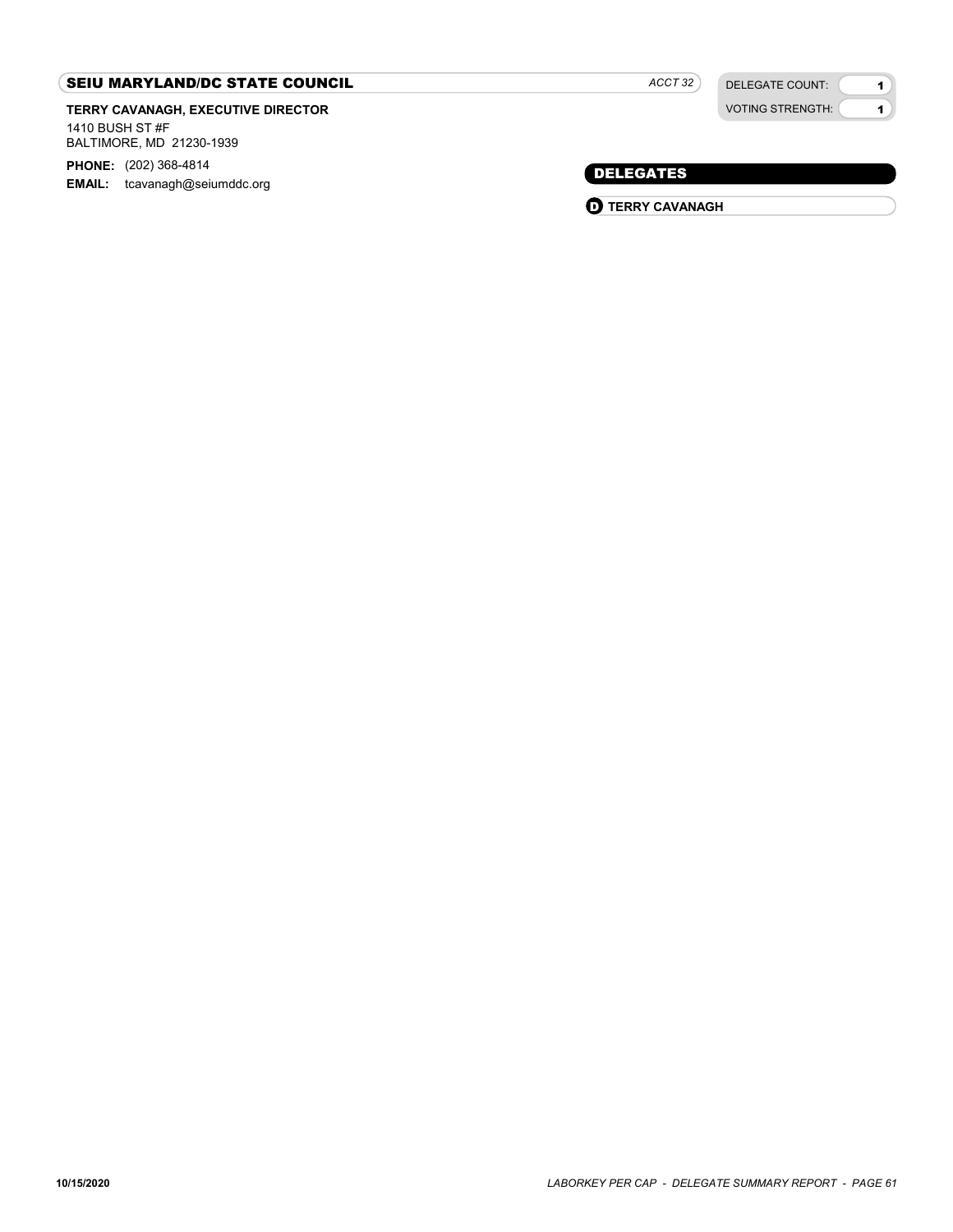## SEIU MARYLAND/DC STATE COUNCIL

*ACCT 32*

DELEGATE COUNT: 1

VOTING STRENGTH: 1

**TERRY CAVANAGH, EXECUTIVE DIRECTOR**

1410 BUSH ST #F
BALTIMORE, MD 21230-1939

**PHONE:** (202) 368-4814

**EMAIL:** tcavanagh@seiumddc.org

### DELEGATES

- **D** **TERRY CAVANAGH**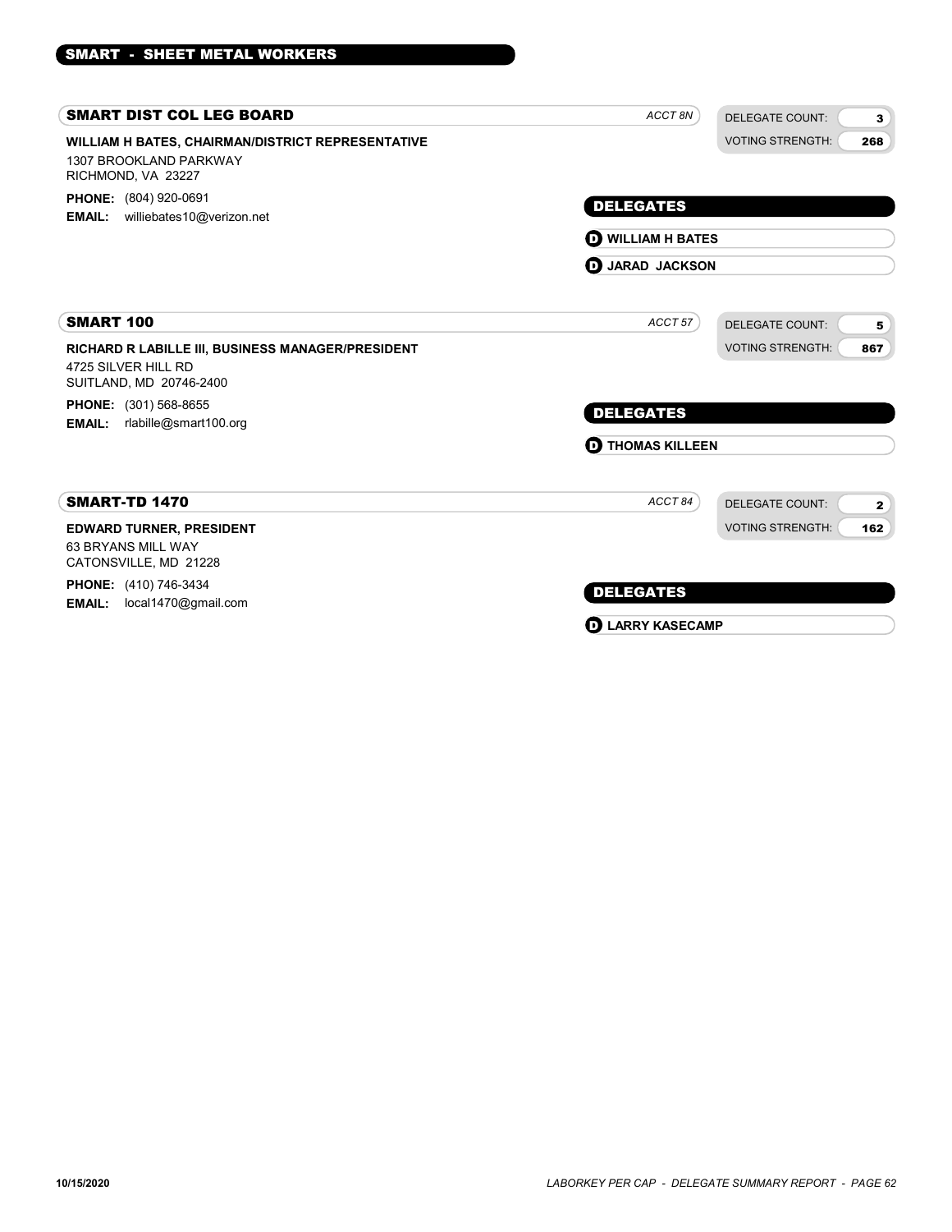## SMART - SHEET METAL WORKERS

### SMART DIST COL LEG BOARD

*ACCT 8N*

DELEGATE COUNT: **3**
VOTING STRENGTH: **268**

**WILLIAM H BATES, CHAIRMAN/DISTRICT REPRESENTATIVE**
1307 BROOKLAND PARKWAY
RICHMOND, VA 23227

**PHONE:** (804) 920-0691
**EMAIL:** williebates10@verizon.net

**DELEGATES**

- **D** **WILLIAM H BATES**
- **D** **JARAD JACKSON**

### SMART 100

*ACCT 57*

DELEGATE COUNT: **5**
VOTING STRENGTH: **867**

**RICHARD R LABILLE III, BUSINESS MANAGER/PRESIDENT**
4725 SILVER HILL RD
SUITLAND, MD 20746-2400

**PHONE:** (301) 568-8655
**EMAIL:** rlabille@smart100.org

**DELEGATES**

- **D** **THOMAS KILLEEN**

### SMART-TD 1470

*ACCT 84*

DELEGATE COUNT: **2**
VOTING STRENGTH: **162**

**EDWARD TURNER, PRESIDENT**
63 BRYANS MILL WAY
CATONSVILLE, MD 21228

**PHONE:** (410) 746-3434
**EMAIL:** local1470@gmail.com

**DELEGATES**

- **D** **LARRY KASECAMP**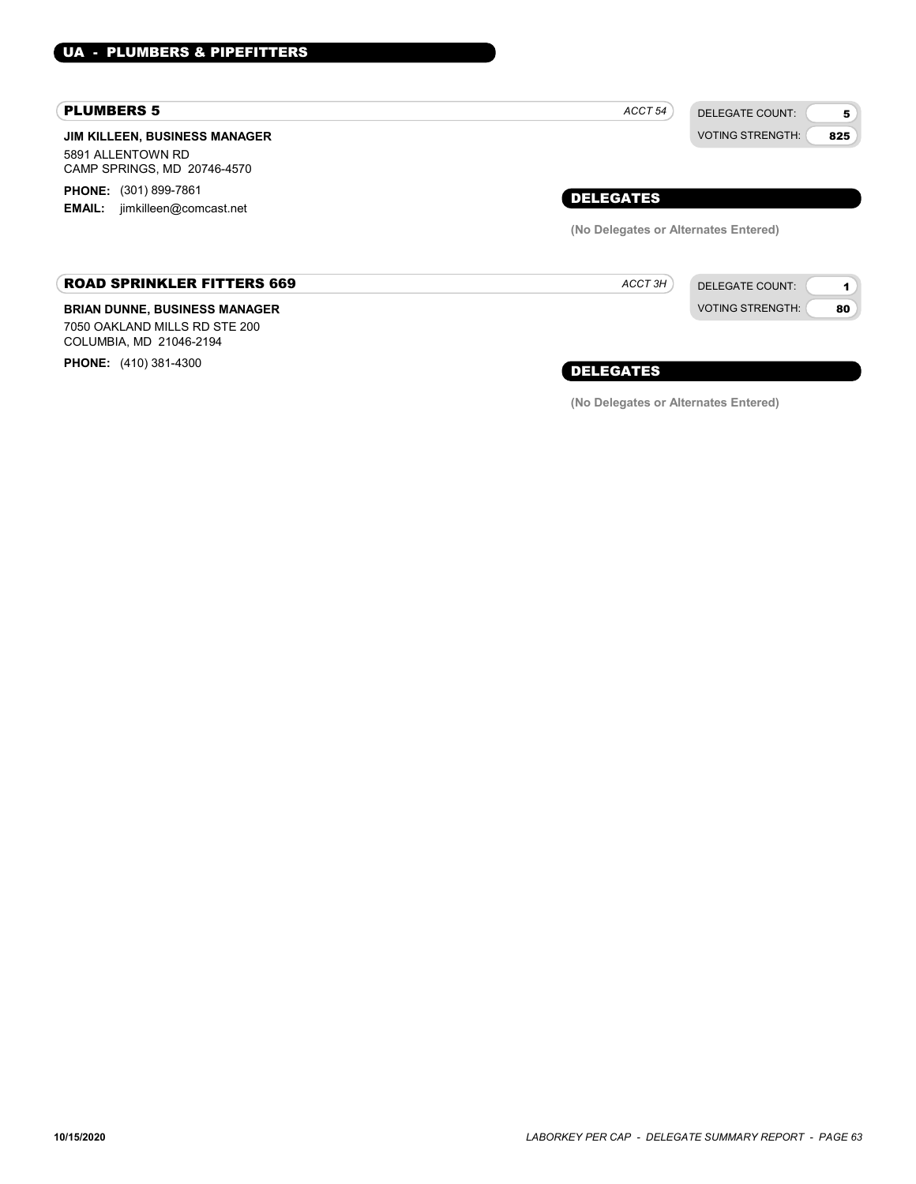## UA - PLUMBERS & PIPEFITTERS

### PLUMBERS 5

*ACCT 54*

DELEGATE COUNT: 5
VOTING STRENGTH: 825

**JIM KILLEEN, BUSINESS MANAGER**
5891 ALLENTOWN RD
CAMP SPRINGS, MD 20746-4570

**PHONE:** (301) 899-7861
**EMAIL:** jimkilleen@comcast.net

#### DELEGATES

**(No Delegates or Alternates Entered)**

### ROAD SPRINKLER FITTERS 669

*ACCT 3H*

DELEGATE COUNT: 1
VOTING STRENGTH: 80

**BRIAN DUNNE, BUSINESS MANAGER**
7050 OAKLAND MILLS RD STE 200
COLUMBIA, MD 21046-2194

**PHONE:** (410) 381-4300

#### DELEGATES

**(No Delegates or Alternates Entered)**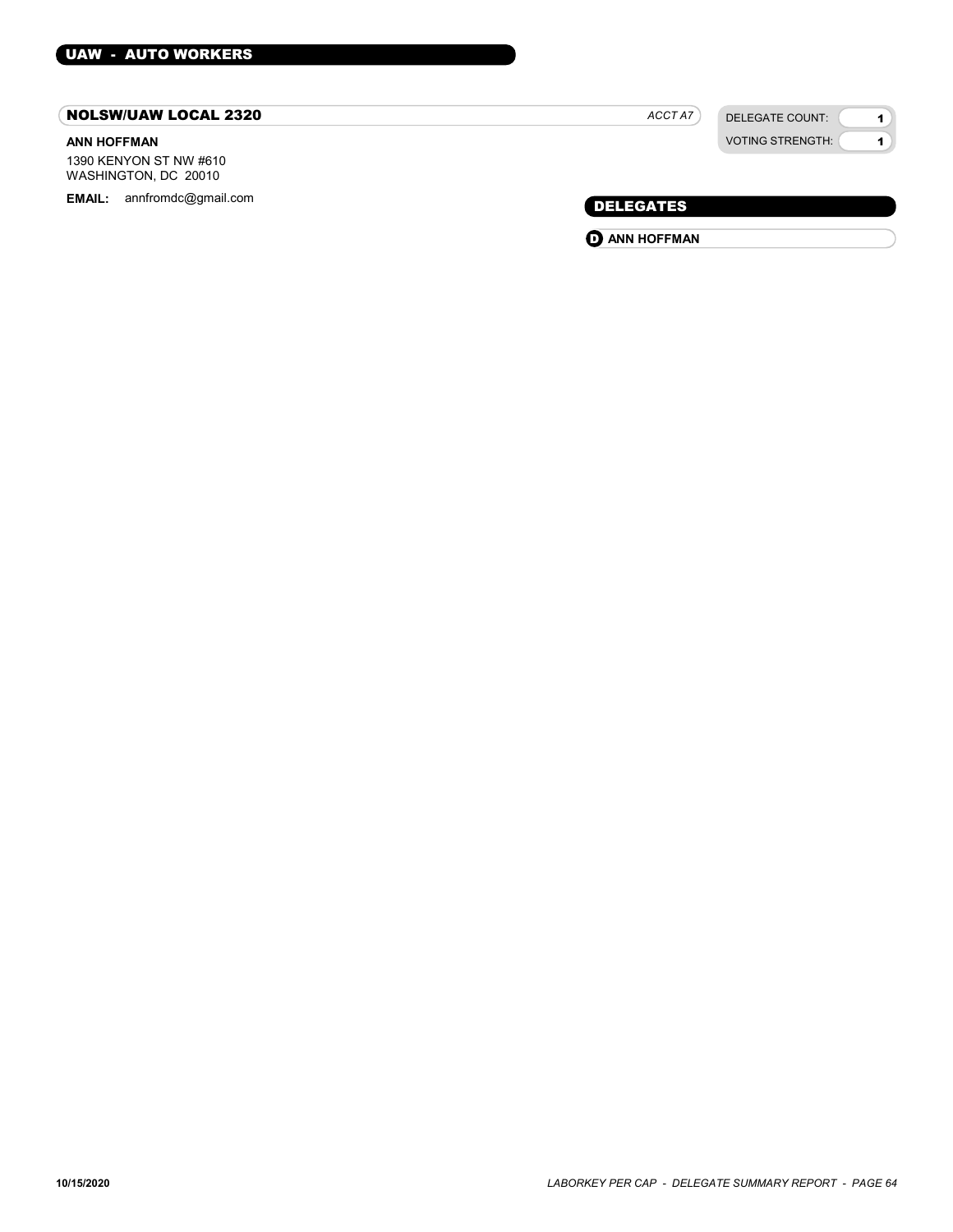## UAW - AUTO WORKERS

### NOLSW/UAW LOCAL 2320

*ACCT A7*

DELEGATE COUNT: 1

VOTING STRENGTH: 1

**ANN HOFFMAN**

1390 KENYON ST NW #610
WASHINGTON, DC 20010

**EMAIL:** annfromdc@gmail.com

### DELEGATES

**D** **ANN HOFFMAN**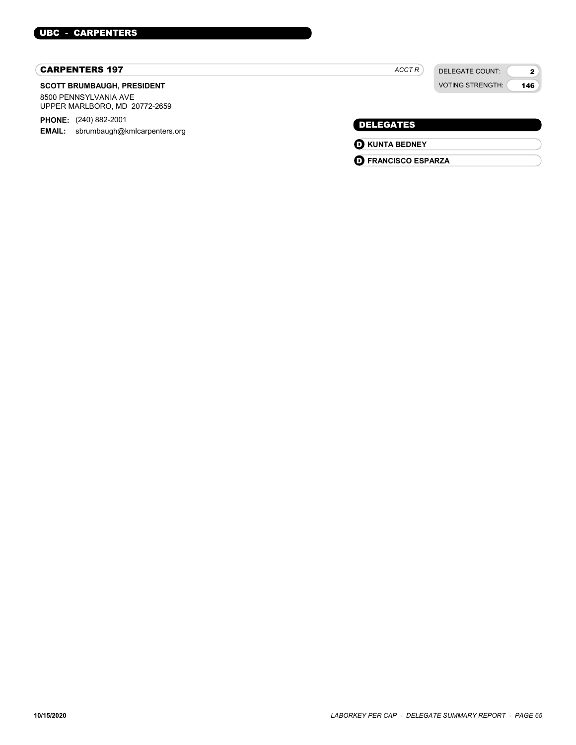## UBC - CARPENTERS

### CARPENTERS 197

*ACCT R*

DELEGATE COUNT: **2**

VOTING STRENGTH: **146**

**SCOTT BRUMBAUGH, PRESIDENT**

8500 PENNSYLVANIA AVE
UPPER MARLBORO, MD 20772-2659

**PHONE:** (240) 882-2001

**EMAIL:** sbrumbaugh@kmlcarpenters.org

#### DELEGATES

- **D** **KUNTA BEDNEY**
- **D** **FRANCISCO ESPARZA**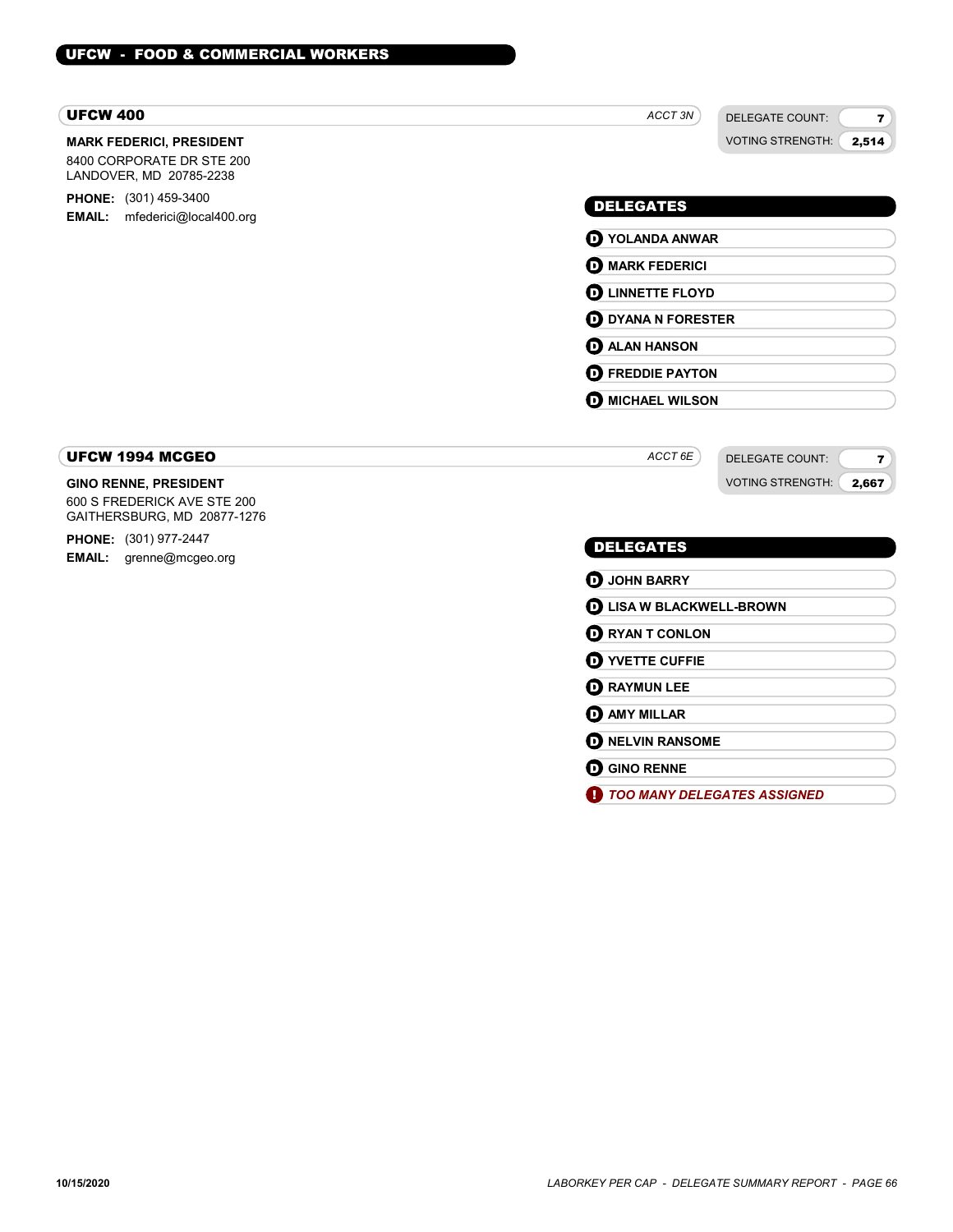## UFCW - FOOD & COMMERCIAL WORKERS

### UFCW 400

*ACCT 3N*

DELEGATE COUNT: **7**
VOTING STRENGTH: **2,514**

**MARK FEDERICI, PRESIDENT**
8400 CORPORATE DR STE 200
LANDOVER, MD 20785-2238

**PHONE:** (301) 459-3400
**EMAIL:** mfederici@local400.org

**DELEGATES**

- **D** YOLANDA ANWAR
- **D** MARK FEDERICI
- **D** LINNETTE FLOYD
- **D** DYANA N FORESTER
- **D** ALAN HANSON
- **D** FREDDIE PAYTON
- **D** MICHAEL WILSON

### UFCW 1994 MCGEO

*ACCT 6E*

DELEGATE COUNT: **7**
VOTING STRENGTH: **2,667**

**GINO RENNE, PRESIDENT**
600 S FREDERICK AVE STE 200
GAITHERSBURG, MD 20877-1276

**PHONE:** (301) 977-2447
**EMAIL:** grenne@mcgeo.org

**DELEGATES**

- **D** JOHN BARRY
- **D** LISA W BLACKWELL-BROWN
- **D** RYAN T CONLON
- **D** YVETTE CUFFIE
- **D** RAYMUN LEE
- **D** AMY MILLAR
- **D** NELVIN RANSOME
- **D** GINO RENNE
- **!** *TOO MANY DELEGATES ASSIGNED*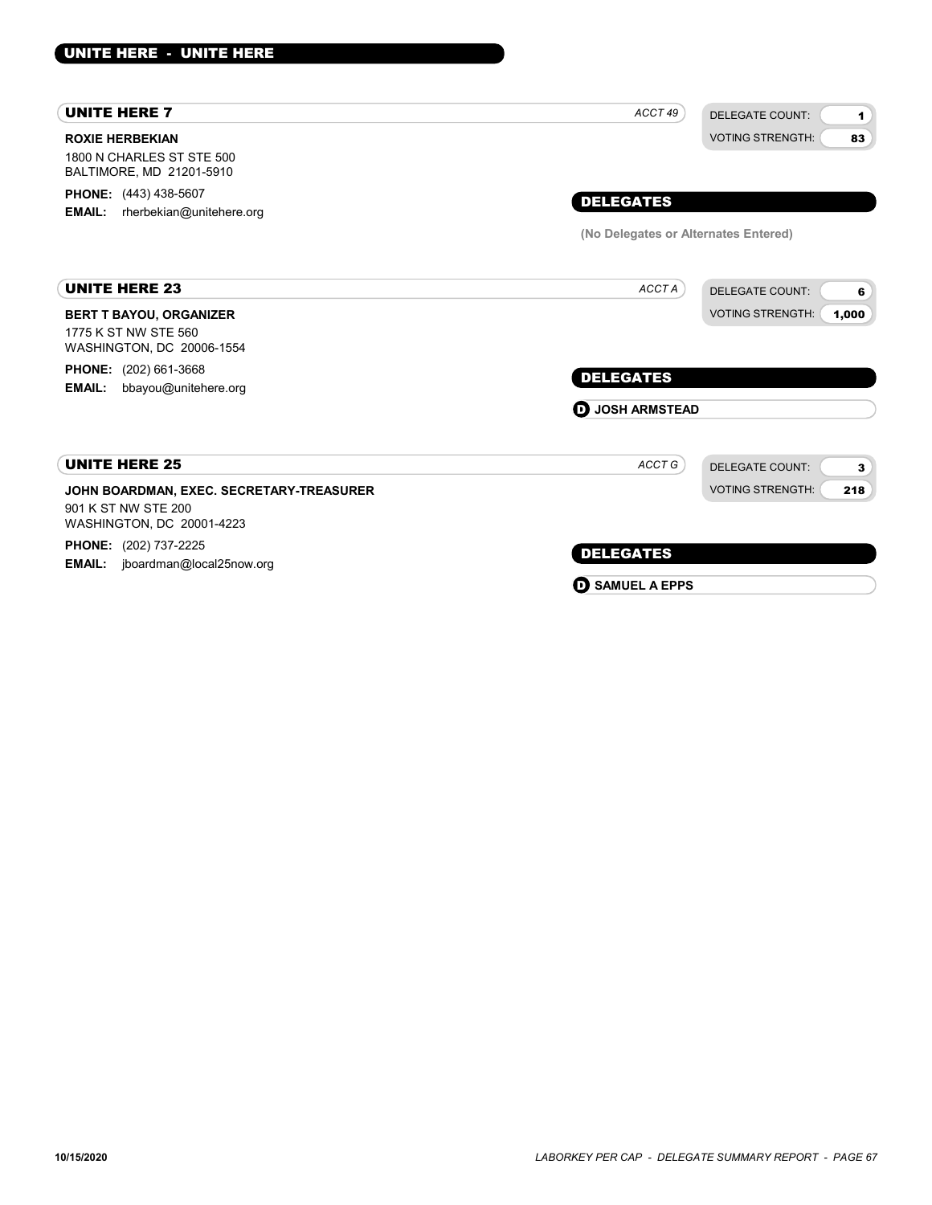## UNITE HERE - UNITE HERE

### UNITE HERE 7

*ACCT 49*

DELEGATE COUNT: 1
VOTING STRENGTH: 83

**ROXIE HERBEKIAN**
1800 N CHARLES ST STE 500
BALTIMORE, MD 21201-5910

**PHONE:** (443) 438-5607
**EMAIL:** rherbekian@unitehere.org

#### DELEGATES

(No Delegates or Alternates Entered)

### UNITE HERE 23

*ACCT A*

DELEGATE COUNT: 6
VOTING STRENGTH: 1,000

**BERT T BAYOU, ORGANIZER**
1775 K ST NW STE 560
WASHINGTON, DC 20006-1554

**PHONE:** (202) 661-3668
**EMAIL:** bbayou@unitehere.org

#### DELEGATES

D JOSH ARMSTEAD

### UNITE HERE 25

*ACCT G*

DELEGATE COUNT: 3
VOTING STRENGTH: 218

**JOHN BOARDMAN, EXEC. SECRETARY-TREASURER**
901 K ST NW STE 200
WASHINGTON, DC 20001-4223

**PHONE:** (202) 737-2225
**EMAIL:** jboardman@local25now.org

#### DELEGATES

D SAMUEL A EPPS